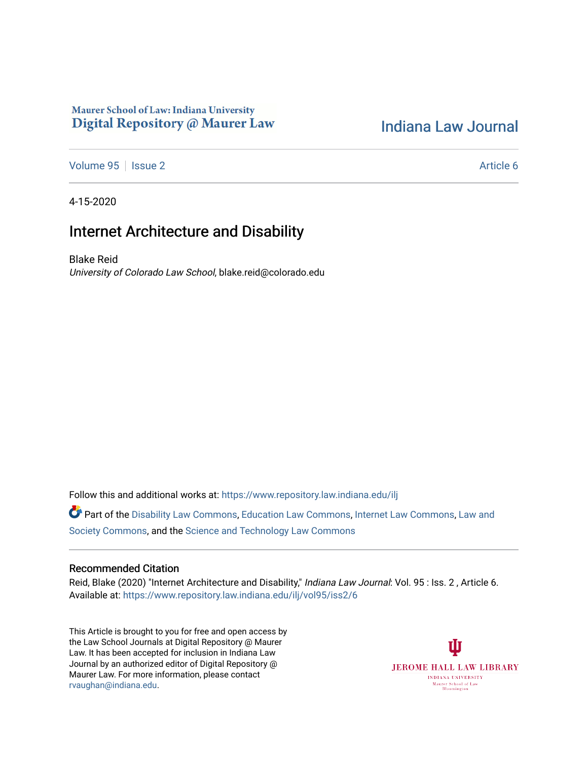Maurer School of Law: Indiana University
Digital Repository @ Maurer Law

Indiana Law Journal

Volume 95 | Issue 2 — Article 6

4-15-2020

# Internet Architecture and Disability

Blake Reid
*University of Colorado Law School*, blake.reid@colorado.edu

Follow this and additional works at: https://www.repository.law.indiana.edu/ilj

Part of the Disability Law Commons, Education Law Commons, Internet Law Commons, Law and Society Commons, and the Science and Technology Law Commons

## Recommended Citation

Reid, Blake (2020) "Internet Architecture and Disability," *Indiana Law Journal*: Vol. 95 : Iss. 2 , Article 6.
Available at: https://www.repository.law.indiana.edu/ilj/vol95/iss2/6

This Article is brought to you for free and open access by the Law School Journals at Digital Repository @ Maurer Law. It has been accepted for inclusion in Indiana Law Journal by an authorized editor of Digital Repository @ Maurer Law. For more information, please contact rvaughan@indiana.edu.

JEROME HALL LAW LIBRARY
INDIANA UNIVERSITY
Maurer School of Law
Bloomington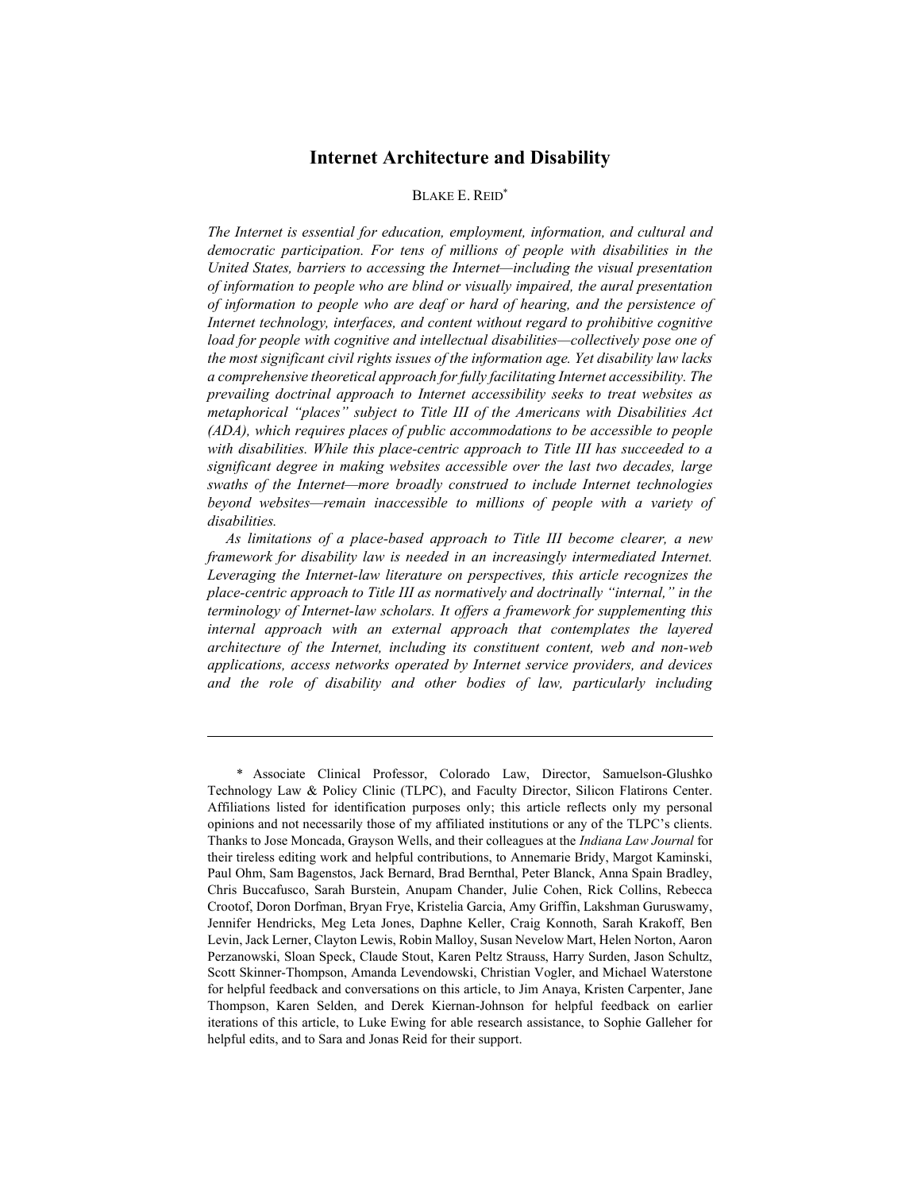# Internet Architecture and Disability

BLAKE E. REID*

*The Internet is essential for education, employment, information, and cultural and democratic participation. For tens of millions of people with disabilities in the United States, barriers to accessing the Internet—including the visual presentation of information to people who are blind or visually impaired, the aural presentation of information to people who are deaf or hard of hearing, and the persistence of Internet technology, interfaces, and content without regard to prohibitive cognitive load for people with cognitive and intellectual disabilities—collectively pose one of the most significant civil rights issues of the information age. Yet disability law lacks a comprehensive theoretical approach for fully facilitating Internet accessibility. The prevailing doctrinal approach to Internet accessibility seeks to treat websites as metaphorical "places" subject to Title III of the Americans with Disabilities Act (ADA), which requires places of public accommodations to be accessible to people with disabilities. While this place-centric approach to Title III has succeeded to a significant degree in making websites accessible over the last two decades, large swaths of the Internet—more broadly construed to include Internet technologies beyond websites—remain inaccessible to millions of people with a variety of disabilities.*

*As limitations of a place-based approach to Title III become clearer, a new framework for disability law is needed in an increasingly intermediated Internet. Leveraging the Internet-law literature on perspectives, this article recognizes the place-centric approach to Title III as normatively and doctrinally "internal," in the terminology of Internet-law scholars. It offers a framework for supplementing this internal approach with an external approach that contemplates the layered architecture of the Internet, including its constituent content, web and non-web applications, access networks operated by Internet service providers, and devices and the role of disability and other bodies of law, particularly including*

---

\* Associate Clinical Professor, Colorado Law, Director, Samuelson-Glushko Technology Law & Policy Clinic (TLPC), and Faculty Director, Silicon Flatirons Center. Affiliations listed for identification purposes only; this article reflects only my personal opinions and not necessarily those of my affiliated institutions or any of the TLPC's clients. Thanks to Jose Moncada, Grayson Wells, and their colleagues at the *Indiana Law Journal* for their tireless editing work and helpful contributions, to Annemarie Bridy, Margot Kaminski, Paul Ohm, Sam Bagenstos, Jack Bernard, Brad Bernthal, Peter Blanck, Anna Spain Bradley, Chris Buccafusco, Sarah Burstein, Anupam Chander, Julie Cohen, Rick Collins, Rebecca Crootof, Doron Dorfman, Bryan Frye, Kristelia Garcia, Amy Griffin, Lakshman Guruswamy, Jennifer Hendricks, Meg Leta Jones, Daphne Keller, Craig Konnoth, Sarah Krakoff, Ben Levin, Jack Lerner, Clayton Lewis, Robin Malloy, Susan Nevelow Mart, Helen Norton, Aaron Perzanowski, Sloan Speck, Claude Stout, Karen Peltz Strauss, Harry Surden, Jason Schultz, Scott Skinner-Thompson, Amanda Levendowski, Christian Vogler, and Michael Waterstone for helpful feedback and conversations on this article, to Jim Anaya, Kristen Carpenter, Jane Thompson, Karen Selden, and Derek Kiernan-Johnson for helpful feedback on earlier iterations of this article, to Luke Ewing for able research assistance, to Sophie Galleher for helpful edits, and to Sara and Jonas Reid for their support.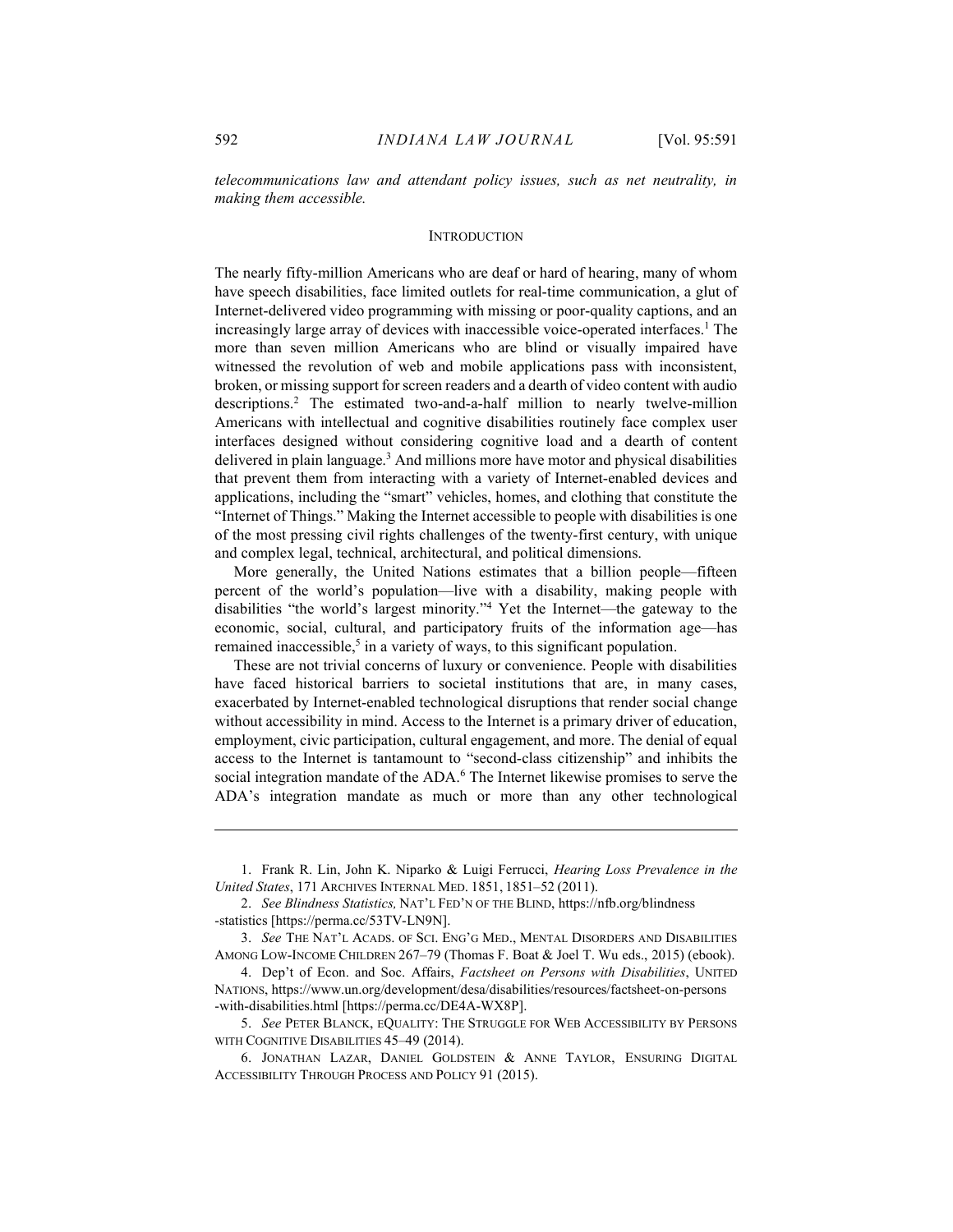*telecommunications law and attendant policy issues, such as net neutrality, in making them accessible.*

## INTRODUCTION

The nearly fifty-million Americans who are deaf or hard of hearing, many of whom have speech disabilities, face limited outlets for real-time communication, a glut of Internet-delivered video programming with missing or poor-quality captions, and an increasingly large array of devices with inaccessible voice-operated interfaces.[1] The more than seven million Americans who are blind or visually impaired have witnessed the revolution of web and mobile applications pass with inconsistent, broken, or missing support for screen readers and a dearth of video content with audio descriptions.[2] The estimated two-and-a-half million to nearly twelve-million Americans with intellectual and cognitive disabilities routinely face complex user interfaces designed without considering cognitive load and a dearth of content delivered in plain language.[3] And millions more have motor and physical disabilities that prevent them from interacting with a variety of Internet-enabled devices and applications, including the "smart" vehicles, homes, and clothing that constitute the "Internet of Things." Making the Internet accessible to people with disabilities is one of the most pressing civil rights challenges of the twenty-first century, with unique and complex legal, technical, architectural, and political dimensions.

More generally, the United Nations estimates that a billion people—fifteen percent of the world's population—live with a disability, making people with disabilities "the world's largest minority."[4] Yet the Internet—the gateway to the economic, social, cultural, and participatory fruits of the information age—has remained inaccessible,[5] in a variety of ways, to this significant population.

These are not trivial concerns of luxury or convenience. People with disabilities have faced historical barriers to societal institutions that are, in many cases, exacerbated by Internet-enabled technological disruptions that render social change without accessibility in mind. Access to the Internet is a primary driver of education, employment, civic participation, cultural engagement, and more. The denial of equal access to the Internet is tantamount to "second-class citizenship" and inhibits the social integration mandate of the ADA.[6] The Internet likewise promises to serve the ADA's integration mandate as much or more than any other technological

---

1. Frank R. Lin, John K. Niparko & Luigi Ferrucci, *Hearing Loss Prevalence in the United States*, 171 ARCHIVES INTERNAL MED. 1851, 1851–52 (2011).

2. *See Blindness Statistics,* NAT'L FED'N OF THE BLIND, https://nfb.org/blindness-statistics [https://perma.cc/53TV-LN9N].

3. *See* THE NAT'L ACADS. OF SCI. ENG'G MED., MENTAL DISORDERS AND DISABILITIES AMONG LOW-INCOME CHILDREN 267–79 (Thomas F. Boat & Joel T. Wu eds., 2015) (ebook).

4. Dep't of Econ. and Soc. Affairs, *Factsheet on Persons with Disabilities*, UNITED NATIONS, https://www.un.org/development/desa/disabilities/resources/factsheet-on-persons-with-disabilities.html [https://perma.cc/DE4A-WX8P].

5. *See* PETER BLANCK, EQUALITY: THE STRUGGLE FOR WEB ACCESSIBILITY BY PERSONS WITH COGNITIVE DISABILITIES 45–49 (2014).

6. JONATHAN LAZAR, DANIEL GOLDSTEIN & ANNE TAYLOR, ENSURING DIGITAL ACCESSIBILITY THROUGH PROCESS AND POLICY 91 (2015).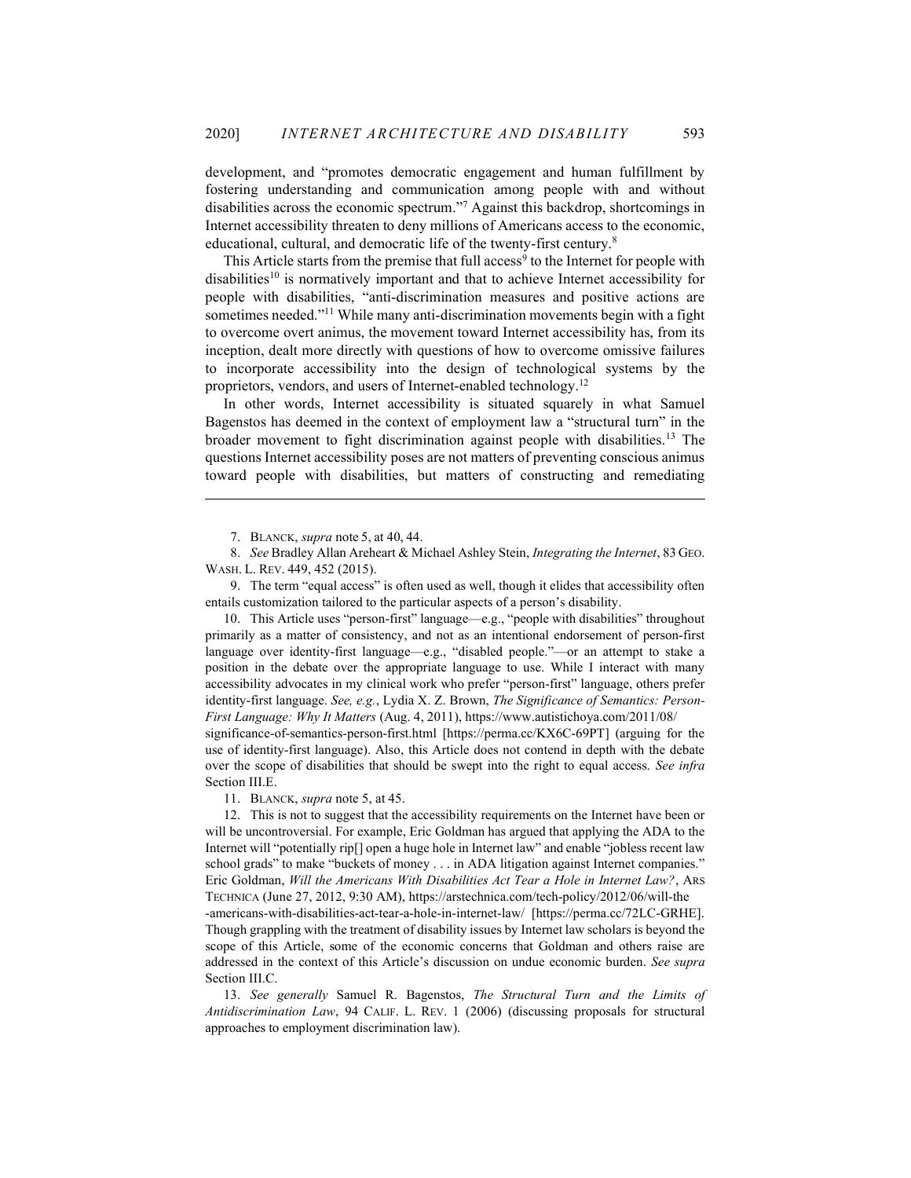development, and "promotes democratic engagement and human fulfillment by fostering understanding and communication among people with and without disabilities across the economic spectrum."[7] Against this backdrop, shortcomings in Internet accessibility threaten to deny millions of Americans access to the economic, educational, cultural, and democratic life of the twenty-first century.[8]

This Article starts from the premise that full access[9] to the Internet for people with disabilities[10] is normatively important and that to achieve Internet accessibility for people with disabilities, "anti-discrimination measures and positive actions are sometimes needed."[11] While many anti-discrimination movements begin with a fight to overcome overt animus, the movement toward Internet accessibility has, from its inception, dealt more directly with questions of how to overcome omissive failures to incorporate accessibility into the design of technological systems by the proprietors, vendors, and users of Internet-enabled technology.[12]

In other words, Internet accessibility is situated squarely in what Samuel Bagenstos has deemed in the context of employment law a "structural turn" in the broader movement to fight discrimination against people with disabilities.[13] The questions Internet accessibility poses are not matters of preventing conscious animus toward people with disabilities, but matters of constructing and remediating

---

7. BLANCK, *supra* note 5, at 40, 44.

8. *See* Bradley Allan Areheart & Michael Ashley Stein, *Integrating the Internet*, 83 GEO. WASH. L. REV. 449, 452 (2015).

9. The term "equal access" is often used as well, though it elides that accessibility often entails customization tailored to the particular aspects of a person's disability.

10. This Article uses "person-first" language—e.g., "people with disabilities" throughout primarily as a matter of consistency, and not as an intentional endorsement of person-first language over identity-first language—e.g., "disabled people."—or an attempt to stake a position in the debate over the appropriate language to use. While I interact with many accessibility advocates in my clinical work who prefer "person-first" language, others prefer identity-first language. *See, e.g.*, Lydia X. Z. Brown, *The Significance of Semantics: Person-First Language: Why It Matters* (Aug. 4, 2011), https://www.autistichoya.com/2011/08/significance-of-semantics-person-first.html [https://perma.cc/KX6C-69PT] (arguing for the use of identity-first language). Also, this Article does not contend in depth with the debate over the scope of disabilities that should be swept into the right to equal access. *See infra* Section III.E.

11. BLANCK, *supra* note 5, at 45.

12. This is not to suggest that the accessibility requirements on the Internet have been or will be uncontroversial. For example, Eric Goldman has argued that applying the ADA to the Internet will "potentially rip[] open a huge hole in Internet law" and enable "jobless recent law school grads" to make "buckets of money . . . in ADA litigation against Internet companies." Eric Goldman, *Will the Americans With Disabilities Act Tear a Hole in Internet Law?*, ARS TECHNICA (June 27, 2012, 9:30 AM), https://arstechnica.com/tech-policy/2012/06/will-the-americans-with-disabilities-act-tear-a-hole-in-internet-law/ [https://perma.cc/72LC-GRHE]. Though grappling with the treatment of disability issues by Internet law scholars is beyond the scope of this Article, some of the economic concerns that Goldman and others raise are addressed in the context of this Article's discussion on undue economic burden. *See supra* Section III.C.

13. *See generally* Samuel R. Bagenstos, *The Structural Turn and the Limits of Antidiscrimination Law*, 94 CALIF. L. REV. 1 (2006) (discussing proposals for structural approaches to employment discrimination law).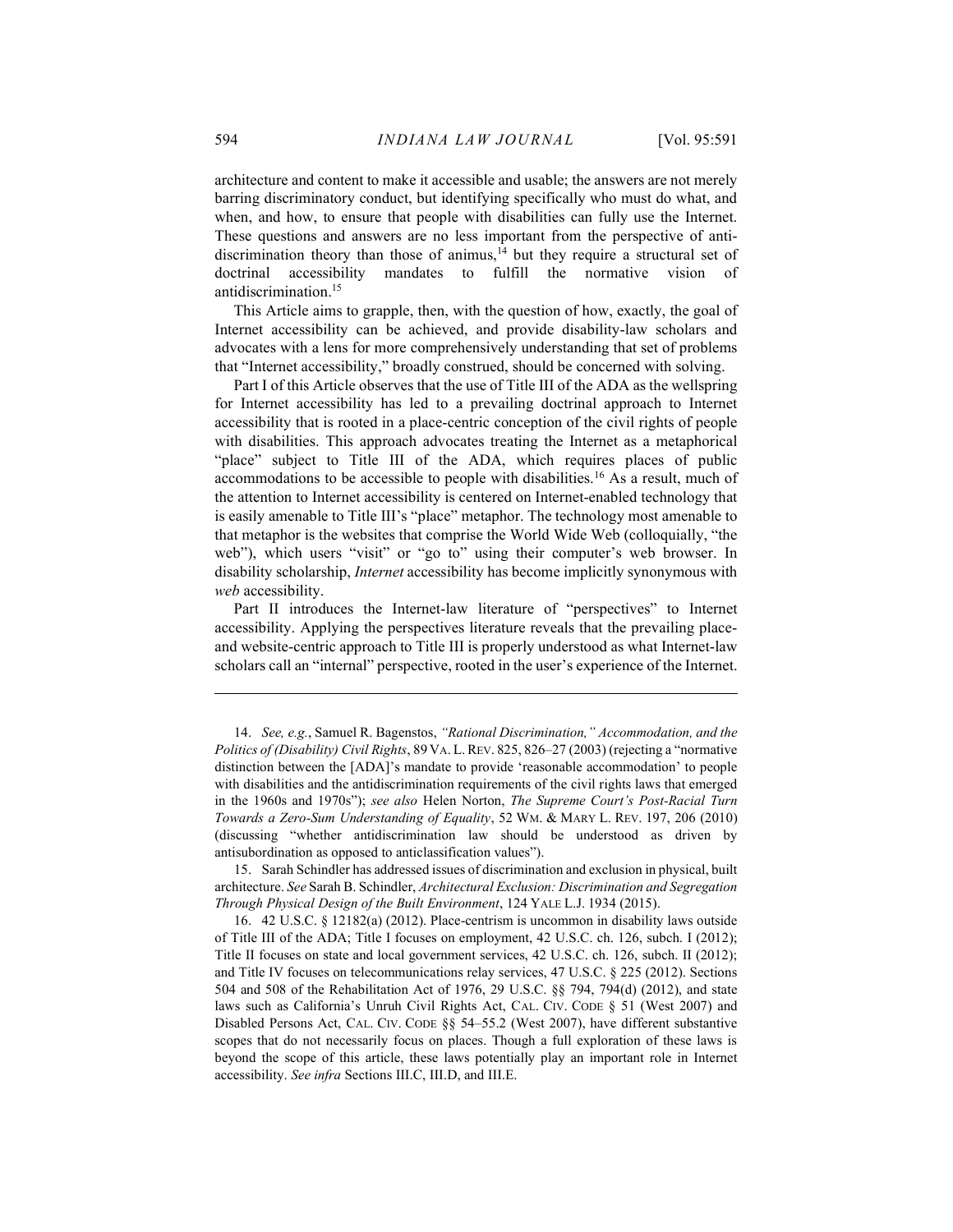architecture and content to make it accessible and usable; the answers are not merely barring discriminatory conduct, but identifying specifically who must do what, and when, and how, to ensure that people with disabilities can fully use the Internet. These questions and answers are no less important from the perspective of antidiscrimination theory than those of animus,[14] but they require a structural set of doctrinal accessibility mandates to fulfill the normative vision of antidiscrimination.[15]

This Article aims to grapple, then, with the question of how, exactly, the goal of Internet accessibility can be achieved, and provide disability-law scholars and advocates with a lens for more comprehensively understanding that set of problems that "Internet accessibility," broadly construed, should be concerned with solving.

Part I of this Article observes that the use of Title III of the ADA as the wellspring for Internet accessibility has led to a prevailing doctrinal approach to Internet accessibility that is rooted in a place-centric conception of the civil rights of people with disabilities. This approach advocates treating the Internet as a metaphorical "place" subject to Title III of the ADA, which requires places of public accommodations to be accessible to people with disabilities.[16] As a result, much of the attention to Internet accessibility is centered on Internet-enabled technology that is easily amenable to Title III's "place" metaphor. The technology most amenable to that metaphor is the websites that comprise the World Wide Web (colloquially, "the web"), which users "visit" or "go to" using their computer's web browser. In disability scholarship, *Internet* accessibility has become implicitly synonymous with *web* accessibility.

Part II introduces the Internet-law literature of "perspectives" to Internet accessibility. Applying the perspectives literature reveals that the prevailing place- and website-centric approach to Title III is properly understood as what Internet-law scholars call an "internal" perspective, rooted in the user's experience of the Internet.

---

14. *See, e.g.*, Samuel R. Bagenstos, *"Rational Discrimination," Accommodation, and the Politics of (Disability) Civil Rights*, 89 VA. L. REV. 825, 826–27 (2003) (rejecting a "normative distinction between the [ADA]'s mandate to provide 'reasonable accommodation' to people with disabilities and the antidiscrimination requirements of the civil rights laws that emerged in the 1960s and 1970s"); *see also* Helen Norton, *The Supreme Court's Post-Racial Turn Towards a Zero-Sum Understanding of Equality*, 52 WM. & MARY L. REV. 197, 206 (2010) (discussing "whether antidiscrimination law should be understood as driven by antisubordination as opposed to anticlassification values").

15. Sarah Schindler has addressed issues of discrimination and exclusion in physical, built architecture. *See* Sarah B. Schindler, *Architectural Exclusion: Discrimination and Segregation Through Physical Design of the Built Environment*, 124 YALE L.J. 1934 (2015).

16. 42 U.S.C. § 12182(a) (2012). Place-centrism is uncommon in disability laws outside of Title III of the ADA; Title I focuses on employment, 42 U.S.C. ch. 126, subch. I (2012); Title II focuses on state and local government services, 42 U.S.C. ch. 126, subch. II (2012); and Title IV focuses on telecommunications relay services, 47 U.S.C. § 225 (2012). Sections 504 and 508 of the Rehabilitation Act of 1976, 29 U.S.C. §§ 794, 794(d) (2012), and state laws such as California's Unruh Civil Rights Act, CAL. CIV. CODE § 51 (West 2007) and Disabled Persons Act, CAL. CIV. CODE §§ 54–55.2 (West 2007), have different substantive scopes that do not necessarily focus on places. Though a full exploration of these laws is beyond the scope of this article, these laws potentially play an important role in Internet accessibility. *See infra* Sections III.C, III.D, and III.E.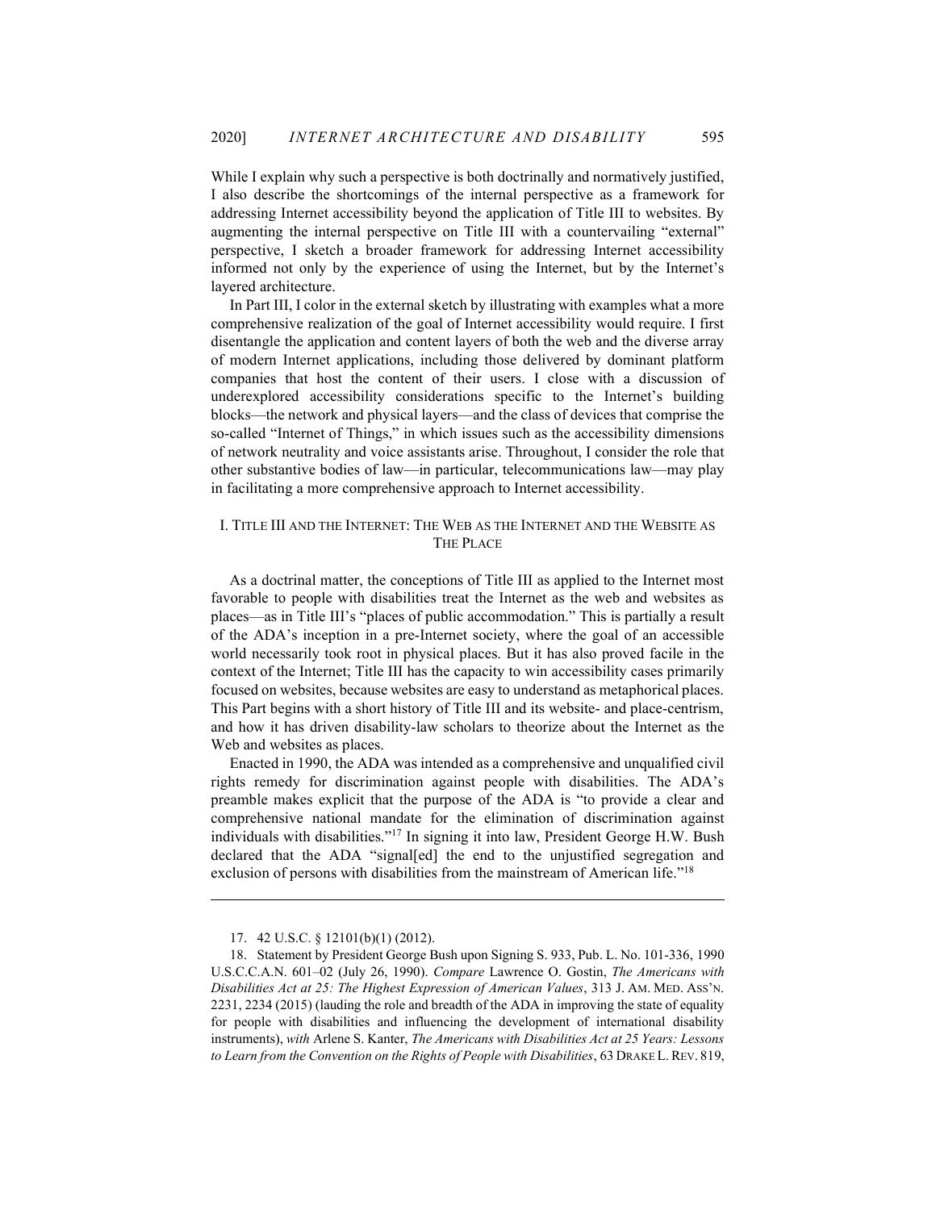While I explain why such a perspective is both doctrinally and normatively justified, I also describe the shortcomings of the internal perspective as a framework for addressing Internet accessibility beyond the application of Title III to websites. By augmenting the internal perspective on Title III with a countervailing "external" perspective, I sketch a broader framework for addressing Internet accessibility informed not only by the experience of using the Internet, but by the Internet's layered architecture.

In Part III, I color in the external sketch by illustrating with examples what a more comprehensive realization of the goal of Internet accessibility would require. I first disentangle the application and content layers of both the web and the diverse array of modern Internet applications, including those delivered by dominant platform companies that host the content of their users. I close with a discussion of underexplored accessibility considerations specific to the Internet's building blocks—the network and physical layers—and the class of devices that comprise the so-called "Internet of Things," in which issues such as the accessibility dimensions of network neutrality and voice assistants arise. Throughout, I consider the role that other substantive bodies of law—in particular, telecommunications law—may play in facilitating a more comprehensive approach to Internet accessibility.

## I. Title III and the Internet: The Web as the Internet and the Website as the Place

As a doctrinal matter, the conceptions of Title III as applied to the Internet most favorable to people with disabilities treat the Internet as the web and websites as places—as in Title III's "places of public accommodation." This is partially a result of the ADA's inception in a pre-Internet society, where the goal of an accessible world necessarily took root in physical places. But it has also proved facile in the context of the Internet; Title III has the capacity to win accessibility cases primarily focused on websites, because websites are easy to understand as metaphorical places. This Part begins with a short history of Title III and its website- and place-centrism, and how it has driven disability-law scholars to theorize about the Internet as the Web and websites as places.

Enacted in 1990, the ADA was intended as a comprehensive and unqualified civil rights remedy for discrimination against people with disabilities. The ADA's preamble makes explicit that the purpose of the ADA is "to provide a clear and comprehensive national mandate for the elimination of discrimination against individuals with disabilities."[17] In signing it into law, President George H.W. Bush declared that the ADA "signal[ed] the end to the unjustified segregation and exclusion of persons with disabilities from the mainstream of American life."[18]

---

17. 42 U.S.C. § 12101(b)(1) (2012).

18. Statement by President George Bush upon Signing S. 933, Pub. L. No. 101-336, 1990 U.S.C.C.A.N. 601–02 (July 26, 1990). *Compare* Lawrence O. Gostin, *The Americans with Disabilities Act at 25: The Highest Expression of American Values*, 313 J. AM. MED. ASS'N. 2231, 2234 (2015) (lauding the role and breadth of the ADA in improving the state of equality for people with disabilities and influencing the development of international disability instruments), *with* Arlene S. Kanter, *The Americans with Disabilities Act at 25 Years: Lessons to Learn from the Convention on the Rights of People with Disabilities*, 63 DRAKE L. REV. 819,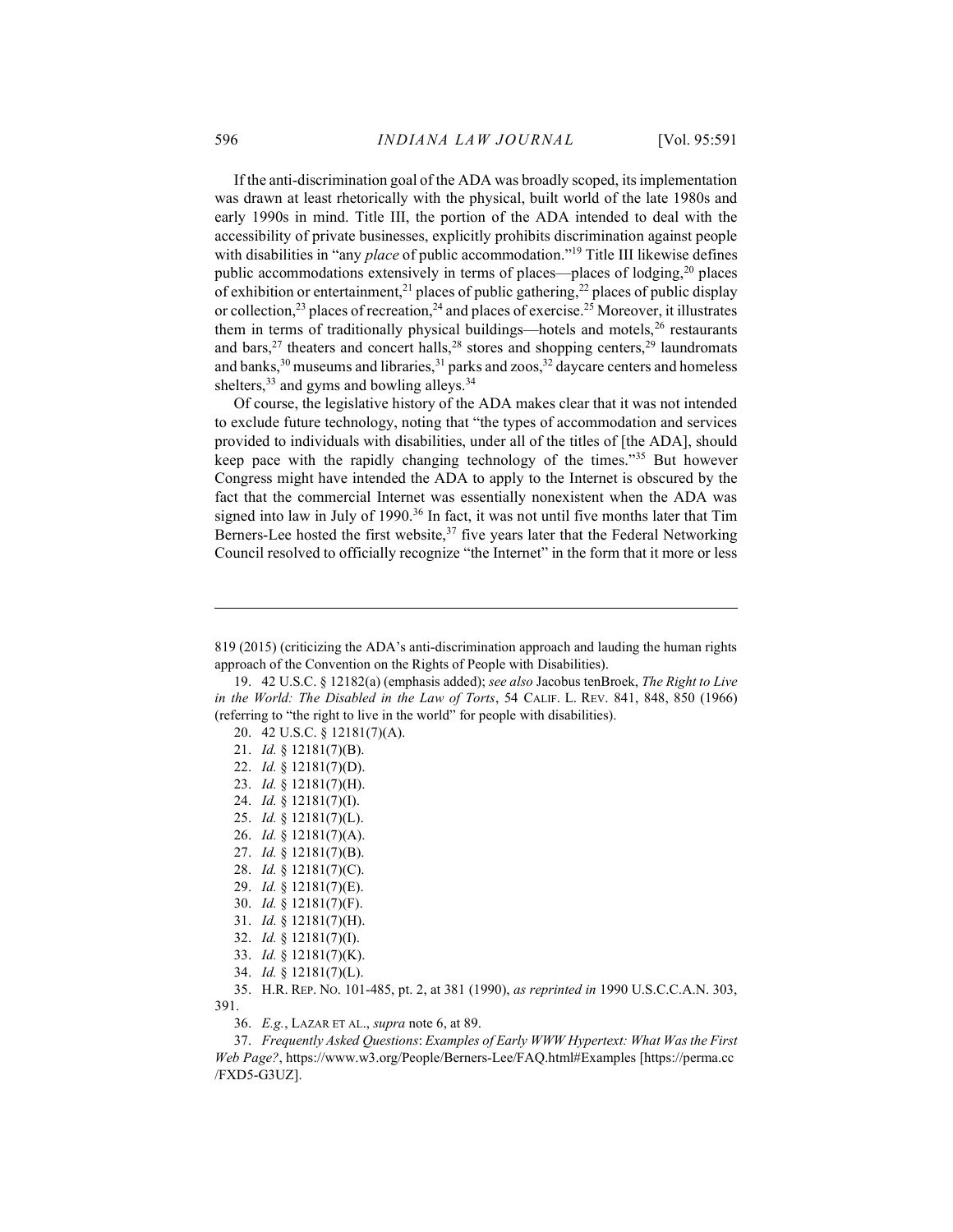If the anti-discrimination goal of the ADA was broadly scoped, its implementation was drawn at least rhetorically with the physical, built world of the late 1980s and early 1990s in mind. Title III, the portion of the ADA intended to deal with the accessibility of private businesses, explicitly prohibits discrimination against people with disabilities in "any *place* of public accommodation."[19] Title III likewise defines public accommodations extensively in terms of places—places of lodging,[20] places of exhibition or entertainment,[21] places of public gathering,[22] places of public display or collection,[23] places of recreation,[24] and places of exercise.[25] Moreover, it illustrates them in terms of traditionally physical buildings—hotels and motels,[26] restaurants and bars,[27] theaters and concert halls,[28] stores and shopping centers,[29] laundromats and banks,[30] museums and libraries,[31] parks and zoos,[32] daycare centers and homeless shelters,[33] and gyms and bowling alleys.[34]

Of course, the legislative history of the ADA makes clear that it was not intended to exclude future technology, noting that "the types of accommodation and services provided to individuals with disabilities, under all of the titles of [the ADA], should keep pace with the rapidly changing technology of the times."[35] But however Congress might have intended the ADA to apply to the Internet is obscured by the fact that the commercial Internet was essentially nonexistent when the ADA was signed into law in July of 1990.[36] In fact, it was not until five months later that Tim Berners-Lee hosted the first website,[37] five years later that the Federal Networking Council resolved to officially recognize "the Internet" in the form that it more or less

---

819 (2015) (criticizing the ADA's anti-discrimination approach and lauding the human rights approach of the Convention on the Rights of People with Disabilities).

19. 42 U.S.C. § 12182(a) (emphasis added); *see also* Jacobus tenBroek, *The Right to Live in the World: The Disabled in the Law of Torts*, 54 CALIF. L. REV. 841, 848, 850 (1966) (referring to "the right to live in the world" for people with disabilities).

20. 42 U.S.C. § 12181(7)(A).

21. *Id.* § 12181(7)(B).

22. *Id.* § 12181(7)(D).

23. *Id.* § 12181(7)(H).

24. *Id.* § 12181(7)(I).

25. *Id.* § 12181(7)(L).

26. *Id.* § 12181(7)(A).

27. *Id.* § 12181(7)(B).

28. *Id.* § 12181(7)(C).

29. *Id.* § 12181(7)(E).

30. *Id.* § 12181(7)(F).

31. *Id.* § 12181(7)(H).

32. *Id.* § 12181(7)(I).

33. *Id.* § 12181(7)(K).

34. *Id.* § 12181(7)(L).

35. H.R. REP. NO. 101-485, pt. 2, at 381 (1990), *as reprinted in* 1990 U.S.C.C.A.N. 303, 391.

36. *E.g.*, LAZAR ET AL., *supra* note 6, at 89.

37. *Frequently Asked Questions*: *Examples of Early WWW Hypertext: What Was the First Web Page?*, https://www.w3.org/People/Berners-Lee/FAQ.html#Examples [https://perma.cc/FXD5-G3UZ].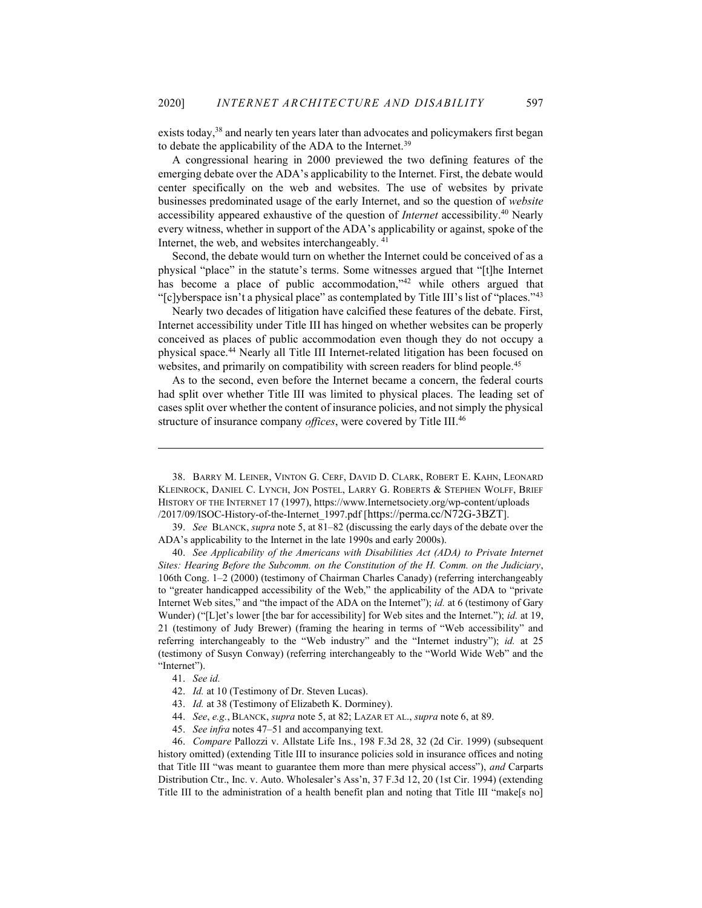exists today,[38] and nearly ten years later than advocates and policymakers first began to debate the applicability of the ADA to the Internet.[39]

A congressional hearing in 2000 previewed the two defining features of the emerging debate over the ADA's applicability to the Internet. First, the debate would center specifically on the web and websites. The use of websites by private businesses predominated usage of the early Internet, and so the question of *website* accessibility appeared exhaustive of the question of *Internet* accessibility.[40] Nearly every witness, whether in support of the ADA's applicability or against, spoke of the Internet, the web, and websites interchangeably.[41]

Second, the debate would turn on whether the Internet could be conceived of as a physical "place" in the statute's terms. Some witnesses argued that "[t]he Internet has become a place of public accommodation,"[42] while others argued that "[c]yberspace isn't a physical place" as contemplated by Title III's list of "places."[43]

Nearly two decades of litigation have calcified these features of the debate. First, Internet accessibility under Title III has hinged on whether websites can be properly conceived as places of public accommodation even though they do not occupy a physical space.[44] Nearly all Title III Internet-related litigation has been focused on websites, and primarily on compatibility with screen readers for blind people.[45]

As to the second, even before the Internet became a concern, the federal courts had split over whether Title III was limited to physical places. The leading set of cases split over whether the content of insurance policies, and not simply the physical structure of insurance company *offices*, were covered by Title III.[46]

---

38. BARRY M. LEINER, VINTON G. CERF, DAVID D. CLARK, ROBERT E. KAHN, LEONARD KLEINROCK, DANIEL C. LYNCH, JON POSTEL, LARRY G. ROBERTS & STEPHEN WOLFF, BRIEF HISTORY OF THE INTERNET 17 (1997), https://www.Internetsociety.org/wp-content/uploads/2017/09/ISOC-History-of-the-Internet_1997.pdf [https://perma.cc/N72G-3BZT].

39. *See* BLANCK, *supra* note 5, at 81–82 (discussing the early days of the debate over the ADA's applicability to the Internet in the late 1990s and early 2000s).

40. *See Applicability of the Americans with Disabilities Act (ADA) to Private Internet Sites: Hearing Before the Subcomm. on the Constitution of the H. Comm. on the Judiciary*, 106th Cong. 1–2 (2000) (testimony of Chairman Charles Canady) (referring interchangeably to "greater handicapped accessibility of the Web," the applicability of the ADA to "private Internet Web sites," and "the impact of the ADA on the Internet"); *id.* at 6 (testimony of Gary Wunder) ("[L]et's lower [the bar for accessibility] for Web sites and the Internet."); *id.* at 19, 21 (testimony of Judy Brewer) (framing the hearing in terms of "Web accessibility" and referring interchangeably to the "Web industry" and the "Internet industry"); *id.* at 25 (testimony of Susyn Conway) (referring interchangeably to the "World Wide Web" and the "Internet").

41. *See id.*

42. *Id.* at 10 (Testimony of Dr. Steven Lucas).

43. *Id.* at 38 (Testimony of Elizabeth K. Dorminey).

44. *See*, *e.g.*, BLANCK, *supra* note 5, at 82; LAZAR ET AL., *supra* note 6, at 89.

45. *See infra* notes 47–51 and accompanying text.

46. *Compare* Pallozzi v. Allstate Life Ins., 198 F.3d 28, 32 (2d Cir. 1999) (subsequent history omitted) (extending Title III to insurance policies sold in insurance offices and noting that Title III "was meant to guarantee them more than mere physical access"), *and* Carparts Distribution Ctr., Inc. v. Auto. Wholesaler's Ass'n, 37 F.3d 12, 20 (1st Cir. 1994) (extending Title III to the administration of a health benefit plan and noting that Title III "make[s no]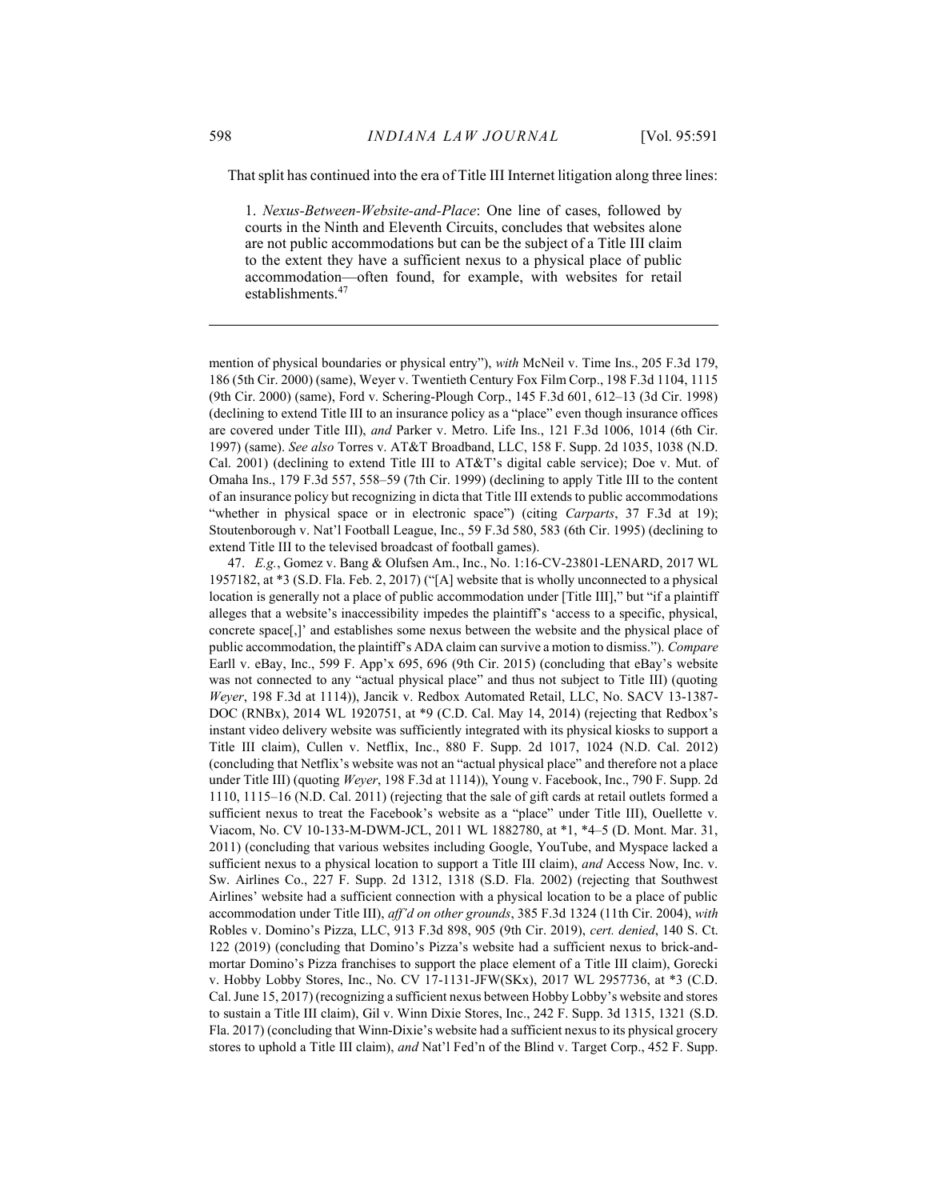That split has continued into the era of Title III Internet litigation along three lines:

> 1. *Nexus-Between-Website-and-Place*: One line of cases, followed by courts in the Ninth and Eleventh Circuits, concludes that websites alone are not public accommodations but can be the subject of a Title III claim to the extent they have a sufficient nexus to a physical place of public accommodation—often found, for example, with websites for retail establishments.[47]

---

mention of physical boundaries or physical entry"), *with* McNeil v. Time Ins., 205 F.3d 179, 186 (5th Cir. 2000) (same), Weyer v. Twentieth Century Fox Film Corp., 198 F.3d 1104, 1115 (9th Cir. 2000) (same), Ford v. Schering-Plough Corp., 145 F.3d 601, 612–13 (3d Cir. 1998) (declining to extend Title III to an insurance policy as a "place" even though insurance offices are covered under Title III), *and* Parker v. Metro. Life Ins., 121 F.3d 1006, 1014 (6th Cir. 1997) (same). *See also* Torres v. AT&T Broadband, LLC, 158 F. Supp. 2d 1035, 1038 (N.D. Cal. 2001) (declining to extend Title III to AT&T's digital cable service); Doe v. Mut. of Omaha Ins., 179 F.3d 557, 558–59 (7th Cir. 1999) (declining to apply Title III to the content of an insurance policy but recognizing in dicta that Title III extends to public accommodations "whether in physical space or in electronic space") (citing *Carparts*, 37 F.3d at 19); Stoutenborough v. Nat'l Football League, Inc., 59 F.3d 580, 583 (6th Cir. 1995) (declining to extend Title III to the televised broadcast of football games).

47. *E.g.*, Gomez v. Bang & Olufsen Am., Inc., No. 1:16-CV-23801-LENARD, 2017 WL 1957182, at *3 (S.D. Fla. Feb. 2, 2017) ("[A] website that is wholly unconnected to a physical location is generally not a place of public accommodation under [Title III]," but "if a plaintiff alleges that a website's inaccessibility impedes the plaintiff's 'access to a specific, physical, concrete space[,]' and establishes some nexus between the website and the physical place of public accommodation, the plaintiff's ADA claim can survive a motion to dismiss."). *Compare* Earll v. eBay, Inc., 599 F. App'x 695, 696 (9th Cir. 2015) (concluding that eBay's website was not connected to any "actual physical place" and thus not subject to Title III) (quoting *Weyer*, 198 F.3d at 1114)), Jancik v. Redbox Automated Retail, LLC, No. SACV 13-1387-DOC (RNBx), 2014 WL 1920751, at *9 (C.D. Cal. May 14, 2014) (rejecting that Redbox's instant video delivery website was sufficiently integrated with its physical kiosks to support a Title III claim), Cullen v. Netflix, Inc., 880 F. Supp. 2d 1017, 1024 (N.D. Cal. 2012) (concluding that Netflix's website was not an "actual physical place" and therefore not a place under Title III) (quoting *Weyer*, 198 F.3d at 1114)), Young v. Facebook, Inc., 790 F. Supp. 2d 1110, 1115–16 (N.D. Cal. 2011) (rejecting that the sale of gift cards at retail outlets formed a sufficient nexus to treat the Facebook's website as a "place" under Title III), Ouellette v. Viacom, No. CV 10-133-M-DWM-JCL, 2011 WL 1882780, at *1, *4–5 (D. Mont. Mar. 31, 2011) (concluding that various websites including Google, YouTube, and Myspace lacked a sufficient nexus to a physical location to support a Title III claim), *and* Access Now, Inc. v. Sw. Airlines Co., 227 F. Supp. 2d 1312, 1318 (S.D. Fla. 2002) (rejecting that Southwest Airlines' website had a sufficient connection with a physical location to be a place of public accommodation under Title III), *aff'd on other grounds*, 385 F.3d 1324 (11th Cir. 2004), *with* Robles v. Domino's Pizza, LLC, 913 F.3d 898, 905 (9th Cir. 2019), *cert. denied*, 140 S. Ct. 122 (2019) (concluding that Domino's Pizza's website had a sufficient nexus to brick-and-mortar Domino's Pizza franchises to support the place element of a Title III claim), Gorecki v. Hobby Lobby Stores, Inc., No. CV 17-1131-JFW(SKx), 2017 WL 2957736, at *3 (C.D. Cal. June 15, 2017) (recognizing a sufficient nexus between Hobby Lobby's website and stores to sustain a Title III claim), Gil v. Winn Dixie Stores, Inc., 242 F. Supp. 3d 1315, 1321 (S.D. Fla. 2017) (concluding that Winn-Dixie's website had a sufficient nexus to its physical grocery stores to uphold a Title III claim), *and* Nat'l Fed'n of the Blind v. Target Corp., 452 F. Supp.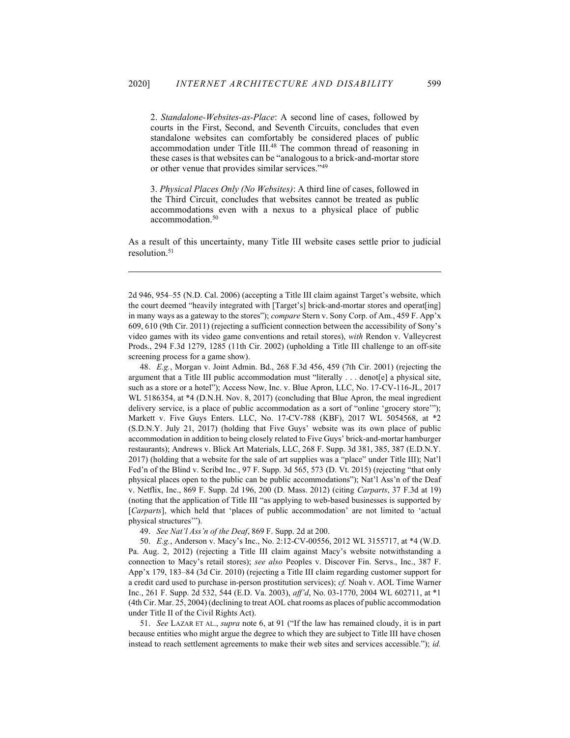2. *Standalone-Websites-as-Place*: A second line of cases, followed by courts in the First, Second, and Seventh Circuits, concludes that even standalone websites can comfortably be considered places of public accommodation under Title III.[48] The common thread of reasoning in these cases is that websites can be "analogous to a brick-and-mortar store or other venue that provides similar services."[49]

3. *Physical Places Only (No Websites)*: A third line of cases, followed in the Third Circuit, concludes that websites cannot be treated as public accommodations even with a nexus to a physical place of public accommodation.[50]

As a result of this uncertainty, many Title III website cases settle prior to judicial resolution.[51]

---

2d 946, 954–55 (N.D. Cal. 2006) (accepting a Title III claim against Target's website, which the court deemed "heavily integrated with [Target's] brick-and-mortar stores and operat[ing] in many ways as a gateway to the stores"); *compare* Stern v. Sony Corp. of Am., 459 F. App'x 609, 610 (9th Cir. 2011) (rejecting a sufficient connection between the accessibility of Sony's video games with its video game conventions and retail stores), *with* Rendon v. Valleycrest Prods., 294 F.3d 1279, 1285 (11th Cir. 2002) (upholding a Title III challenge to an off-site screening process for a game show).

48. *E.g.*, Morgan v. Joint Admin. Bd., 268 F.3d 456, 459 (7th Cir. 2001) (rejecting the argument that a Title III public accommodation must "literally . . . denot[e] a physical site, such as a store or a hotel"); Access Now, Inc. v. Blue Apron, LLC, No. 17-CV-116-JL, 2017 WL 5186354, at *4 (D.N.H. Nov. 8, 2017) (concluding that Blue Apron, the meal ingredient delivery service, is a place of public accommodation as a sort of "online 'grocery store'"); Markett v. Five Guys Enters. LLC, No. 17-CV-788 (KBF), 2017 WL 5054568, at *2 (S.D.N.Y. July 21, 2017) (holding that Five Guys' website was its own place of public accommodation in addition to being closely related to Five Guys' brick-and-mortar hamburger restaurants); Andrews v. Blick Art Materials, LLC, 268 F. Supp. 3d 381, 385, 387 (E.D.N.Y. 2017) (holding that a website for the sale of art supplies was a "place" under Title III); Nat'l Fed'n of the Blind v. Scribd Inc., 97 F. Supp. 3d 565, 573 (D. Vt. 2015) (rejecting "that only physical places open to the public can be public accommodations"); Nat'l Ass'n of the Deaf v. Netflix, Inc., 869 F. Supp. 2d 196, 200 (D. Mass. 2012) (citing *Carparts*, 37 F.3d at 19) (noting that the application of Title III "as applying to web-based businesses is supported by [*Carparts*], which held that 'places of public accommodation' are not limited to 'actual physical structures'").

49. *See Nat'l Ass'n of the Deaf*, 869 F. Supp. 2d at 200.

50. *E.g.*, Anderson v. Macy's Inc., No. 2:12-CV-00556, 2012 WL 3155717, at *4 (W.D. Pa. Aug. 2, 2012) (rejecting a Title III claim against Macy's website notwithstanding a connection to Macy's retail stores); *see also* Peoples v. Discover Fin. Servs., Inc., 387 F. App'x 179, 183–84 (3d Cir. 2010) (rejecting a Title III claim regarding customer support for a credit card used to purchase in-person prostitution services); *cf.* Noah v. AOL Time Warner Inc., 261 F. Supp. 2d 532, 544 (E.D. Va. 2003), *aff'd*, No. 03-1770, 2004 WL 602711, at *1 (4th Cir. Mar. 25, 2004) (declining to treat AOL chat rooms as places of public accommodation under Title II of the Civil Rights Act).

51. *See* LAZAR ET AL., *supra* note 6, at 91 ("If the law has remained cloudy, it is in part because entities who might argue the degree to which they are subject to Title III have chosen instead to reach settlement agreements to make their web sites and services accessible."); *id.*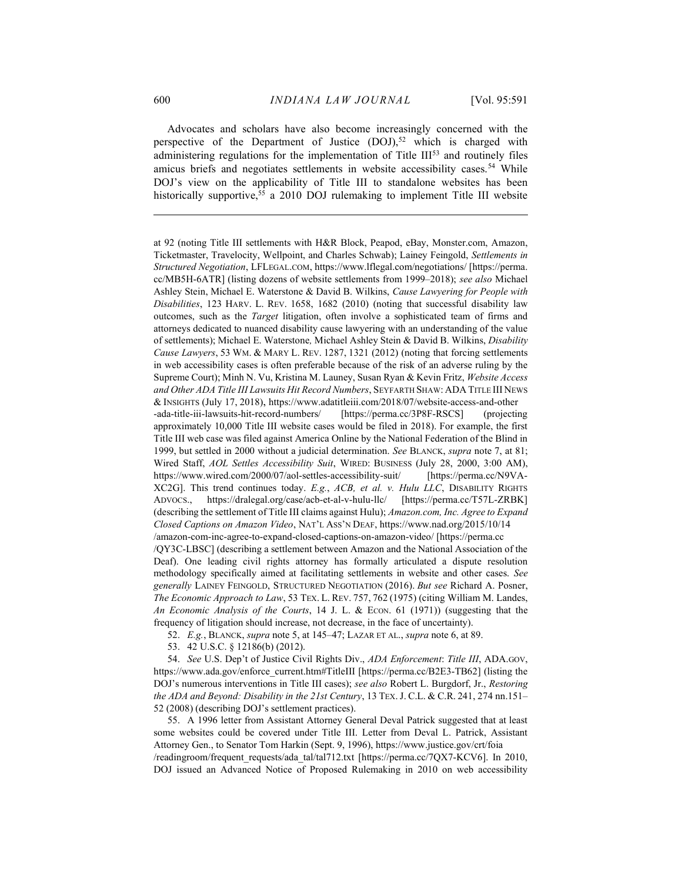Advocates and scholars have also become increasingly concerned with the perspective of the Department of Justice (DOJ),[52] which is charged with administering regulations for the implementation of Title III[53] and routinely files amicus briefs and negotiates settlements in website accessibility cases.[54] While DOJ's view on the applicability of Title III to standalone websites has been historically supportive,[55] a 2010 DOJ rulemaking to implement Title III website

---

at 92 (noting Title III settlements with H&R Block, Peapod, eBay, Monster.com, Amazon, Ticketmaster, Travelocity, Wellpoint, and Charles Schwab); Lainey Feingold, *Settlements in Structured Negotiation*, LFLEGAL.COM, https://www.lflegal.com/negotiations/ [https://perma.cc/MB5H-6ATR] (listing dozens of website settlements from 1999–2018); *see also* Michael Ashley Stein, Michael E. Waterstone & David B. Wilkins, *Cause Lawyering for People with Disabilities*, 123 HARV. L. REV. 1658, 1682 (2010) (noting that successful disability law outcomes, such as the *Target* litigation, often involve a sophisticated team of firms and attorneys dedicated to nuanced disability cause lawyering with an understanding of the value of settlements); Michael E. Waterstone, Michael Ashley Stein & David B. Wilkins, *Disability Cause Lawyers*, 53 WM. & MARY L. REV. 1287, 1321 (2012) (noting that forcing settlements in web accessibility cases is often preferable because of the risk of an adverse ruling by the Supreme Court); Minh N. Vu, Kristina M. Launey, Susan Ryan & Kevin Fritz, *Website Access and Other ADA Title III Lawsuits Hit Record Numbers*, SEYFARTH SHAW: ADA TITLE III NEWS & INSIGHTS (July 17, 2018), https://www.adatitleiii.com/2018/07/website-access-and-other-ada-title-iii-lawsuits-hit-record-numbers/ [https://perma.cc/3P8F-RSCS] (projecting approximately 10,000 Title III website cases would be filed in 2018). For example, the first Title III web case was filed against America Online by the National Federation of the Blind in 1999, but settled in 2000 without a judicial determination. *See* BLANCK, *supra* note 7, at 81; Wired Staff, *AOL Settles Accessibility Suit*, WIRED: BUSINESS (July 28, 2000, 3:00 AM), https://www.wired.com/2000/07/aol-settles-accessibility-suit/ [https://perma.cc/N9VA-XC2G]. This trend continues today. *E.g.*, *ACB, et al. v. Hulu LLC*, DISABILITY RIGHTS ADVOCS., https://dralegal.org/case/acb-et-al-v-hulu-llc/ [https://perma.cc/T57L-ZRBK] (describing the settlement of Title III claims against Hulu); *Amazon.com, Inc. Agree to Expand Closed Captions on Amazon Video*, NAT'L ASS'N DEAF, https://www.nad.org/2015/10/14/amazon-com-inc-agree-to-expand-closed-captions-on-amazon-video/ [https://perma.cc/QY3C-LBSC] (describing a settlement between Amazon and the National Association of the Deaf). One leading civil rights attorney has formally articulated a dispute resolution methodology specifically aimed at facilitating settlements in website and other cases. *See generally* LAINEY FEINGOLD, STRUCTURED NEGOTIATION (2016). *But see* Richard A. Posner, *The Economic Approach to Law*, 53 TEX. L. REV. 757, 762 (1975) (citing William M. Landes, *An Economic Analysis of the Courts*, 14 J. L. & ECON. 61 (1971)) (suggesting that the frequency of litigation should increase, not decrease, in the face of uncertainty).

52. *E.g.*, BLANCK, *supra* note 5, at 145–47; LAZAR ET AL., *supra* note 6, at 89.

53. 42 U.S.C. § 12186(b) (2012).

54. *See* U.S. Dep't of Justice Civil Rights Div., *ADA Enforcement*: *Title III*, ADA.GOV, https://www.ada.gov/enforce_current.htm#TitleIII [https://perma.cc/B2E3-TB62] (listing the DOJ's numerous interventions in Title III cases); *see also* Robert L. Burgdorf, Jr., *Restoring the ADA and Beyond: Disability in the 21st Century*, 13 TEX. J. C.L. & C.R. 241, 274 nn.151–52 (2008) (describing DOJ's settlement practices).

55. A 1996 letter from Assistant Attorney General Deval Patrick suggested that at least some websites could be covered under Title III. Letter from Deval L. Patrick, Assistant Attorney Gen., to Senator Tom Harkin (Sept. 9, 1996), https://www.justice.gov/crt/foia/readingroom/frequent_requests/ada_tal/tal712.txt [https://perma.cc/7QX7-KCV6]. In 2010, DOJ issued an Advanced Notice of Proposed Rulemaking in 2010 on web accessibility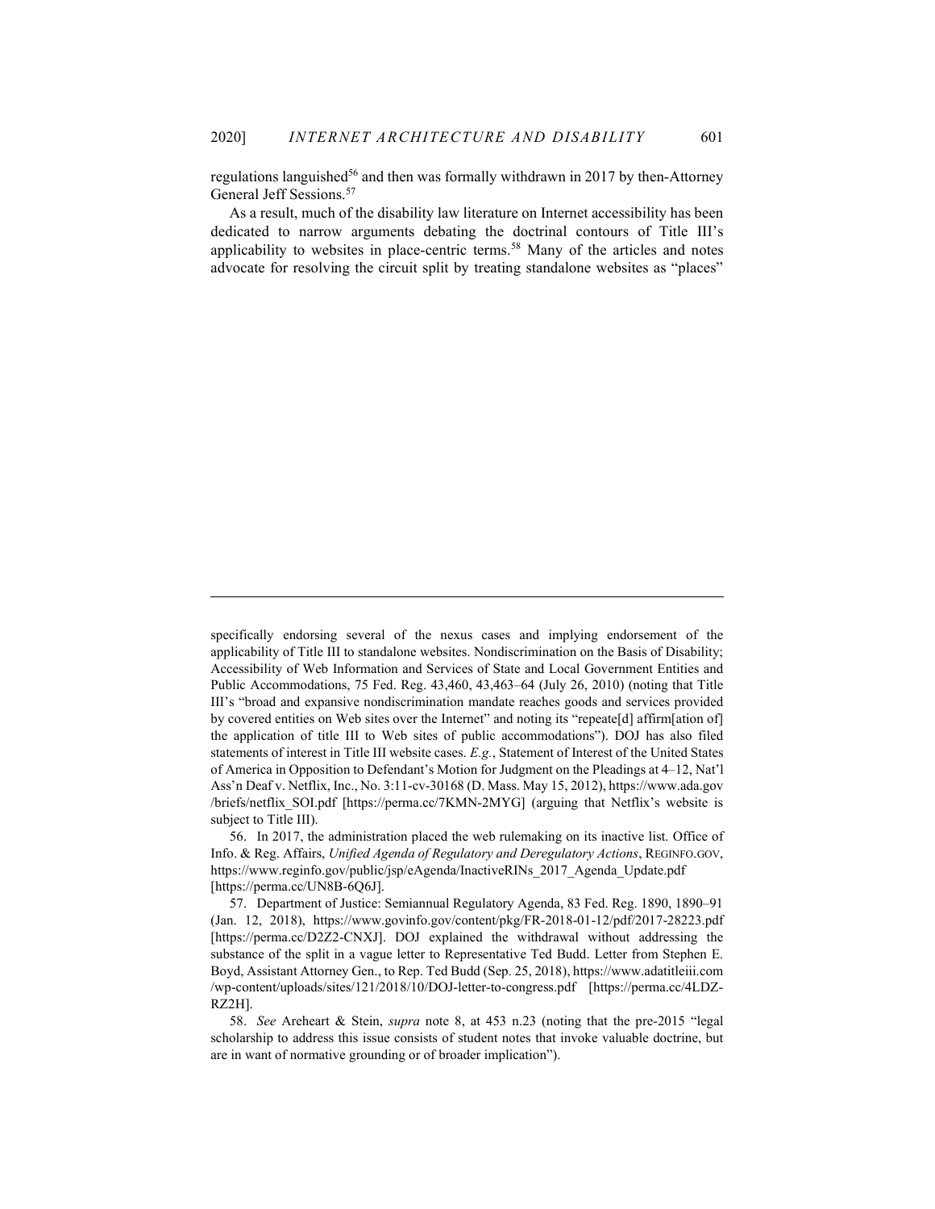regulations languished[56] and then was formally withdrawn in 2017 by then-Attorney General Jeff Sessions.[57]

As a result, much of the disability law literature on Internet accessibility has been dedicated to narrow arguments debating the doctrinal contours of Title III's applicability to websites in place-centric terms.[58] Many of the articles and notes advocate for resolving the circuit split by treating standalone websites as "places"

---

specifically endorsing several of the nexus cases and implying endorsement of the applicability of Title III to standalone websites. Nondiscrimination on the Basis of Disability; Accessibility of Web Information and Services of State and Local Government Entities and Public Accommodations, 75 Fed. Reg. 43,460, 43,463–64 (July 26, 2010) (noting that Title III's "broad and expansive nondiscrimination mandate reaches goods and services provided by covered entities on Web sites over the Internet" and noting its "repeate[d] affirm[ation of] the application of title III to Web sites of public accommodations"). DOJ has also filed statements of interest in Title III website cases. *E.g.*, Statement of Interest of the United States of America in Opposition to Defendant's Motion for Judgment on the Pleadings at 4–12, Nat'l Ass'n Deaf v. Netflix, Inc., No. 3:11-cv-30168 (D. Mass. May 15, 2012), https://www.ada.gov/briefs/netflix_SOI.pdf [https://perma.cc/7KMN-2MYG] (arguing that Netflix's website is subject to Title III).

56. In 2017, the administration placed the web rulemaking on its inactive list. Office of Info. & Reg. Affairs, *Unified Agenda of Regulatory and Deregulatory Actions*, REGINFO.GOV, https://www.reginfo.gov/public/jsp/eAgenda/InactiveRINs_2017_Agenda_Update.pdf [https://perma.cc/UN8B-6Q6J].

57. Department of Justice: Semiannual Regulatory Agenda, 83 Fed. Reg. 1890, 1890–91 (Jan. 12, 2018), https://www.govinfo.gov/content/pkg/FR-2018-01-12/pdf/2017-28223.pdf [https://perma.cc/D2Z2-CNXJ]. DOJ explained the withdrawal without addressing the substance of the split in a vague letter to Representative Ted Budd. Letter from Stephen E. Boyd, Assistant Attorney Gen., to Rep. Ted Budd (Sep. 25, 2018), https://www.adatitleiii.com/wp-content/uploads/sites/121/2018/10/DOJ-letter-to-congress.pdf [https://perma.cc/4LDZ-RZ2H].

58. *See* Areheart & Stein, *supra* note 8, at 453 n.23 (noting that the pre-2015 "legal scholarship to address this issue consists of student notes that invoke valuable doctrine, but are in want of normative grounding or of broader implication").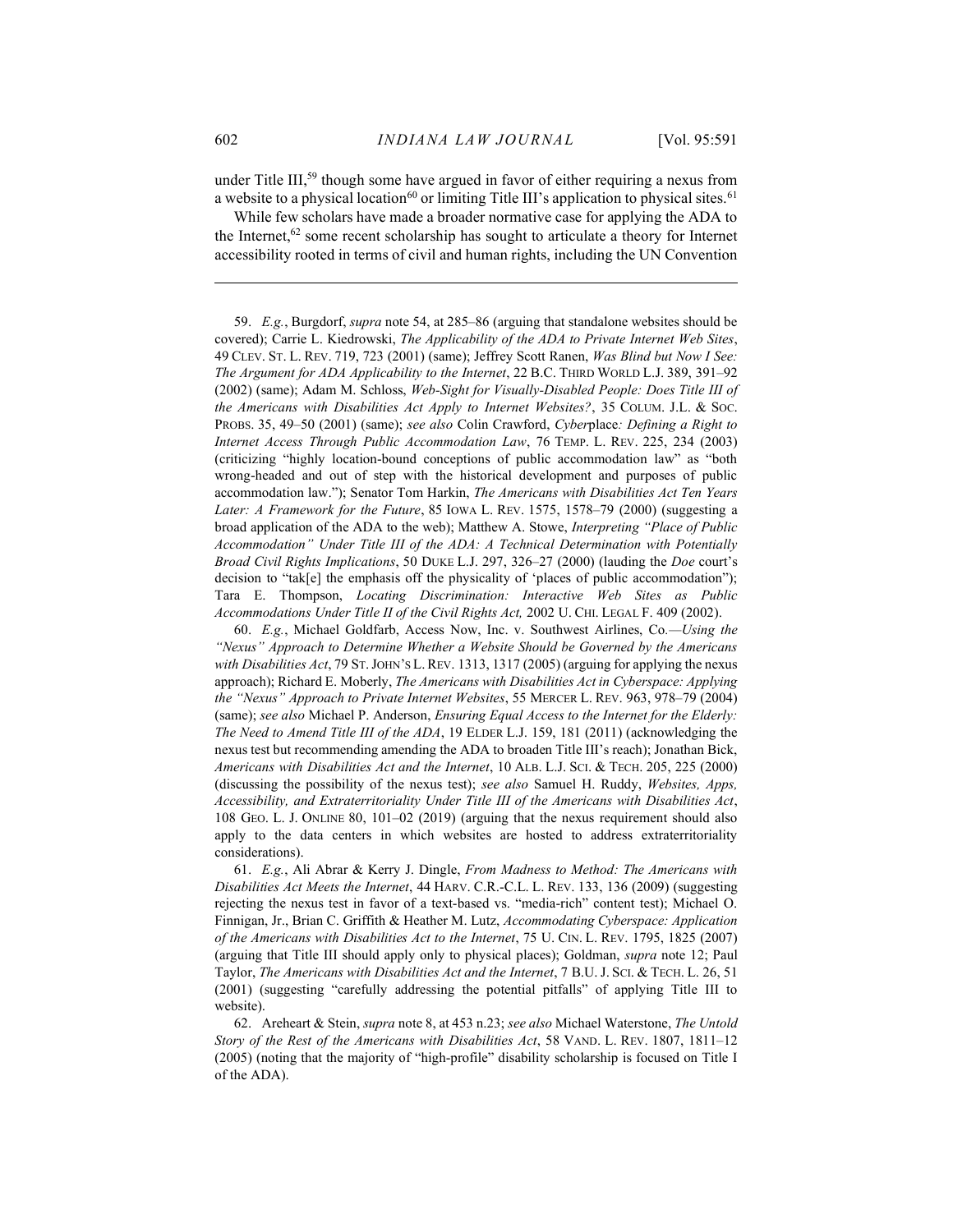under Title III,[59] though some have argued in favor of either requiring a nexus from a website to a physical location[60] or limiting Title III's application to physical sites.[61]

While few scholars have made a broader normative case for applying the ADA to the Internet,[62] some recent scholarship has sought to articulate a theory for Internet accessibility rooted in terms of civil and human rights, including the UN Convention

---

59. *E.g.*, Burgdorf, *supra* note 54, at 285–86 (arguing that standalone websites should be covered); Carrie L. Kiedrowski, *The Applicability of the ADA to Private Internet Web Sites*, 49 CLEV. ST. L. REV. 719, 723 (2001) (same); Jeffrey Scott Ranen, *Was Blind but Now I See: The Argument for ADA Applicability to the Internet*, 22 B.C. THIRD WORLD L.J. 389, 391–92 (2002) (same); Adam M. Schloss, *Web-Sight for Visually-Disabled People: Does Title III of the Americans with Disabilities Act Apply to Internet Websites?*, 35 COLUM. J.L. & SOC. PROBS. 35, 49–50 (2001) (same); *see also* Colin Crawford, *Cyber*place*: Defining a Right to Internet Access Through Public Accommodation Law*, 76 TEMP. L. REV. 225, 234 (2003) (criticizing "highly location-bound conceptions of public accommodation law" as "both wrong-headed and out of step with the historical development and purposes of public accommodation law."); Senator Tom Harkin, *The Americans with Disabilities Act Ten Years Later: A Framework for the Future*, 85 IOWA L. REV. 1575, 1578–79 (2000) (suggesting a broad application of the ADA to the web); Matthew A. Stowe, *Interpreting "Place of Public Accommodation" Under Title III of the ADA: A Technical Determination with Potentially Broad Civil Rights Implications*, 50 DUKE L.J. 297, 326–27 (2000) (lauding the *Doe* court's decision to "tak[e] the emphasis off the physicality of 'places of public accommodation"); Tara E. Thompson, *Locating Discrimination: Interactive Web Sites as Public Accommodations Under Title II of the Civil Rights Act,* 2002 U. CHI. LEGAL F. 409 (2002).

60. *E.g.*, Michael Goldfarb, Access Now, Inc. v. Southwest Airlines, Co.*—Using the "Nexus" Approach to Determine Whether a Website Should be Governed by the Americans with Disabilities Act*, 79 ST. JOHN'S L. REV. 1313, 1317 (2005) (arguing for applying the nexus approach); Richard E. Moberly, *The Americans with Disabilities Act in Cyberspace: Applying the "Nexus" Approach to Private Internet Websites*, 55 MERCER L. REV. 963, 978–79 (2004) (same); *see also* Michael P. Anderson, *Ensuring Equal Access to the Internet for the Elderly: The Need to Amend Title III of the ADA*, 19 ELDER L.J. 159, 181 (2011) (acknowledging the nexus test but recommending amending the ADA to broaden Title III's reach); Jonathan Bick, *Americans with Disabilities Act and the Internet*, 10 ALB. L.J. SCI. & TECH. 205, 225 (2000) (discussing the possibility of the nexus test); *see also* Samuel H. Ruddy, *Websites, Apps, Accessibility, and Extraterritoriality Under Title III of the Americans with Disabilities Act*, 108 GEO. L. J. ONLINE 80, 101–02 (2019) (arguing that the nexus requirement should also apply to the data centers in which websites are hosted to address extraterritoriality considerations).

61. *E.g.*, Ali Abrar & Kerry J. Dingle, *From Madness to Method: The Americans with Disabilities Act Meets the Internet*, 44 HARV. C.R.-C.L. L. REV. 133, 136 (2009) (suggesting rejecting the nexus test in favor of a text-based vs. "media-rich" content test); Michael O. Finnigan, Jr., Brian C. Griffith & Heather M. Lutz, *Accommodating Cyberspace: Application of the Americans with Disabilities Act to the Internet*, 75 U. CIN. L. REV. 1795, 1825 (2007) (arguing that Title III should apply only to physical places); Goldman, *supra* note 12; Paul Taylor, *The Americans with Disabilities Act and the Internet*, 7 B.U. J. SCI. & TECH. L. 26, 51 (2001) (suggesting "carefully addressing the potential pitfalls" of applying Title III to website).

62. Areheart & Stein, *supra* note 8, at 453 n.23; *see also* Michael Waterstone, *The Untold Story of the Rest of the Americans with Disabilities Act*, 58 VAND. L. REV. 1807, 1811–12 (2005) (noting that the majority of "high-profile" disability scholarship is focused on Title I of the ADA).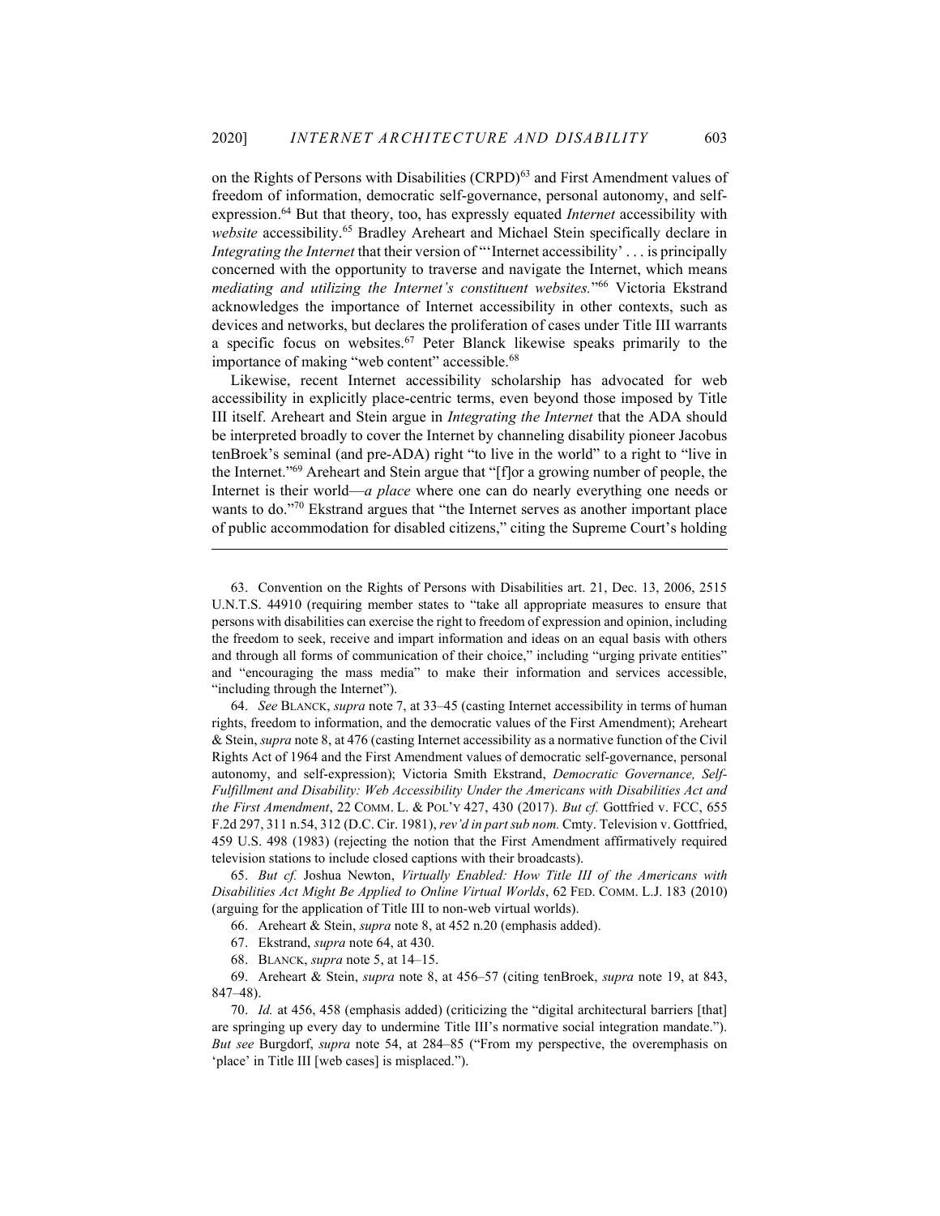on the Rights of Persons with Disabilities (CRPD)[63] and First Amendment values of freedom of information, democratic self-governance, personal autonomy, and self-expression.[64] But that theory, too, has expressly equated *Internet* accessibility with *website* accessibility.[65] Bradley Areheart and Michael Stein specifically declare in *Integrating the Internet* that their version of "'Internet accessibility' . . . is principally concerned with the opportunity to traverse and navigate the Internet, which means *mediating and utilizing the Internet's constituent websites.*"[66] Victoria Ekstrand acknowledges the importance of Internet accessibility in other contexts, such as devices and networks, but declares the proliferation of cases under Title III warrants a specific focus on websites.[67] Peter Blanck likewise speaks primarily to the importance of making "web content" accessible.[68]

Likewise, recent Internet accessibility scholarship has advocated for web accessibility in explicitly place-centric terms, even beyond those imposed by Title III itself. Areheart and Stein argue in *Integrating the Internet* that the ADA should be interpreted broadly to cover the Internet by channeling disability pioneer Jacobus tenBroek's seminal (and pre-ADA) right "to live in the world" to a right to "live in the Internet."[69] Areheart and Stein argue that "[f]or a growing number of people, the Internet is their world—*a place* where one can do nearly everything one needs or wants to do."[70] Ekstrand argues that "the Internet serves as another important place of public accommodation for disabled citizens," citing the Supreme Court's holding

---

63. Convention on the Rights of Persons with Disabilities art. 21, Dec. 13, 2006, 2515 U.N.T.S. 44910 (requiring member states to "take all appropriate measures to ensure that persons with disabilities can exercise the right to freedom of expression and opinion, including the freedom to seek, receive and impart information and ideas on an equal basis with others and through all forms of communication of their choice," including "urging private entities" and "encouraging the mass media" to make their information and services accessible, "including through the Internet").

64. *See* BLANCK, *supra* note 7, at 33–45 (casting Internet accessibility in terms of human rights, freedom to information, and the democratic values of the First Amendment); Areheart & Stein, *supra* note 8, at 476 (casting Internet accessibility as a normative function of the Civil Rights Act of 1964 and the First Amendment values of democratic self-governance, personal autonomy, and self-expression); Victoria Smith Ekstrand, *Democratic Governance, Self-Fulfillment and Disability: Web Accessibility Under the Americans with Disabilities Act and the First Amendment*, 22 COMM. L. & POL'Y 427, 430 (2017). *But cf.* Gottfried v. FCC, 655 F.2d 297, 311 n.54, 312 (D.C. Cir. 1981), *rev'd in part sub nom.* Cmty. Television v. Gottfried, 459 U.S. 498 (1983) (rejecting the notion that the First Amendment affirmatively required television stations to include closed captions with their broadcasts).

65. *But cf.* Joshua Newton, *Virtually Enabled: How Title III of the Americans with Disabilities Act Might Be Applied to Online Virtual Worlds*, 62 FED. COMM. L.J. 183 (2010) (arguing for the application of Title III to non-web virtual worlds).

66. Areheart & Stein, *supra* note 8, at 452 n.20 (emphasis added).

67. Ekstrand, *supra* note 64, at 430.

68. BLANCK, *supra* note 5, at 14–15.

69. Areheart & Stein, *supra* note 8, at 456–57 (citing tenBroek, *supra* note 19, at 843, 847–48).

70. *Id.* at 456, 458 (emphasis added) (criticizing the "digital architectural barriers [that] are springing up every day to undermine Title III's normative social integration mandate."). *But see* Burgdorf, *supra* note 54, at 284–85 ("From my perspective, the overemphasis on 'place' in Title III [web cases] is misplaced.").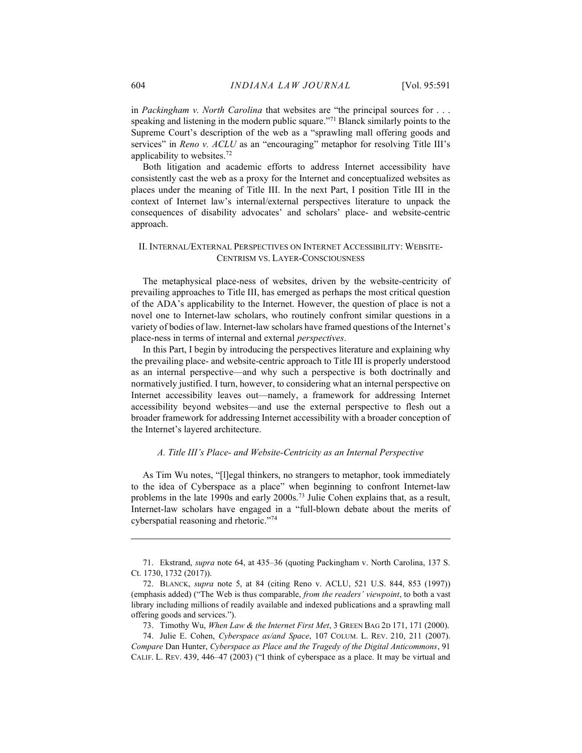in *Packingham v. North Carolina* that websites are "the principal sources for . . . speaking and listening in the modern public square."[71] Blanck similarly points to the Supreme Court's description of the web as a "sprawling mall offering goods and services" in *Reno v. ACLU* as an "encouraging" metaphor for resolving Title III's applicability to websites.[72]

Both litigation and academic efforts to address Internet accessibility have consistently cast the web as a proxy for the Internet and conceptualized websites as places under the meaning of Title III. In the next Part, I position Title III in the context of Internet law's internal/external perspectives literature to unpack the consequences of disability advocates' and scholars' place- and website-centric approach.

## II. Internal/External Perspectives on Internet Accessibility: Website-Centrism vs. Layer-Consciousness

The metaphysical place-ness of websites, driven by the website-centricity of prevailing approaches to Title III, has emerged as perhaps the most critical question of the ADA's applicability to the Internet. However, the question of place is not a novel one to Internet-law scholars, who routinely confront similar questions in a variety of bodies of law. Internet-law scholars have framed questions of the Internet's place-ness in terms of internal and external *perspectives*.

In this Part, I begin by introducing the perspectives literature and explaining why the prevailing place- and website-centric approach to Title III is properly understood as an internal perspective—and why such a perspective is both doctrinally and normatively justified. I turn, however, to considering what an internal perspective on Internet accessibility leaves out—namely, a framework for addressing Internet accessibility beyond websites—and use the external perspective to flesh out a broader framework for addressing Internet accessibility with a broader conception of the Internet's layered architecture.

### *A. Title III's Place- and Website-Centricity as an Internal Perspective*

As Tim Wu notes, "[l]egal thinkers, no strangers to metaphor, took immediately to the idea of Cyberspace as a place" when beginning to confront Internet-law problems in the late 1990s and early 2000s.[73] Julie Cohen explains that, as a result, Internet-law scholars have engaged in a "full-blown debate about the merits of cyberspatial reasoning and rhetoric."[74]

---

71. Ekstrand, *supra* note 64, at 435–36 (quoting Packingham v. North Carolina, 137 S. Ct. 1730, 1732 (2017)).

72. Blanck, *supra* note 5, at 84 (citing Reno v. ACLU, 521 U.S. 844, 853 (1997)) (emphasis added) ("The Web is thus comparable, *from the readers' viewpoint*, to both a vast library including millions of readily available and indexed publications and a sprawling mall offering goods and services.").

73. Timothy Wu, *When Law & the Internet First Met*, 3 Green Bag 2d 171, 171 (2000).

74. Julie E. Cohen, *Cyberspace as/and Space*, 107 Colum. L. Rev. 210, 211 (2007). *Compare* Dan Hunter, *Cyberspace as Place and the Tragedy of the Digital Anticommons*, 91 Calif. L. Rev. 439, 446–47 (2003) ("I think of cyberspace as a place. It may be virtual and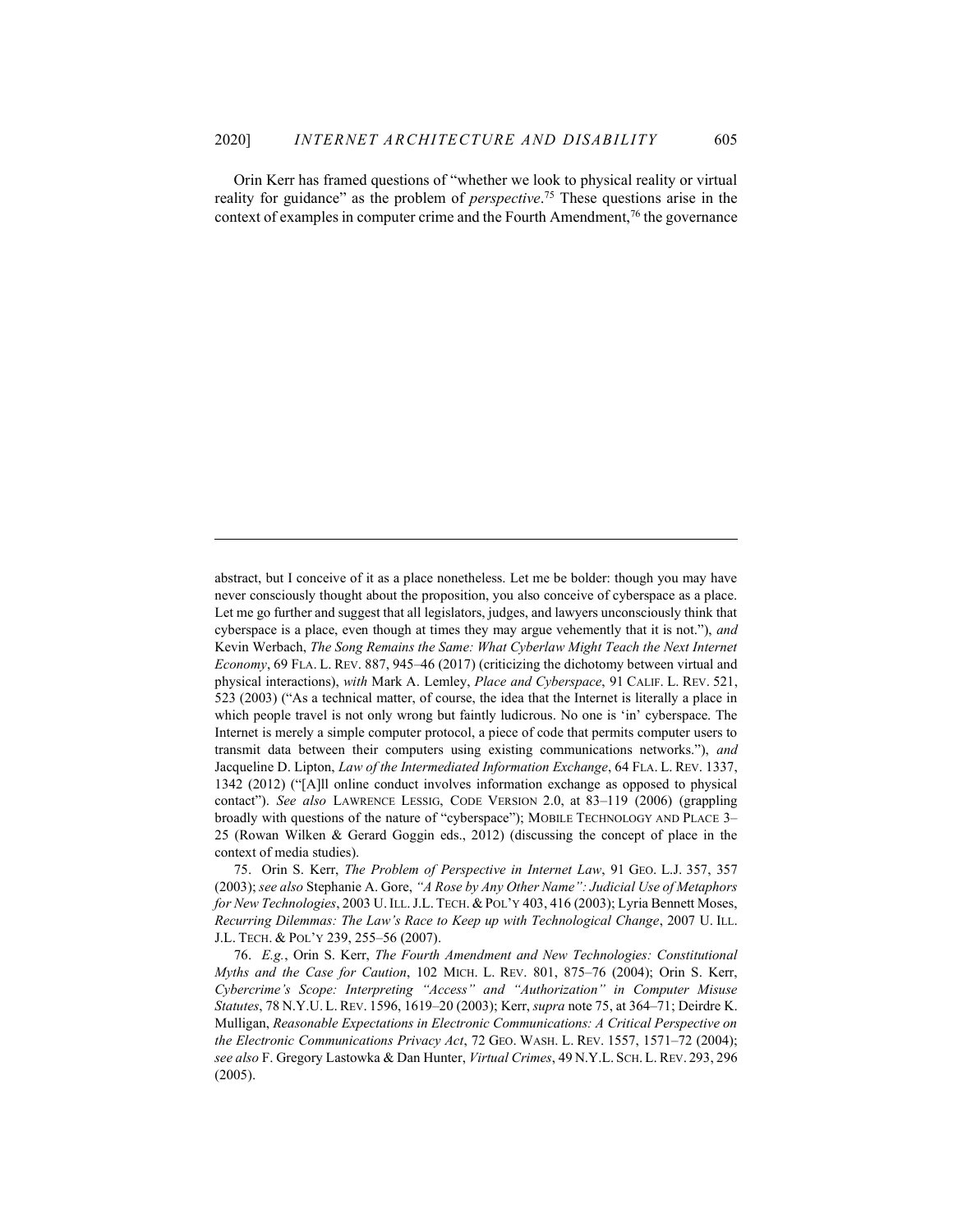Orin Kerr has framed questions of "whether we look to physical reality or virtual reality for guidance" as the problem of *perspective*.[75] These questions arise in the context of examples in computer crime and the Fourth Amendment,[76] the governance

---

abstract, but I conceive of it as a place nonetheless. Let me be bolder: though you may have never consciously thought about the proposition, you also conceive of cyberspace as a place. Let me go further and suggest that all legislators, judges, and lawyers unconsciously think that cyberspace is a place, even though at times they may argue vehemently that it is not."), *and* Kevin Werbach, *The Song Remains the Same: What Cyberlaw Might Teach the Next Internet Economy*, 69 FLA. L. REV. 887, 945–46 (2017) (criticizing the dichotomy between virtual and physical interactions), *with* Mark A. Lemley, *Place and Cyberspace*, 91 CALIF. L. REV. 521, 523 (2003) ("As a technical matter, of course, the idea that the Internet is literally a place in which people travel is not only wrong but faintly ludicrous. No one is 'in' cyberspace. The Internet is merely a simple computer protocol, a piece of code that permits computer users to transmit data between their computers using existing communications networks."), *and* Jacqueline D. Lipton, *Law of the Intermediated Information Exchange*, 64 FLA. L. REV. 1337, 1342 (2012) ("[A]ll online conduct involves information exchange as opposed to physical contact"). *See also* LAWRENCE LESSIG, CODE VERSION 2.0, at 83–119 (2006) (grappling broadly with questions of the nature of "cyberspace"); MOBILE TECHNOLOGY AND PLACE 3–25 (Rowan Wilken & Gerard Goggin eds., 2012) (discussing the concept of place in the context of media studies).

75. Orin S. Kerr, *The Problem of Perspective in Internet Law*, 91 GEO. L.J. 357, 357 (2003); *see also* Stephanie A. Gore, *"A Rose by Any Other Name": Judicial Use of Metaphors for New Technologies*, 2003 U. ILL. J.L. TECH. & POL'Y 403, 416 (2003); Lyria Bennett Moses, *Recurring Dilemmas: The Law's Race to Keep up with Technological Change*, 2007 U. ILL. J.L. TECH. & POL'Y 239, 255–56 (2007).

76. *E.g.*, Orin S. Kerr, *The Fourth Amendment and New Technologies: Constitutional Myths and the Case for Caution*, 102 MICH. L. REV. 801, 875–76 (2004); Orin S. Kerr, *Cybercrime's Scope: Interpreting "Access" and "Authorization" in Computer Misuse Statutes*, 78 N.Y.U. L. REV. 1596, 1619–20 (2003); Kerr, *supra* note 75, at 364–71; Deirdre K. Mulligan, *Reasonable Expectations in Electronic Communications: A Critical Perspective on the Electronic Communications Privacy Act*, 72 GEO. WASH. L. REV. 1557, 1571–72 (2004); *see also* F. Gregory Lastowka & Dan Hunter, *Virtual Crimes*, 49 N.Y.L. SCH. L. REV. 293, 296 (2005).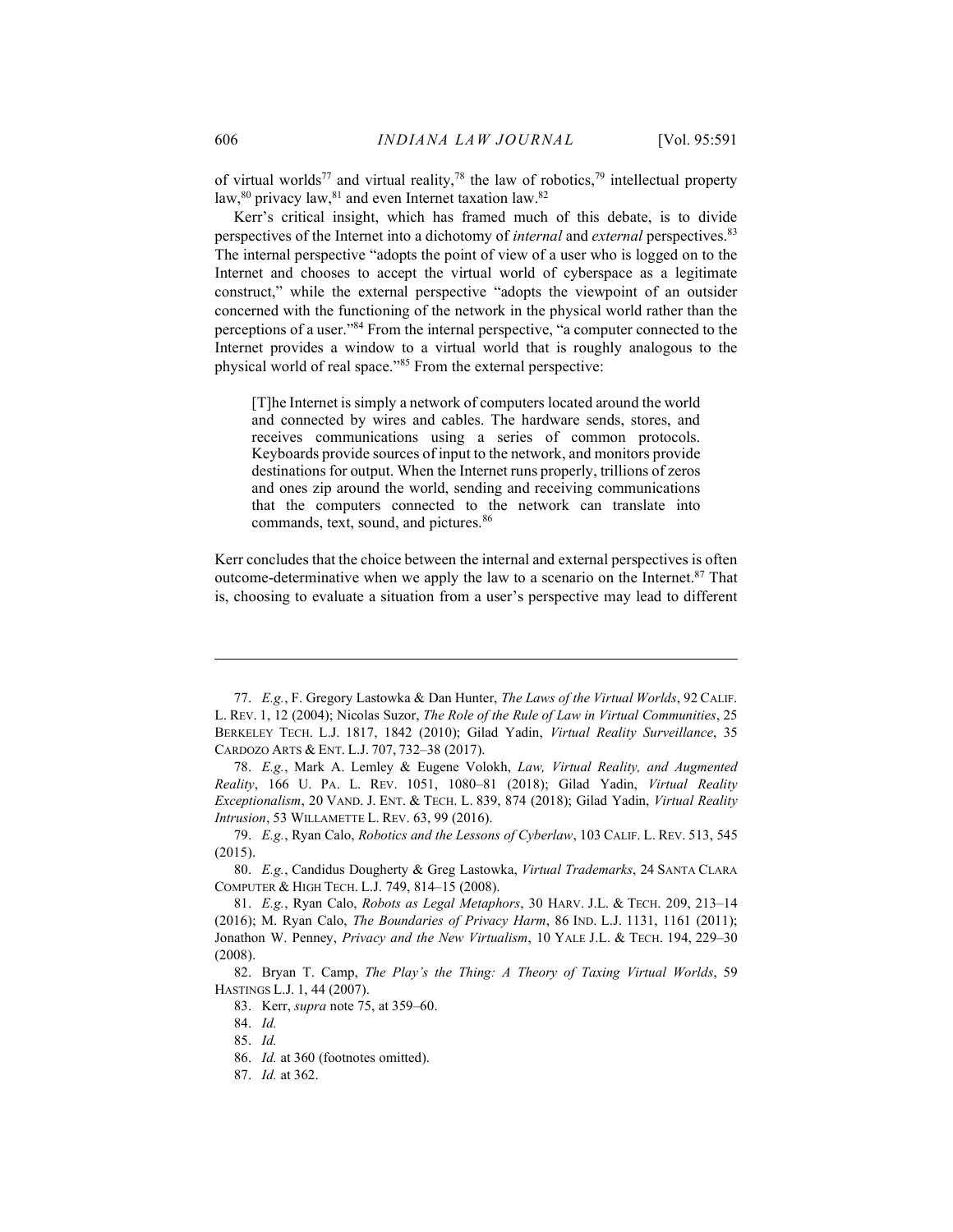of virtual worlds[77] and virtual reality,[78] the law of robotics,[79] intellectual property law,[80] privacy law,[81] and even Internet taxation law.[82]

Kerr's critical insight, which has framed much of this debate, is to divide perspectives of the Internet into a dichotomy of *internal* and *external* perspectives.[83] The internal perspective "adopts the point of view of a user who is logged on to the Internet and chooses to accept the virtual world of cyberspace as a legitimate construct," while the external perspective "adopts the viewpoint of an outsider concerned with the functioning of the network in the physical world rather than the perceptions of a user."[84] From the internal perspective, "a computer connected to the Internet provides a window to a virtual world that is roughly analogous to the physical world of real space."[85] From the external perspective:

> [T]he Internet is simply a network of computers located around the world and connected by wires and cables. The hardware sends, stores, and receives communications using a series of common protocols. Keyboards provide sources of input to the network, and monitors provide destinations for output. When the Internet runs properly, trillions of zeros and ones zip around the world, sending and receiving communications that the computers connected to the network can translate into commands, text, sound, and pictures.[86]

Kerr concludes that the choice between the internal and external perspectives is often outcome-determinative when we apply the law to a scenario on the Internet.[87] That is, choosing to evaluate a situation from a user's perspective may lead to different

---

77. *E.g.*, F. Gregory Lastowka & Dan Hunter, *The Laws of the Virtual Worlds*, 92 CALIF. L. REV. 1, 12 (2004); Nicolas Suzor, *The Role of the Rule of Law in Virtual Communities*, 25 BERKELEY TECH. L.J. 1817, 1842 (2010); Gilad Yadin, *Virtual Reality Surveillance*, 35 CARDOZO ARTS & ENT. L.J. 707, 732–38 (2017).

78. *E.g.*, Mark A. Lemley & Eugene Volokh, *Law, Virtual Reality, and Augmented Reality*, 166 U. PA. L. REV. 1051, 1080–81 (2018); Gilad Yadin, *Virtual Reality Exceptionalism*, 20 VAND. J. ENT. & TECH. L. 839, 874 (2018); Gilad Yadin, *Virtual Reality Intrusion*, 53 WILLAMETTE L. REV. 63, 99 (2016).

79. *E.g.*, Ryan Calo, *Robotics and the Lessons of Cyberlaw*, 103 CALIF. L. REV. 513, 545 (2015).

80. *E.g.*, Candidus Dougherty & Greg Lastowka, *Virtual Trademarks*, 24 SANTA CLARA COMPUTER & HIGH TECH. L.J. 749, 814–15 (2008).

81. *E.g.*, Ryan Calo, *Robots as Legal Metaphors*, 30 HARV. J.L. & TECH. 209, 213–14 (2016); M. Ryan Calo, *The Boundaries of Privacy Harm*, 86 IND. L.J. 1131, 1161 (2011); Jonathon W. Penney, *Privacy and the New Virtualism*, 10 YALE J.L. & TECH. 194, 229–30 (2008).

82. Bryan T. Camp, *The Play's the Thing: A Theory of Taxing Virtual Worlds*, 59 HASTINGS L.J. 1, 44 (2007).

83. Kerr, *supra* note 75, at 359–60.

84. *Id.*

85. *Id.*

86. *Id.* at 360 (footnotes omitted).

87. *Id.* at 362.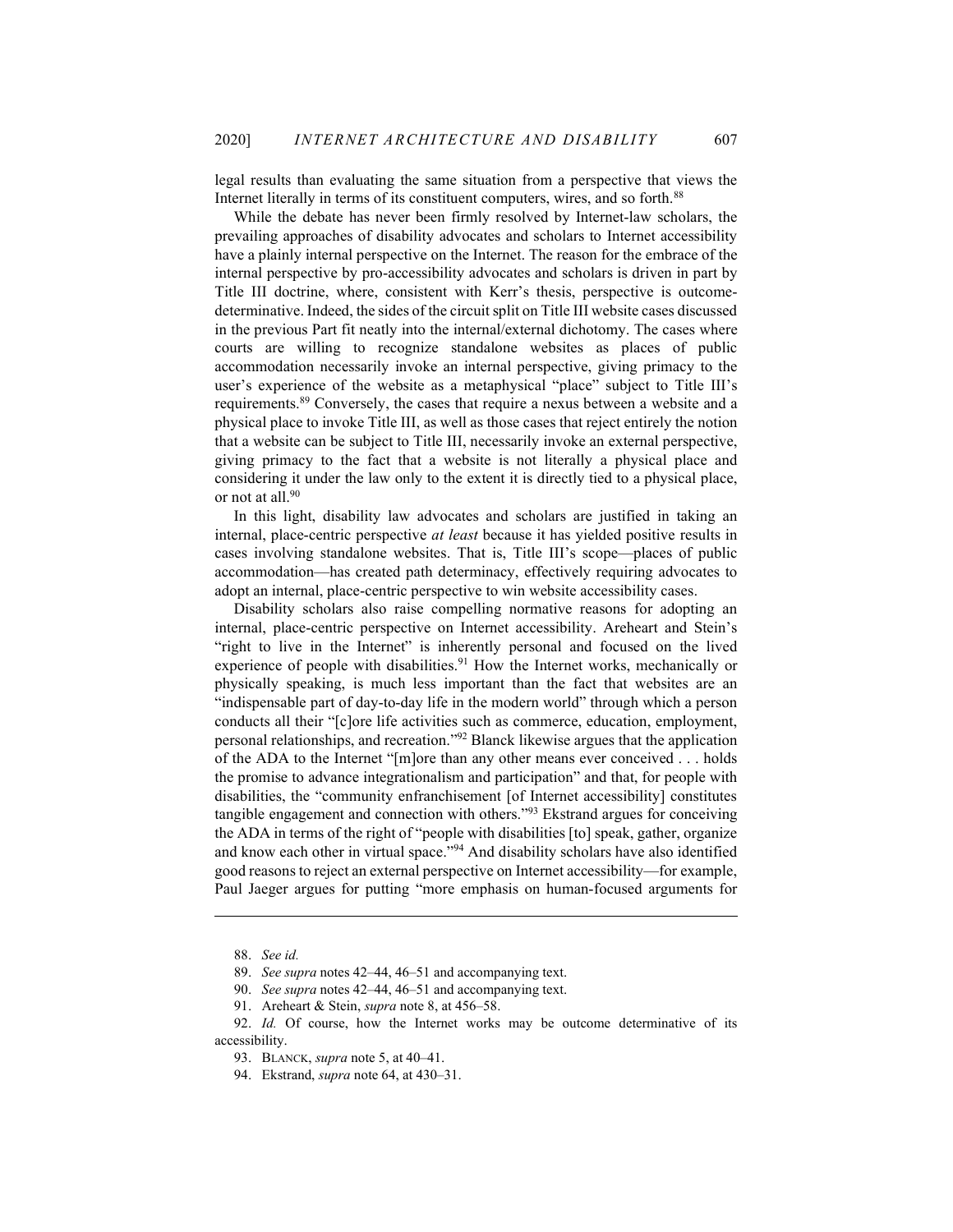legal results than evaluating the same situation from a perspective that views the Internet literally in terms of its constituent computers, wires, and so forth.[88]

While the debate has never been firmly resolved by Internet-law scholars, the prevailing approaches of disability advocates and scholars to Internet accessibility have a plainly internal perspective on the Internet. The reason for the embrace of the internal perspective by pro-accessibility advocates and scholars is driven in part by Title III doctrine, where, consistent with Kerr's thesis, perspective is outcome-determinative. Indeed, the sides of the circuit split on Title III website cases discussed in the previous Part fit neatly into the internal/external dichotomy. The cases where courts are willing to recognize standalone websites as places of public accommodation necessarily invoke an internal perspective, giving primacy to the user's experience of the website as a metaphysical "place" subject to Title III's requirements.[89] Conversely, the cases that require a nexus between a website and a physical place to invoke Title III, as well as those cases that reject entirely the notion that a website can be subject to Title III, necessarily invoke an external perspective, giving primacy to the fact that a website is not literally a physical place and considering it under the law only to the extent it is directly tied to a physical place, or not at all.[90]

In this light, disability law advocates and scholars are justified in taking an internal, place-centric perspective *at least* because it has yielded positive results in cases involving standalone websites. That is, Title III's scope—places of public accommodation—has created path determinacy, effectively requiring advocates to adopt an internal, place-centric perspective to win website accessibility cases.

Disability scholars also raise compelling normative reasons for adopting an internal, place-centric perspective on Internet accessibility. Areheart and Stein's "right to live in the Internet" is inherently personal and focused on the lived experience of people with disabilities.[91] How the Internet works, mechanically or physically speaking, is much less important than the fact that websites are an "indispensable part of day-to-day life in the modern world" through which a person conducts all their "[c]ore life activities such as commerce, education, employment, personal relationships, and recreation."[92] Blanck likewise argues that the application of the ADA to the Internet "[m]ore than any other means ever conceived . . . holds the promise to advance integrationalism and participation" and that, for people with disabilities, the "community enfranchisement [of Internet accessibility] constitutes tangible engagement and connection with others."[93] Ekstrand argues for conceiving the ADA in terms of the right of "people with disabilities [to] speak, gather, organize and know each other in virtual space."[94] And disability scholars have also identified good reasons to reject an external perspective on Internet accessibility—for example, Paul Jaeger argues for putting "more emphasis on human-focused arguments for

---

88. *See id.*

89. *See supra* notes 42–44, 46–51 and accompanying text.

90. *See supra* notes 42–44, 46–51 and accompanying text.

91. Areheart & Stein, *supra* note 8, at 456–58.

92. *Id.* Of course, how the Internet works may be outcome determinative of its accessibility.

93. BLANCK, *supra* note 5, at 40–41.

94. Ekstrand, *supra* note 64, at 430–31.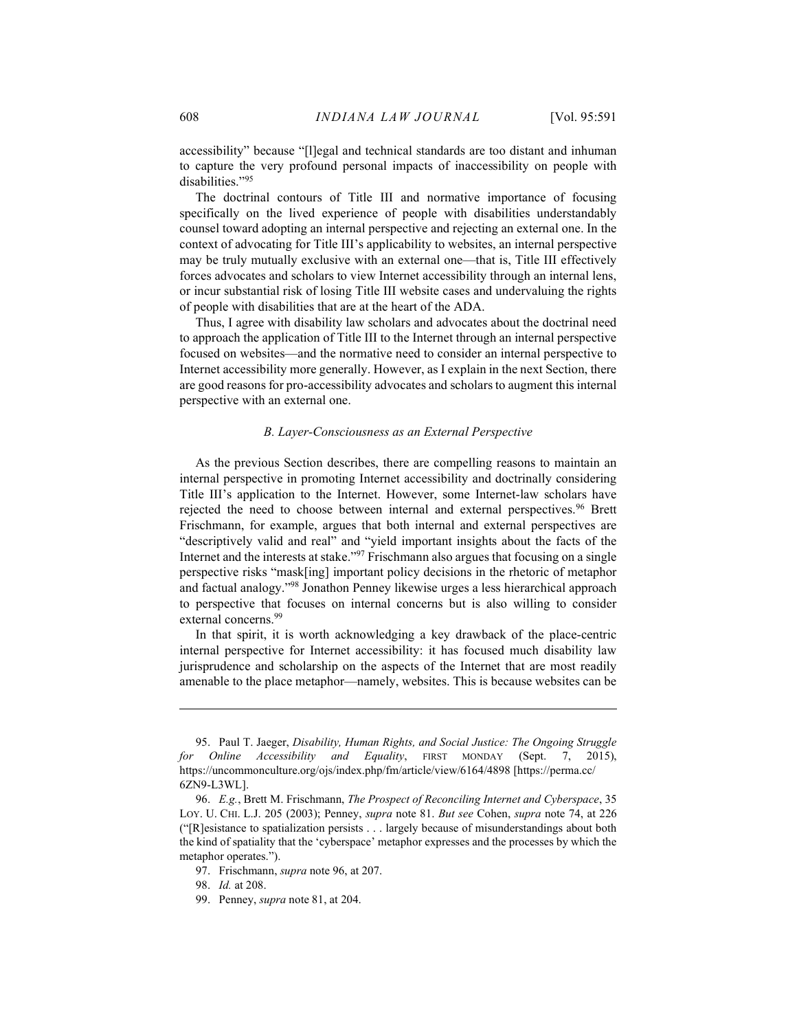accessibility" because "[l]egal and technical standards are too distant and inhuman to capture the very profound personal impacts of inaccessibility on people with disabilities."[95]

The doctrinal contours of Title III and normative importance of focusing specifically on the lived experience of people with disabilities understandably counsel toward adopting an internal perspective and rejecting an external one. In the context of advocating for Title III's applicability to websites, an internal perspective may be truly mutually exclusive with an external one—that is, Title III effectively forces advocates and scholars to view Internet accessibility through an internal lens, or incur substantial risk of losing Title III website cases and undervaluing the rights of people with disabilities that are at the heart of the ADA.

Thus, I agree with disability law scholars and advocates about the doctrinal need to approach the application of Title III to the Internet through an internal perspective focused on websites—and the normative need to consider an internal perspective to Internet accessibility more generally. However, as I explain in the next Section, there are good reasons for pro-accessibility advocates and scholars to augment this internal perspective with an external one.

### *B. Layer-Consciousness as an External Perspective*

As the previous Section describes, there are compelling reasons to maintain an internal perspective in promoting Internet accessibility and doctrinally considering Title III's application to the Internet. However, some Internet-law scholars have rejected the need to choose between internal and external perspectives.[96] Brett Frischmann, for example, argues that both internal and external perspectives are "descriptively valid and real" and "yield important insights about the facts of the Internet and the interests at stake."[97] Frischmann also argues that focusing on a single perspective risks "mask[ing] important policy decisions in the rhetoric of metaphor and factual analogy."[98] Jonathon Penney likewise urges a less hierarchical approach to perspective that focuses on internal concerns but is also willing to consider external concerns.[99]

In that spirit, it is worth acknowledging a key drawback of the place-centric internal perspective for Internet accessibility: it has focused much disability law jurisprudence and scholarship on the aspects of the Internet that are most readily amenable to the place metaphor—namely, websites. This is because websites can be

---

95. Paul T. Jaeger, *Disability, Human Rights, and Social Justice: The Ongoing Struggle for Online Accessibility and Equality*, FIRST MONDAY (Sept. 7, 2015), https://uncommonculture.org/ojs/index.php/fm/article/view/6164/4898 [https://perma.cc/6ZN9-L3WL].

96. *E.g.*, Brett M. Frischmann, *The Prospect of Reconciling Internet and Cyberspace*, 35 LOY. U. CHI. L.J. 205 (2003); Penney, *supra* note 81. *But see* Cohen, *supra* note 74, at 226 ("[R]esistance to spatialization persists . . . largely because of misunderstandings about both the kind of spatiality that the 'cyberspace' metaphor expresses and the processes by which the metaphor operates.").

97. Frischmann, *supra* note 96, at 207.

98. *Id.* at 208.

99. Penney, *supra* note 81, at 204.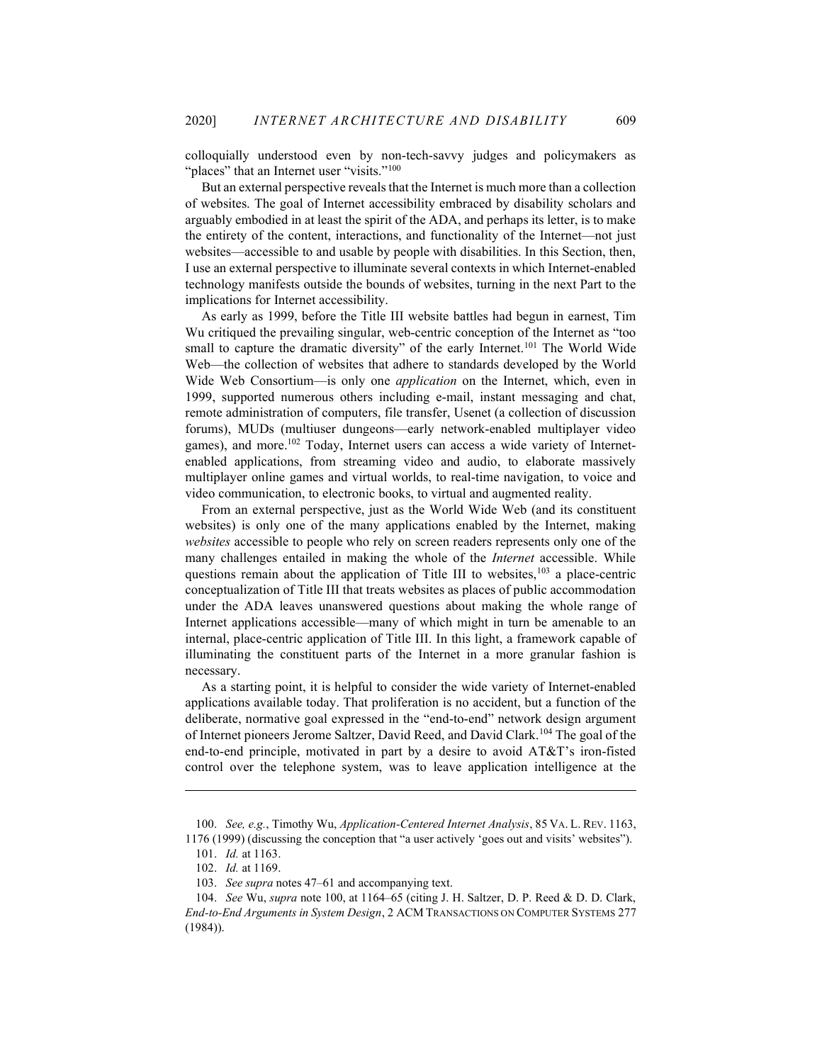colloquially understood even by non-tech-savvy judges and policymakers as "places" that an Internet user "visits."[100]

But an external perspective reveals that the Internet is much more than a collection of websites. The goal of Internet accessibility embraced by disability scholars and arguably embodied in at least the spirit of the ADA, and perhaps its letter, is to make the entirety of the content, interactions, and functionality of the Internet—not just websites—accessible to and usable by people with disabilities. In this Section, then, I use an external perspective to illuminate several contexts in which Internet-enabled technology manifests outside the bounds of websites, turning in the next Part to the implications for Internet accessibility.

As early as 1999, before the Title III website battles had begun in earnest, Tim Wu critiqued the prevailing singular, web-centric conception of the Internet as "too small to capture the dramatic diversity" of the early Internet.[101] The World Wide Web—the collection of websites that adhere to standards developed by the World Wide Web Consortium—is only one *application* on the Internet, which, even in 1999, supported numerous others including e-mail, instant messaging and chat, remote administration of computers, file transfer, Usenet (a collection of discussion forums), MUDs (multiuser dungeons—early network-enabled multiplayer video games), and more.[102] Today, Internet users can access a wide variety of Internet-enabled applications, from streaming video and audio, to elaborate massively multiplayer online games and virtual worlds, to real-time navigation, to voice and video communication, to electronic books, to virtual and augmented reality.

From an external perspective, just as the World Wide Web (and its constituent websites) is only one of the many applications enabled by the Internet, making *websites* accessible to people who rely on screen readers represents only one of the many challenges entailed in making the whole of the *Internet* accessible. While questions remain about the application of Title III to websites,[103] a place-centric conceptualization of Title III that treats websites as places of public accommodation under the ADA leaves unanswered questions about making the whole range of Internet applications accessible—many of which might in turn be amenable to an internal, place-centric application of Title III. In this light, a framework capable of illuminating the constituent parts of the Internet in a more granular fashion is necessary.

As a starting point, it is helpful to consider the wide variety of Internet-enabled applications available today. That proliferation is no accident, but a function of the deliberate, normative goal expressed in the "end-to-end" network design argument of Internet pioneers Jerome Saltzer, David Reed, and David Clark.[104] The goal of the end-to-end principle, motivated in part by a desire to avoid AT&T's iron-fisted control over the telephone system, was to leave application intelligence at the

---

100. *See, e.g.*, Timothy Wu, *Application-Centered Internet Analysis*, 85 VA. L. REV. 1163, 1176 (1999) (discussing the conception that "a user actively 'goes out and visits' websites").

101. *Id.* at 1163.

102. *Id.* at 1169.

103. *See supra* notes 47–61 and accompanying text.

104. *See* Wu, *supra* note 100, at 1164–65 (citing J. H. Saltzer, D. P. Reed & D. D. Clark, *End-to-End Arguments in System Design*, 2 ACM TRANSACTIONS ON COMPUTER SYSTEMS 277 (1984)).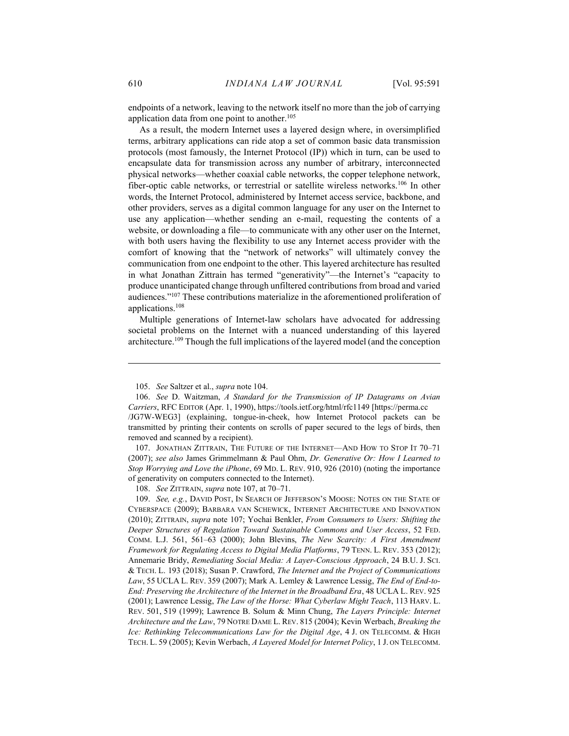endpoints of a network, leaving to the network itself no more than the job of carrying application data from one point to another.[105]

As a result, the modern Internet uses a layered design where, in oversimplified terms, arbitrary applications can ride atop a set of common basic data transmission protocols (most famously, the Internet Protocol (IP)) which in turn, can be used to encapsulate data for transmission across any number of arbitrary, interconnected physical networks—whether coaxial cable networks, the copper telephone network, fiber-optic cable networks, or terrestrial or satellite wireless networks.[106] In other words, the Internet Protocol, administered by Internet access service, backbone, and other providers, serves as a digital common language for any user on the Internet to use any application—whether sending an e-mail, requesting the contents of a website, or downloading a file—to communicate with any other user on the Internet, with both users having the flexibility to use any Internet access provider with the comfort of knowing that the "network of networks" will ultimately convey the communication from one endpoint to the other. This layered architecture has resulted in what Jonathan Zittrain has termed "generativity"—the Internet's "capacity to produce unanticipated change through unfiltered contributions from broad and varied audiences."[107] These contributions materialize in the aforementioned proliferation of applications.[108]

Multiple generations of Internet-law scholars have advocated for addressing societal problems on the Internet with a nuanced understanding of this layered architecture.[109] Though the full implications of the layered model (and the conception

---

105. *See* Saltzer et al., *supra* note 104.

106. *See* D. Waitzman, *A Standard for the Transmission of IP Datagrams on Avian Carriers*, RFC EDITOR (Apr. 1, 1990), https://tools.ietf.org/html/rfc1149 [https://perma.cc/JG7W-WEG3] (explaining, tongue-in-cheek, how Internet Protocol packets can be transmitted by printing their contents on scrolls of paper secured to the legs of birds, then removed and scanned by a recipient).

107. JONATHAN ZITTRAIN, THE FUTURE OF THE INTERNET—AND HOW TO STOP IT 70–71 (2007); *see also* James Grimmelmann & Paul Ohm, *Dr. Generative Or: How I Learned to Stop Worrying and Love the iPhone*, 69 MD. L. REV. 910, 926 (2010) (noting the importance of generativity on computers connected to the Internet).

108. *See* ZITTRAIN, *supra* note 107, at 70–71.

109. *See, e.g.*, DAVID POST, IN SEARCH OF JEFFERSON'S MOOSE: NOTES ON THE STATE OF CYBERSPACE (2009); BARBARA VAN SCHEWICK, INTERNET ARCHITECTURE AND INNOVATION (2010); ZITTRAIN, *supra* note 107; Yochai Benkler, *From Consumers to Users: Shifting the Deeper Structures of Regulation Toward Sustainable Commons and User Access*, 52 FED. COMM. L.J. 561, 561–63 (2000); John Blevins, *The New Scarcity: A First Amendment Framework for Regulating Access to Digital Media Platforms*, 79 TENN. L. REV. 353 (2012); Annemarie Bridy, *Remediating Social Media: A Layer-Conscious Approach*, 24 B.U. J. SCI. & TECH. L. 193 (2018); Susan P. Crawford, *The Internet and the Project of Communications Law*, 55 UCLA L. REV. 359 (2007); Mark A. Lemley & Lawrence Lessig, *The End of End-to-End: Preserving the Architecture of the Internet in the Broadband Era*, 48 UCLA L. REV. 925 (2001); Lawrence Lessig, *The Law of the Horse: What Cyberlaw Might Teach*, 113 HARV. L. REV. 501, 519 (1999); Lawrence B. Solum & Minn Chung, *The Layers Principle: Internet Architecture and the Law*, 79 NOTRE DAME L. REV. 815 (2004); Kevin Werbach, *Breaking the Ice: Rethinking Telecommunications Law for the Digital Age*, 4 J. ON TELECOMM. & HIGH TECH. L. 59 (2005); Kevin Werbach, *A Layered Model for Internet Policy*, 1 J. ON TELECOMM.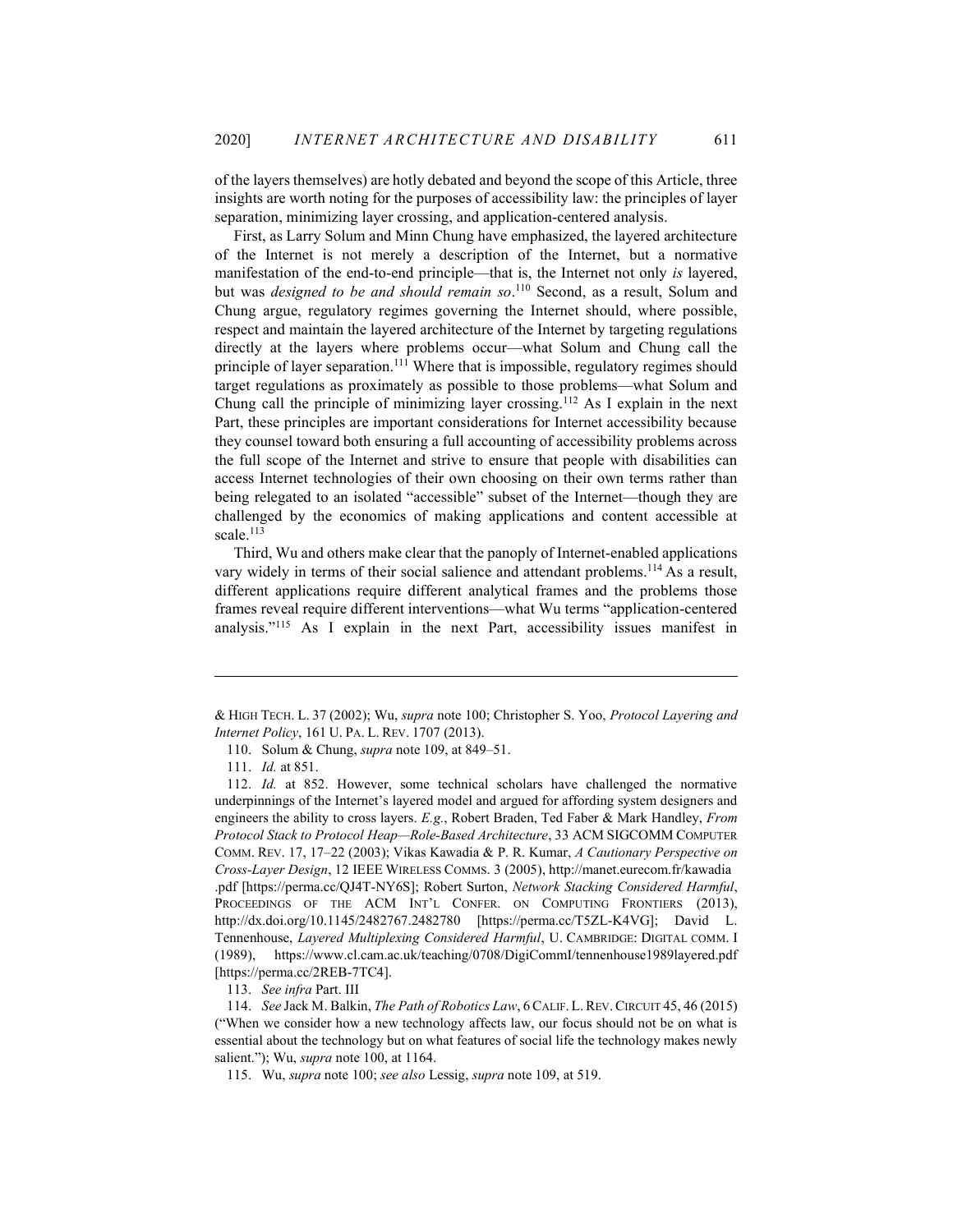of the layers themselves) are hotly debated and beyond the scope of this Article, three insights are worth noting for the purposes of accessibility law: the principles of layer separation, minimizing layer crossing, and application-centered analysis.

First, as Larry Solum and Minn Chung have emphasized, the layered architecture of the Internet is not merely a description of the Internet, but a normative manifestation of the end-to-end principle—that is, the Internet not only *is* layered, but was *designed to be and should remain so*.[110] Second, as a result, Solum and Chung argue, regulatory regimes governing the Internet should, where possible, respect and maintain the layered architecture of the Internet by targeting regulations directly at the layers where problems occur—what Solum and Chung call the principle of layer separation.[111] Where that is impossible, regulatory regimes should target regulations as proximately as possible to those problems—what Solum and Chung call the principle of minimizing layer crossing.[112] As I explain in the next Part, these principles are important considerations for Internet accessibility because they counsel toward both ensuring a full accounting of accessibility problems across the full scope of the Internet and strive to ensure that people with disabilities can access Internet technologies of their own choosing on their own terms rather than being relegated to an isolated "accessible" subset of the Internet—though they are challenged by the economics of making applications and content accessible at scale.[113]

Third, Wu and others make clear that the panoply of Internet-enabled applications vary widely in terms of their social salience and attendant problems.[114] As a result, different applications require different analytical frames and the problems those frames reveal require different interventions—what Wu terms "application-centered analysis."[115] As I explain in the next Part, accessibility issues manifest in

---

& HIGH TECH. L. 37 (2002); Wu, *supra* note 100; Christopher S. Yoo, *Protocol Layering and Internet Policy*, 161 U. PA. L. REV. 1707 (2013).

110. Solum & Chung, *supra* note 109, at 849–51.

111. *Id.* at 851.

112. *Id.* at 852. However, some technical scholars have challenged the normative underpinnings of the Internet's layered model and argued for affording system designers and engineers the ability to cross layers. *E.g.*, Robert Braden, Ted Faber & Mark Handley, *From Protocol Stack to Protocol Heap—Role-Based Architecture*, 33 ACM SIGCOMM COMPUTER COMM. REV. 17, 17–22 (2003); Vikas Kawadia & P. R. Kumar, *A Cautionary Perspective on Cross-Layer Design*, 12 IEEE WIRELESS COMMS. 3 (2005), http://manet.eurecom.fr/kawadia.pdf [https://perma.cc/QJ4T-NY6S]; Robert Surton, *Network Stacking Considered Harmful*, PROCEEDINGS OF THE ACM INT'L CONFER. ON COMPUTING FRONTIERS (2013), http://dx.doi.org/10.1145/2482767.2482780 [https://perma.cc/T5ZL-K4VG]; David L. Tennenhouse, *Layered Multiplexing Considered Harmful*, U. CAMBRIDGE: DIGITAL COMM. I (1989), https://www.cl.cam.ac.uk/teaching/0708/DigiCommI/tennenhouse1989layered.pdf [https://perma.cc/2REB-7TC4].

113. *See infra* Part. III

114. *See* Jack M. Balkin, *The Path of Robotics Law*, 6 CALIF. L. REV. CIRCUIT 45, 46 (2015) ("When we consider how a new technology affects law, our focus should not be on what is essential about the technology but on what features of social life the technology makes newly salient."); Wu, *supra* note 100, at 1164.

115. Wu, *supra* note 100; *see also* Lessig, *supra* note 109, at 519.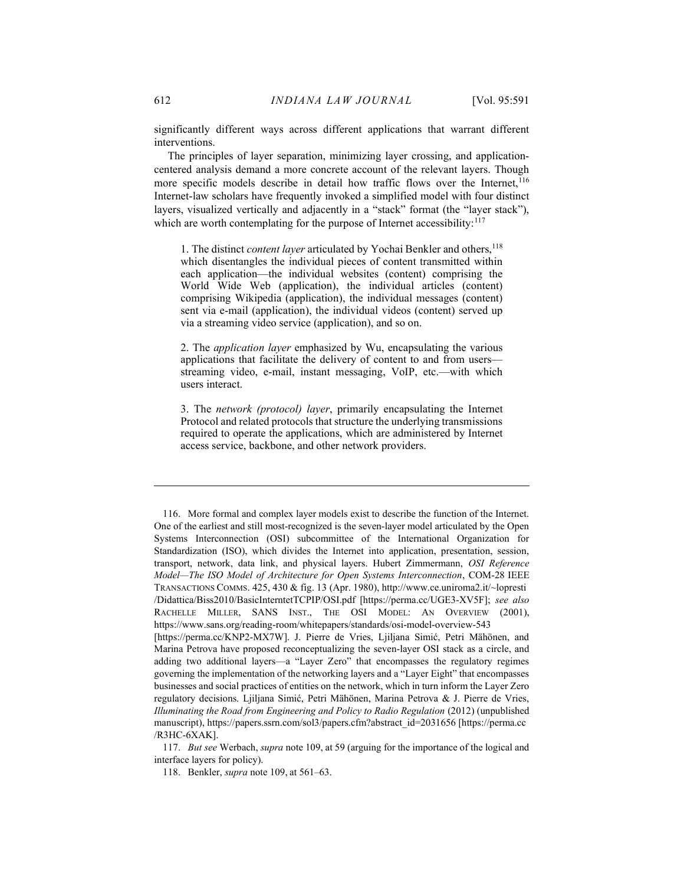significantly different ways across different applications that warrant different interventions.

The principles of layer separation, minimizing layer crossing, and application-centered analysis demand a more concrete account of the relevant layers. Though more specific models describe in detail how traffic flows over the Internet,[116] Internet-law scholars have frequently invoked a simplified model with four distinct layers, visualized vertically and adjacently in a "stack" format (the "layer stack"), which are worth contemplating for the purpose of Internet accessibility:[117]

> 1. The distinct *content layer* articulated by Yochai Benkler and others,[118] which disentangles the individual pieces of content transmitted within each application—the individual websites (content) comprising the World Wide Web (application), the individual articles (content) comprising Wikipedia (application), the individual messages (content) sent via e-mail (application), the individual videos (content) served up via a streaming video service (application), and so on.
>
> 2. The *application layer* emphasized by Wu, encapsulating the various applications that facilitate the delivery of content to and from users—streaming video, e-mail, instant messaging, VoIP, etc.—with which users interact.
>
> 3. The *network (protocol) layer*, primarily encapsulating the Internet Protocol and related protocols that structure the underlying transmissions required to operate the applications, which are administered by Internet access service, backbone, and other network providers.

---

116. More formal and complex layer models exist to describe the function of the Internet. One of the earliest and still most-recognized is the seven-layer model articulated by the Open Systems Interconnection (OSI) subcommittee of the International Organization for Standardization (ISO), which divides the Internet into application, presentation, session, transport, network, data link, and physical layers. Hubert Zimmermann, *OSI Reference Model—The ISO Model of Architecture for Open Systems Interconnection*, COM-28 IEEE TRANSACTIONS COMMS. 425, 430 & fig. 13 (Apr. 1980), http://www.ce.uniroma2.it/~lopresti/Didattica/Biss2010/BasicInterntetTCPIP/OSI.pdf [https://perma.cc/UGE3-XV5F]; *see also* RACHELLE MILLER, SANS INST., THE OSI MODEL: AN OVERVIEW (2001), https://www.sans.org/reading-room/whitepapers/standards/osi-model-overview-543 [https://perma.cc/KNP2-MX7W]. J. Pierre de Vries, Ljiljana Simić, Petri Mähönen, and Marina Petrova have proposed reconceptualizing the seven-layer OSI stack as a circle, and adding two additional layers—a "Layer Zero" that encompasses the regulatory regimes governing the implementation of the networking layers and a "Layer Eight" that encompasses businesses and social practices of entities on the network, which in turn inform the Layer Zero regulatory decisions. Ljiljana Simić, Petri Mähönen, Marina Petrova & J. Pierre de Vries, *Illuminating the Road from Engineering and Policy to Radio Regulation* (2012) (unpublished manuscript), https://papers.ssrn.com/sol3/papers.cfm?abstract_id=2031656 [https://perma.cc/R3HC-6XAK].

117. *But see* Werbach, *supra* note 109, at 59 (arguing for the importance of the logical and interface layers for policy).

118. Benkler, *supra* note 109, at 561–63.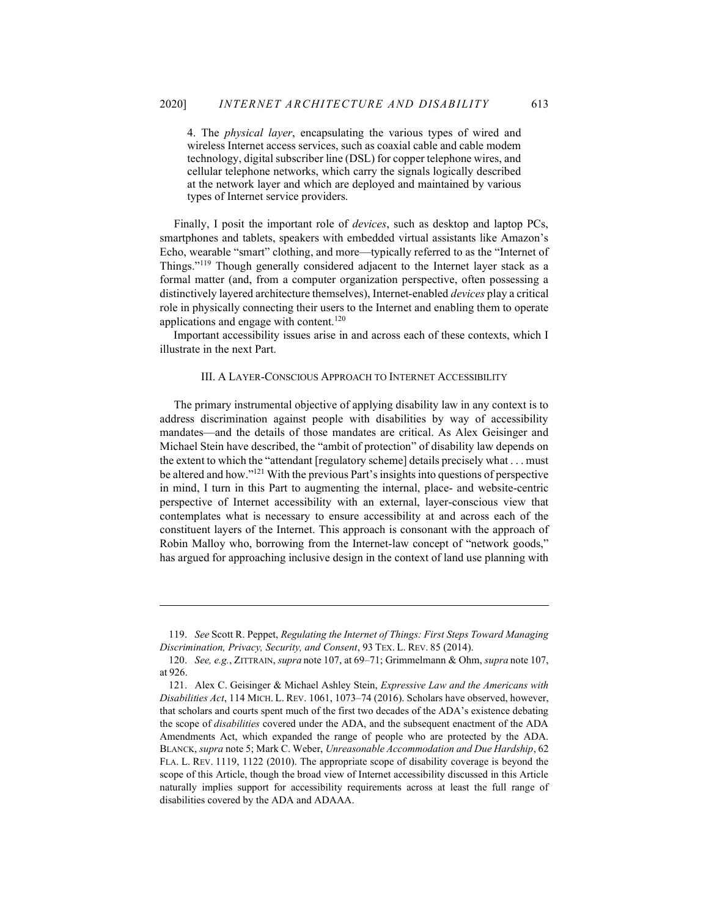4. The *physical layer*, encapsulating the various types of wired and wireless Internet access services, such as coaxial cable and cable modem technology, digital subscriber line (DSL) for copper telephone wires, and cellular telephone networks, which carry the signals logically described at the network layer and which are deployed and maintained by various types of Internet service providers.

Finally, I posit the important role of *devices*, such as desktop and laptop PCs, smartphones and tablets, speakers with embedded virtual assistants like Amazon's Echo, wearable "smart" clothing, and more—typically referred to as the "Internet of Things."[119] Though generally considered adjacent to the Internet layer stack as a formal matter (and, from a computer organization perspective, often possessing a distinctively layered architecture themselves), Internet-enabled *devices* play a critical role in physically connecting their users to the Internet and enabling them to operate applications and engage with content.[120]

Important accessibility issues arise in and across each of these contexts, which I illustrate in the next Part.

## III. A Layer-Conscious Approach to Internet Accessibility

The primary instrumental objective of applying disability law in any context is to address discrimination against people with disabilities by way of accessibility mandates—and the details of those mandates are critical. As Alex Geisinger and Michael Stein have described, the "ambit of protection" of disability law depends on the extent to which the "attendant [regulatory scheme] details precisely what . . . must be altered and how."[121] With the previous Part's insights into questions of perspective in mind, I turn in this Part to augmenting the internal, place- and website-centric perspective of Internet accessibility with an external, layer-conscious view that contemplates what is necessary to ensure accessibility at and across each of the constituent layers of the Internet. This approach is consonant with the approach of Robin Malloy who, borrowing from the Internet-law concept of "network goods," has argued for approaching inclusive design in the context of land use planning with

---

119. *See* Scott R. Peppet, *Regulating the Internet of Things: First Steps Toward Managing Discrimination, Privacy, Security, and Consent*, 93 TEX. L. REV. 85 (2014).

120. *See, e.g.*, ZITTRAIN, *supra* note 107, at 69–71; Grimmelmann & Ohm, *supra* note 107, at 926.

121. Alex C. Geisinger & Michael Ashley Stein, *Expressive Law and the Americans with Disabilities Act*, 114 MICH. L. REV. 1061, 1073–74 (2016). Scholars have observed, however, that scholars and courts spent much of the first two decades of the ADA's existence debating the scope of *disabilities* covered under the ADA, and the subsequent enactment of the ADA Amendments Act, which expanded the range of people who are protected by the ADA. BLANCK, *supra* note 5; Mark C. Weber, *Unreasonable Accommodation and Due Hardship*, 62 FLA. L. REV. 1119, 1122 (2010). The appropriate scope of disability coverage is beyond the scope of this Article, though the broad view of Internet accessibility discussed in this Article naturally implies support for accessibility requirements across at least the full range of disabilities covered by the ADA and ADAAA.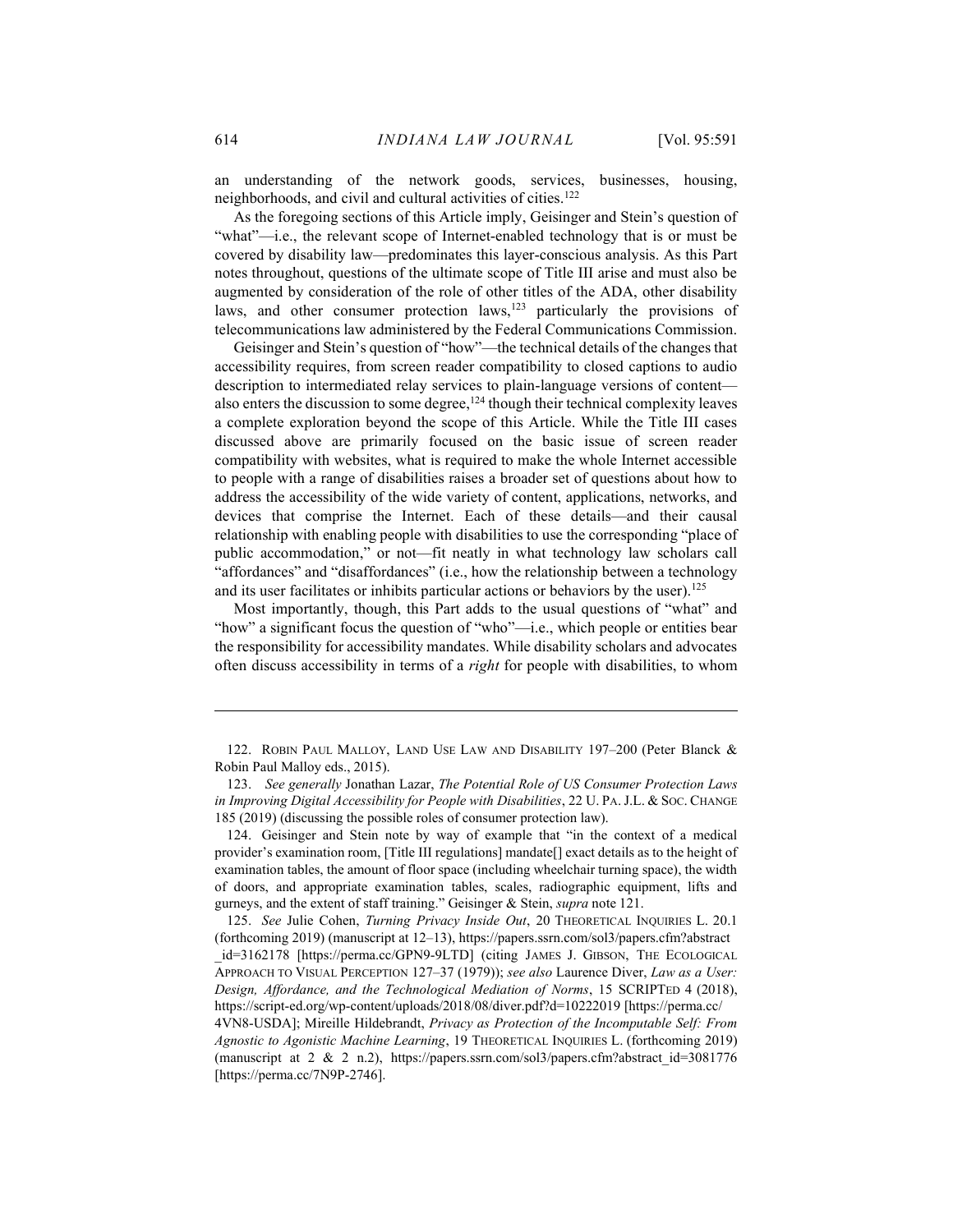an understanding of the network goods, services, businesses, housing, neighborhoods, and civil and cultural activities of cities.[122]

As the foregoing sections of this Article imply, Geisinger and Stein's question of "what"—i.e., the relevant scope of Internet-enabled technology that is or must be covered by disability law—predominates this layer-conscious analysis. As this Part notes throughout, questions of the ultimate scope of Title III arise and must also be augmented by consideration of the role of other titles of the ADA, other disability laws, and other consumer protection laws,[123] particularly the provisions of telecommunications law administered by the Federal Communications Commission.

Geisinger and Stein's question of "how"—the technical details of the changes that accessibility requires, from screen reader compatibility to closed captions to audio description to intermediated relay services to plain-language versions of content—also enters the discussion to some degree,[124] though their technical complexity leaves a complete exploration beyond the scope of this Article. While the Title III cases discussed above are primarily focused on the basic issue of screen reader compatibility with websites, what is required to make the whole Internet accessible to people with a range of disabilities raises a broader set of questions about how to address the accessibility of the wide variety of content, applications, networks, and devices that comprise the Internet. Each of these details—and their causal relationship with enabling people with disabilities to use the corresponding "place of public accommodation," or not—fit neatly in what technology law scholars call "affordances" and "disaffordances" (i.e., how the relationship between a technology and its user facilitates or inhibits particular actions or behaviors by the user).[125]

Most importantly, though, this Part adds to the usual questions of "what" and "how" a significant focus the question of "who"—i.e., which people or entities bear the responsibility for accessibility mandates. While disability scholars and advocates often discuss accessibility in terms of a *right* for people with disabilities, to whom

---

122. ROBIN PAUL MALLOY, LAND USE LAW AND DISABILITY 197–200 (Peter Blanck & Robin Paul Malloy eds., 2015).

123. *See generally* Jonathan Lazar, *The Potential Role of US Consumer Protection Laws in Improving Digital Accessibility for People with Disabilities*, 22 U. PA. J.L. & SOC. CHANGE 185 (2019) (discussing the possible roles of consumer protection law).

124. Geisinger and Stein note by way of example that "in the context of a medical provider's examination room, [Title III regulations] mandate[] exact details as to the height of examination tables, the amount of floor space (including wheelchair turning space), the width of doors, and appropriate examination tables, scales, radiographic equipment, lifts and gurneys, and the extent of staff training." Geisinger & Stein, *supra* note 121.

125. *See* Julie Cohen, *Turning Privacy Inside Out*, 20 THEORETICAL INQUIRIES L. 20.1 (forthcoming 2019) (manuscript at 12–13), https://papers.ssrn.com/sol3/papers.cfm?abstract_id=3162178 [https://perma.cc/GPN9-9LTD] (citing JAMES J. GIBSON, THE ECOLOGICAL APPROACH TO VISUAL PERCEPTION 127–37 (1979)); *see also* Laurence Diver, *Law as a User: Design, Affordance, and the Technological Mediation of Norms*, 15 SCRIPTED 4 (2018), https://script-ed.org/wp-content/uploads/2018/08/diver.pdf?d=10222019 [https://perma.cc/4VN8-USDA]; Mireille Hildebrandt, *Privacy as Protection of the Incomputable Self: From Agnostic to Agonistic Machine Learning*, 19 THEORETICAL INQUIRIES L. (forthcoming 2019) (manuscript at 2 & 2 n.2), https://papers.ssrn.com/sol3/papers.cfm?abstract_id=3081776 [https://perma.cc/7N9P-2746].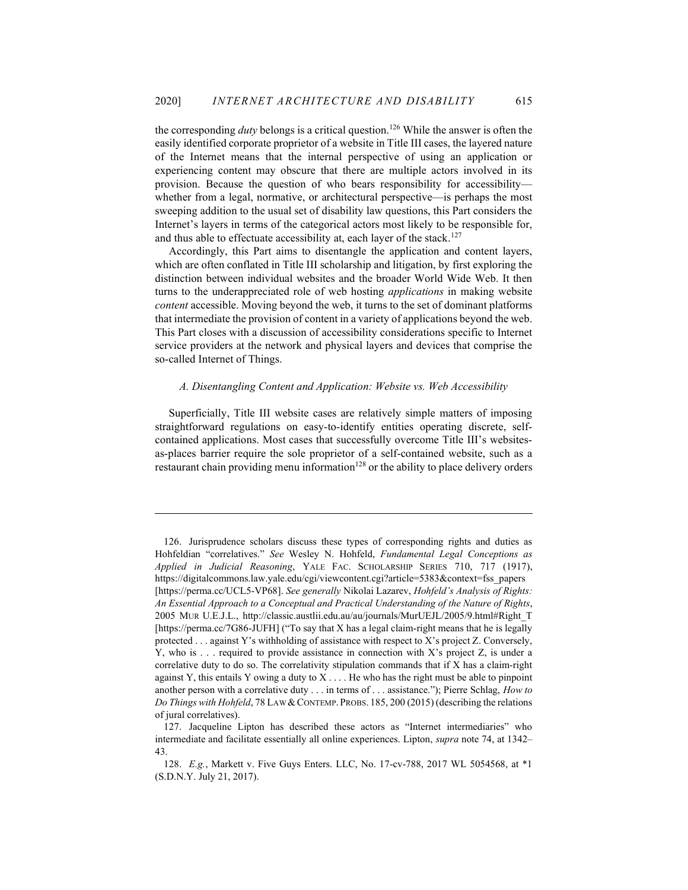the corresponding *duty* belongs is a critical question.[126] While the answer is often the easily identified corporate proprietor of a website in Title III cases, the layered nature of the Internet means that the internal perspective of using an application or experiencing content may obscure that there are multiple actors involved in its provision. Because the question of who bears responsibility for accessibility—whether from a legal, normative, or architectural perspective—is perhaps the most sweeping addition to the usual set of disability law questions, this Part considers the Internet's layers in terms of the categorical actors most likely to be responsible for, and thus able to effectuate accessibility at, each layer of the stack.[127]

Accordingly, this Part aims to disentangle the application and content layers, which are often conflated in Title III scholarship and litigation, by first exploring the distinction between individual websites and the broader World Wide Web. It then turns to the underappreciated role of web hosting *applications* in making website *content* accessible. Moving beyond the web, it turns to the set of dominant platforms that intermediate the provision of content in a variety of applications beyond the web. This Part closes with a discussion of accessibility considerations specific to Internet service providers at the network and physical layers and devices that comprise the so-called Internet of Things.

### *A. Disentangling Content and Application: Website vs. Web Accessibility*

Superficially, Title III website cases are relatively simple matters of imposing straightforward regulations on easy-to-identify entities operating discrete, self-contained applications. Most cases that successfully overcome Title III's websites-as-places barrier require the sole proprietor of a self-contained website, such as a restaurant chain providing menu information[128] or the ability to place delivery orders

---

126. Jurisprudence scholars discuss these types of corresponding rights and duties as Hohfeldian "correlatives." *See* Wesley N. Hohfeld, *Fundamental Legal Conceptions as Applied in Judicial Reasoning*, YALE FAC. SCHOLARSHIP SERIES 710, 717 (1917), https://digitalcommons.law.yale.edu/cgi/viewcontent.cgi?article=5383&context=fss_papers [https://perma.cc/UCL5-VP68]. *See generally* Nikolai Lazarev, *Hohfeld's Analysis of Rights: An Essential Approach to a Conceptual and Practical Understanding of the Nature of Rights*, 2005 MUR U.E.J.L., http://classic.austlii.edu.au/au/journals/MurUEJL/2005/9.html#Right_T [https://perma.cc/7G86-JUFH] ("To say that X has a legal claim-right means that he is legally protected . . . against Y's withholding of assistance with respect to X's project Z. Conversely, Y, who is . . . required to provide assistance in connection with X's project Z, is under a correlative duty to do so. The correlativity stipulation commands that if X has a claim-right against Y, this entails Y owing a duty to X . . . . He who has the right must be able to pinpoint another person with a correlative duty . . . in terms of . . . assistance."); Pierre Schlag, *How to Do Things with Hohfeld*, 78 LAW & CONTEMP. PROBS. 185, 200 (2015) (describing the relations of jural correlatives).

127. Jacqueline Lipton has described these actors as "Internet intermediaries" who intermediate and facilitate essentially all online experiences. Lipton, *supra* note 74, at 1342–43.

128. *E.g.*, Markett v. Five Guys Enters. LLC, No. 17-cv-788, 2017 WL 5054568, at *1 (S.D.N.Y. July 21, 2017).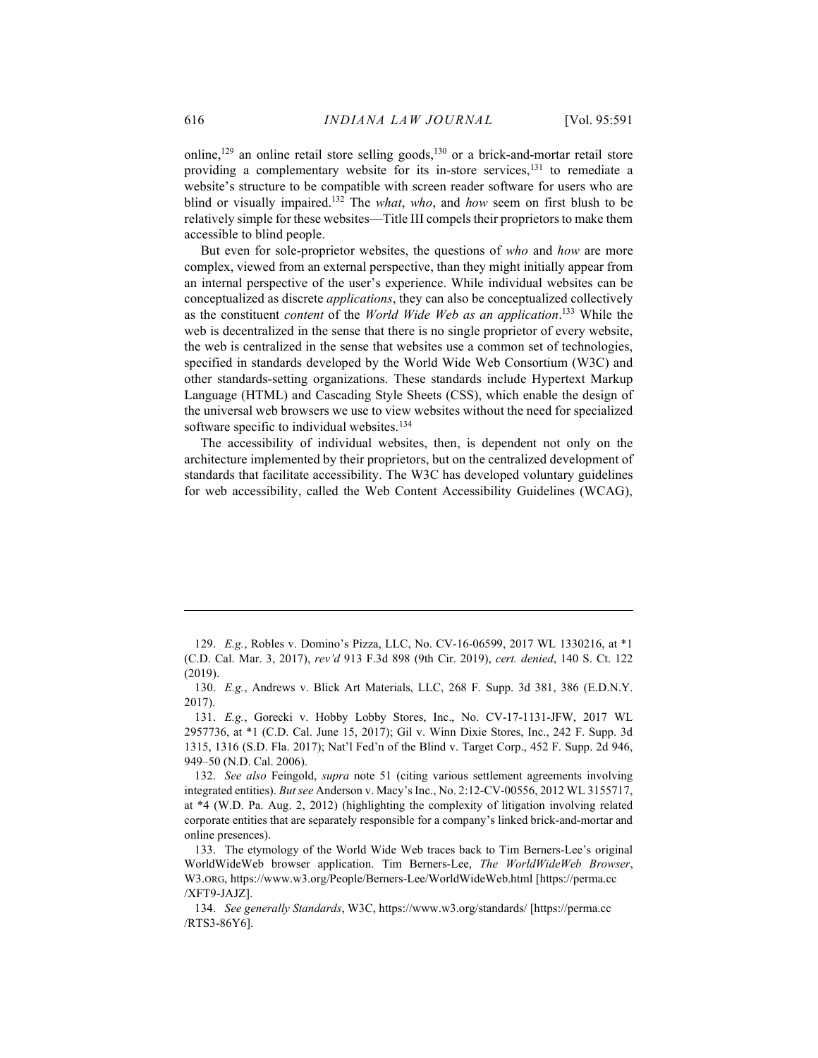online,[129] an online retail store selling goods,[130] or a brick-and-mortar retail store providing a complementary website for its in-store services,[131] to remediate a website's structure to be compatible with screen reader software for users who are blind or visually impaired.[132] The *what*, *who*, and *how* seem on first blush to be relatively simple for these websites—Title III compels their proprietors to make them accessible to blind people.

But even for sole-proprietor websites, the questions of *who* and *how* are more complex, viewed from an external perspective, than they might initially appear from an internal perspective of the user's experience. While individual websites can be conceptualized as discrete *applications*, they can also be conceptualized collectively as the constituent *content* of the *World Wide Web as an application*.[133] While the web is decentralized in the sense that there is no single proprietor of every website, the web is centralized in the sense that websites use a common set of technologies, specified in standards developed by the World Wide Web Consortium (W3C) and other standards-setting organizations. These standards include Hypertext Markup Language (HTML) and Cascading Style Sheets (CSS), which enable the design of the universal web browsers we use to view websites without the need for specialized software specific to individual websites.[134]

The accessibility of individual websites, then, is dependent not only on the architecture implemented by their proprietors, but on the centralized development of standards that facilitate accessibility. The W3C has developed voluntary guidelines for web accessibility, called the Web Content Accessibility Guidelines (WCAG),

---

129. *E.g.*, Robles v. Domino's Pizza, LLC, No. CV-16-06599, 2017 WL 1330216, at *1 (C.D. Cal. Mar. 3, 2017), *rev'd* 913 F.3d 898 (9th Cir. 2019), *cert. denied*, 140 S. Ct. 122 (2019).

130. *E.g.*, Andrews v. Blick Art Materials, LLC, 268 F. Supp. 3d 381, 386 (E.D.N.Y. 2017).

131. *E.g.*, Gorecki v. Hobby Lobby Stores, Inc., No. CV-17-1131-JFW, 2017 WL 2957736, at *1 (C.D. Cal. June 15, 2017); Gil v. Winn Dixie Stores, Inc., 242 F. Supp. 3d 1315, 1316 (S.D. Fla. 2017); Nat'l Fed'n of the Blind v. Target Corp., 452 F. Supp. 2d 946, 949–50 (N.D. Cal. 2006).

132. *See also* Feingold, *supra* note 51 (citing various settlement agreements involving integrated entities). *But see* Anderson v. Macy's Inc., No. 2:12-CV-00556, 2012 WL 3155717, at *4 (W.D. Pa. Aug. 2, 2012) (highlighting the complexity of litigation involving related corporate entities that are separately responsible for a company's linked brick-and-mortar and online presences).

133. The etymology of the World Wide Web traces back to Tim Berners-Lee's original WorldWideWeb browser application. Tim Berners-Lee, *The WorldWideWeb Browser*, W3.ORG, https://www.w3.org/People/Berners-Lee/WorldWideWeb.html [https://perma.cc/XFT9-JAJZ].

134. *See generally Standards*, W3C, https://www.w3.org/standards/ [https://perma.cc/RTS3-86Y6].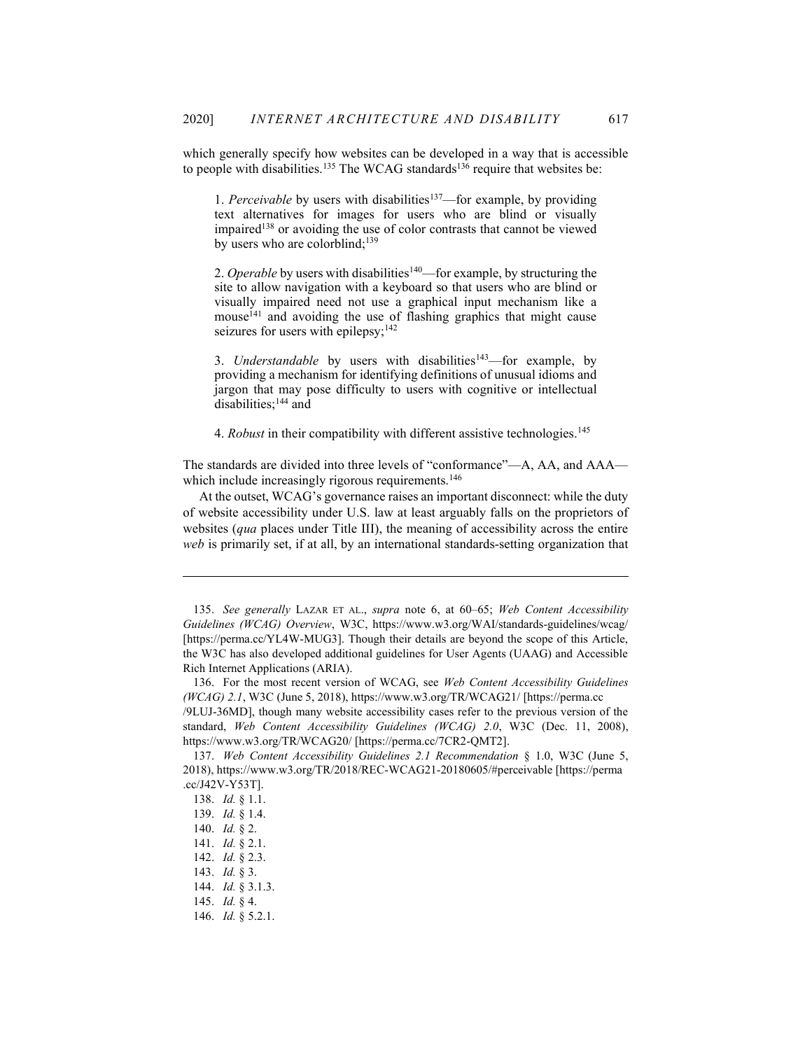which generally specify how websites can be developed in a way that is accessible to people with disabilities.[135] The WCAG standards[136] require that websites be:

> 1. *Perceivable* by users with disabilities[137]—for example, by providing text alternatives for images for users who are blind or visually impaired[138] or avoiding the use of color contrasts that cannot be viewed by users who are colorblind;[139]
>
> 2. *Operable* by users with disabilities[140]—for example, by structuring the site to allow navigation with a keyboard so that users who are blind or visually impaired need not use a graphical input mechanism like a mouse[141] and avoiding the use of flashing graphics that might cause seizures for users with epilepsy;[142]
>
> 3. *Understandable* by users with disabilities[143]—for example, by providing a mechanism for identifying definitions of unusual idioms and jargon that may pose difficulty to users with cognitive or intellectual disabilities;[144] and
>
> 4. *Robust* in their compatibility with different assistive technologies.[145]

The standards are divided into three levels of "conformance"—A, AA, and AAA—which include increasingly rigorous requirements.[146]

At the outset, WCAG's governance raises an important disconnect: while the duty of website accessibility under U.S. law at least arguably falls on the proprietors of websites (*qua* places under Title III), the meaning of accessibility across the entire *web* is primarily set, if at all, by an international standards-setting organization that

---

135. *See generally* LAZAR ET AL., *supra* note 6, at 60–65; *Web Content Accessibility Guidelines (WCAG) Overview*, W3C, https://www.w3.org/WAI/standards-guidelines/wcag/ [https://perma.cc/YL4W-MUG3]. Though their details are beyond the scope of this Article, the W3C has also developed additional guidelines for User Agents (UAAG) and Accessible Rich Internet Applications (ARIA).

136. For the most recent version of WCAG, see *Web Content Accessibility Guidelines (WCAG) 2.1*, W3C (June 5, 2018), https://www.w3.org/TR/WCAG21/ [https://perma.cc/9LUJ-36MD], though many website accessibility cases refer to the previous version of the standard, *Web Content Accessibility Guidelines (WCAG) 2.0*, W3C (Dec. 11, 2008), https://www.w3.org/TR/WCAG20/ [https://perma.cc/7CR2-QMT2].

137. *Web Content Accessibility Guidelines 2.1 Recommendation* § 1.0, W3C (June 5, 2018), https://www.w3.org/TR/2018/REC-WCAG21-20180605/#perceivable [https://perma.cc/J42V-Y53T].

138. *Id.* § 1.1.

139. *Id.* § 1.4.

140. *Id.* § 2.

141. *Id.* § 2.1.

142. *Id.* § 2.3.

143. *Id.* § 3.

144. *Id.* § 3.1.3.

145. *Id.* § 4.

146. *Id.* § 5.2.1.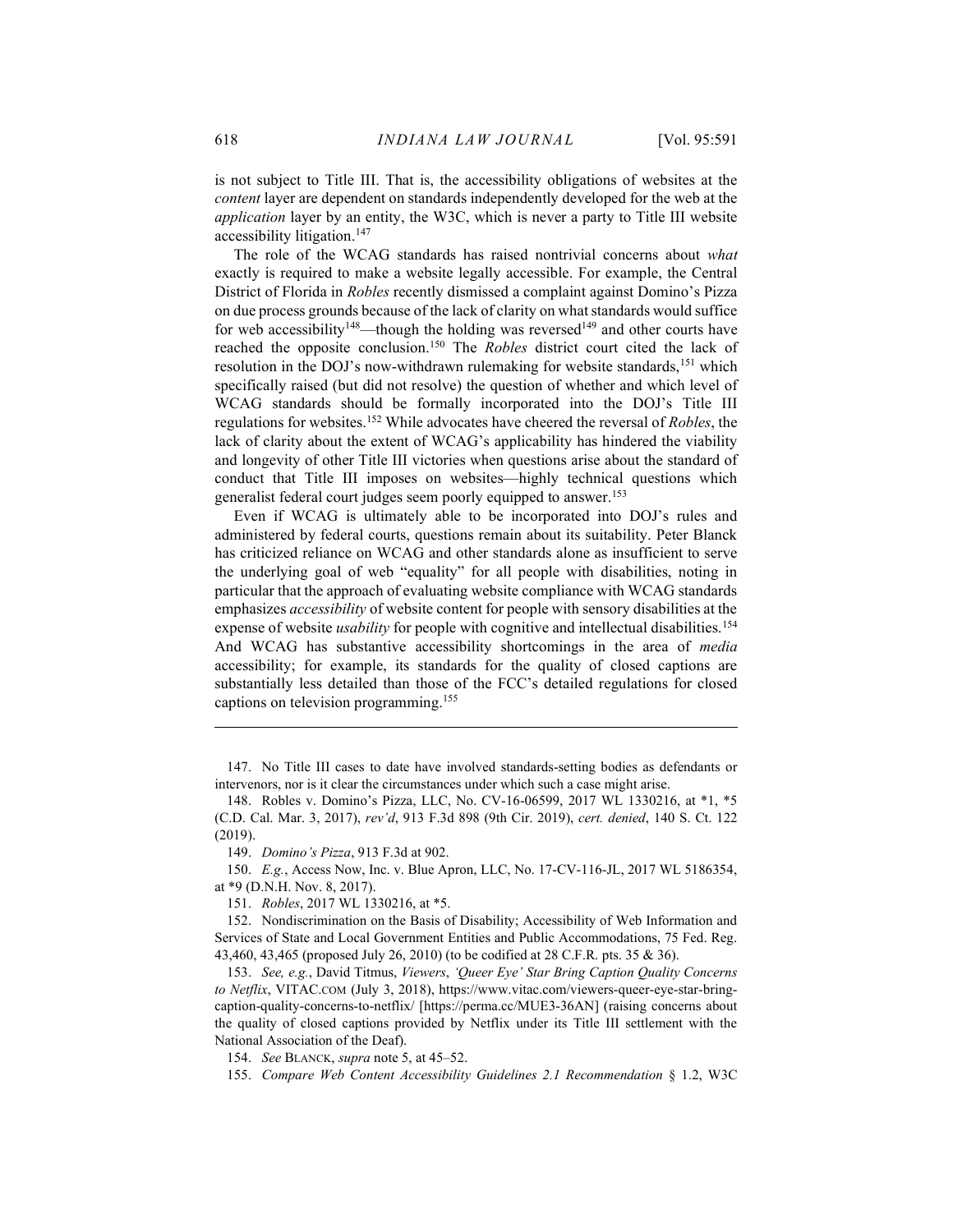is not subject to Title III. That is, the accessibility obligations of websites at the *content* layer are dependent on standards independently developed for the web at the *application* layer by an entity, the W3C, which is never a party to Title III website accessibility litigation.[147]

The role of the WCAG standards has raised nontrivial concerns about *what* exactly is required to make a website legally accessible. For example, the Central District of Florida in *Robles* recently dismissed a complaint against Domino's Pizza on due process grounds because of the lack of clarity on what standards would suffice for web accessibility[148]—though the holding was reversed[149] and other courts have reached the opposite conclusion.[150] The *Robles* district court cited the lack of resolution in the DOJ's now-withdrawn rulemaking for website standards,[151] which specifically raised (but did not resolve) the question of whether and which level of WCAG standards should be formally incorporated into the DOJ's Title III regulations for websites.[152] While advocates have cheered the reversal of *Robles*, the lack of clarity about the extent of WCAG's applicability has hindered the viability and longevity of other Title III victories when questions arise about the standard of conduct that Title III imposes on websites—highly technical questions which generalist federal court judges seem poorly equipped to answer.[153]

Even if WCAG is ultimately able to be incorporated into DOJ's rules and administered by federal courts, questions remain about its suitability. Peter Blanck has criticized reliance on WCAG and other standards alone as insufficient to serve the underlying goal of web "equality" for all people with disabilities, noting in particular that the approach of evaluating website compliance with WCAG standards emphasizes *accessibility* of website content for people with sensory disabilities at the expense of website *usability* for people with cognitive and intellectual disabilities.[154] And WCAG has substantive accessibility shortcomings in the area of *media* accessibility; for example, its standards for the quality of closed captions are substantially less detailed than those of the FCC's detailed regulations for closed captions on television programming.[155]

---

147. No Title III cases to date have involved standards-setting bodies as defendants or intervenors, nor is it clear the circumstances under which such a case might arise.

148. Robles v. Domino's Pizza, LLC, No. CV-16-06599, 2017 WL 1330216, at *1, *5 (C.D. Cal. Mar. 3, 2017), *rev'd*, 913 F.3d 898 (9th Cir. 2019), *cert. denied*, 140 S. Ct. 122 (2019).

149. *Domino's Pizza*, 913 F.3d at 902.

150. *E.g.*, Access Now, Inc. v. Blue Apron, LLC, No. 17-CV-116-JL, 2017 WL 5186354, at *9 (D.N.H. Nov. 8, 2017).

151. *Robles*, 2017 WL 1330216, at *5.

152. Nondiscrimination on the Basis of Disability; Accessibility of Web Information and Services of State and Local Government Entities and Public Accommodations, 75 Fed. Reg. 43,460, 43,465 (proposed July 26, 2010) (to be codified at 28 C.F.R. pts. 35 & 36).

153. *See, e.g.*, David Titmus, *Viewers*, *'Queer Eye' Star Bring Caption Quality Concerns to Netflix*, VITAC.COM (July 3, 2018), https://www.vitac.com/viewers-queer-eye-star-bring-caption-quality-concerns-to-netflix/ [https://perma.cc/MUE3-36AN] (raising concerns about the quality of closed captions provided by Netflix under its Title III settlement with the National Association of the Deaf).

154. *See* BLANCK, *supra* note 5, at 45–52.

155. *Compare Web Content Accessibility Guidelines 2.1 Recommendation* § 1.2, W3C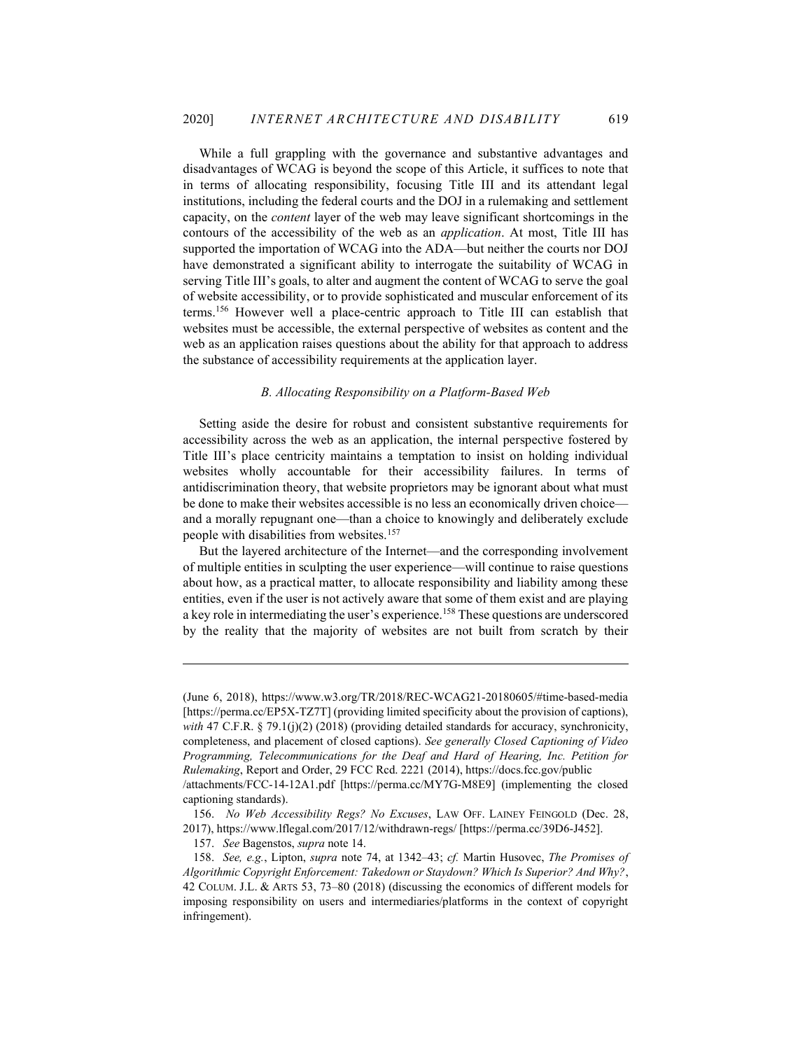While a full grappling with the governance and substantive advantages and disadvantages of WCAG is beyond the scope of this Article, it suffices to note that in terms of allocating responsibility, focusing Title III and its attendant legal institutions, including the federal courts and the DOJ in a rulemaking and settlement capacity, on the *content* layer of the web may leave significant shortcomings in the contours of the accessibility of the web as an *application*. At most, Title III has supported the importation of WCAG into the ADA—but neither the courts nor DOJ have demonstrated a significant ability to interrogate the suitability of WCAG in serving Title III's goals, to alter and augment the content of WCAG to serve the goal of website accessibility, or to provide sophisticated and muscular enforcement of its terms.[156] However well a place-centric approach to Title III can establish that websites must be accessible, the external perspective of websites as content and the web as an application raises questions about the ability for that approach to address the substance of accessibility requirements at the application layer.

### *B. Allocating Responsibility on a Platform-Based Web*

Setting aside the desire for robust and consistent substantive requirements for accessibility across the web as an application, the internal perspective fostered by Title III's place centricity maintains a temptation to insist on holding individual websites wholly accountable for their accessibility failures. In terms of antidiscrimination theory, that website proprietors may be ignorant about what must be done to make their websites accessible is no less an economically driven choice—and a morally repugnant one—than a choice to knowingly and deliberately exclude people with disabilities from websites.[157]

But the layered architecture of the Internet—and the corresponding involvement of multiple entities in sculpting the user experience—will continue to raise questions about how, as a practical matter, to allocate responsibility and liability among these entities, even if the user is not actively aware that some of them exist and are playing a key role in intermediating the user's experience.[158] These questions are underscored by the reality that the majority of websites are not built from scratch by their

---

(June 6, 2018), https://www.w3.org/TR/2018/REC-WCAG21-20180605/#time-based-media [https://perma.cc/EP5X-TZ7T] (providing limited specificity about the provision of captions), *with* 47 C.F.R. § 79.1(j)(2) (2018) (providing detailed standards for accuracy, synchronicity, completeness, and placement of closed captions). *See generally Closed Captioning of Video Programming, Telecommunications for the Deaf and Hard of Hearing, Inc. Petition for Rulemaking*, Report and Order, 29 FCC Rcd. 2221 (2014), https://docs.fcc.gov/public/attachments/FCC-14-12A1.pdf [https://perma.cc/MY7G-M8E9] (implementing the closed captioning standards).

156. *No Web Accessibility Regs? No Excuses*, LAW OFF. LAINEY FEINGOLD (Dec. 28, 2017), https://www.lflegal.com/2017/12/withdrawn-regs/ [https://perma.cc/39D6-J452].

157. *See* Bagenstos, *supra* note 14.

158. *See, e.g.*, Lipton, *supra* note 74, at 1342–43; *cf.* Martin Husovec, *The Promises of Algorithmic Copyright Enforcement: Takedown or Staydown? Which Is Superior? And Why?*, 42 COLUM. J.L. & ARTS 53, 73–80 (2018) (discussing the economics of different models for imposing responsibility on users and intermediaries/platforms in the context of copyright infringement).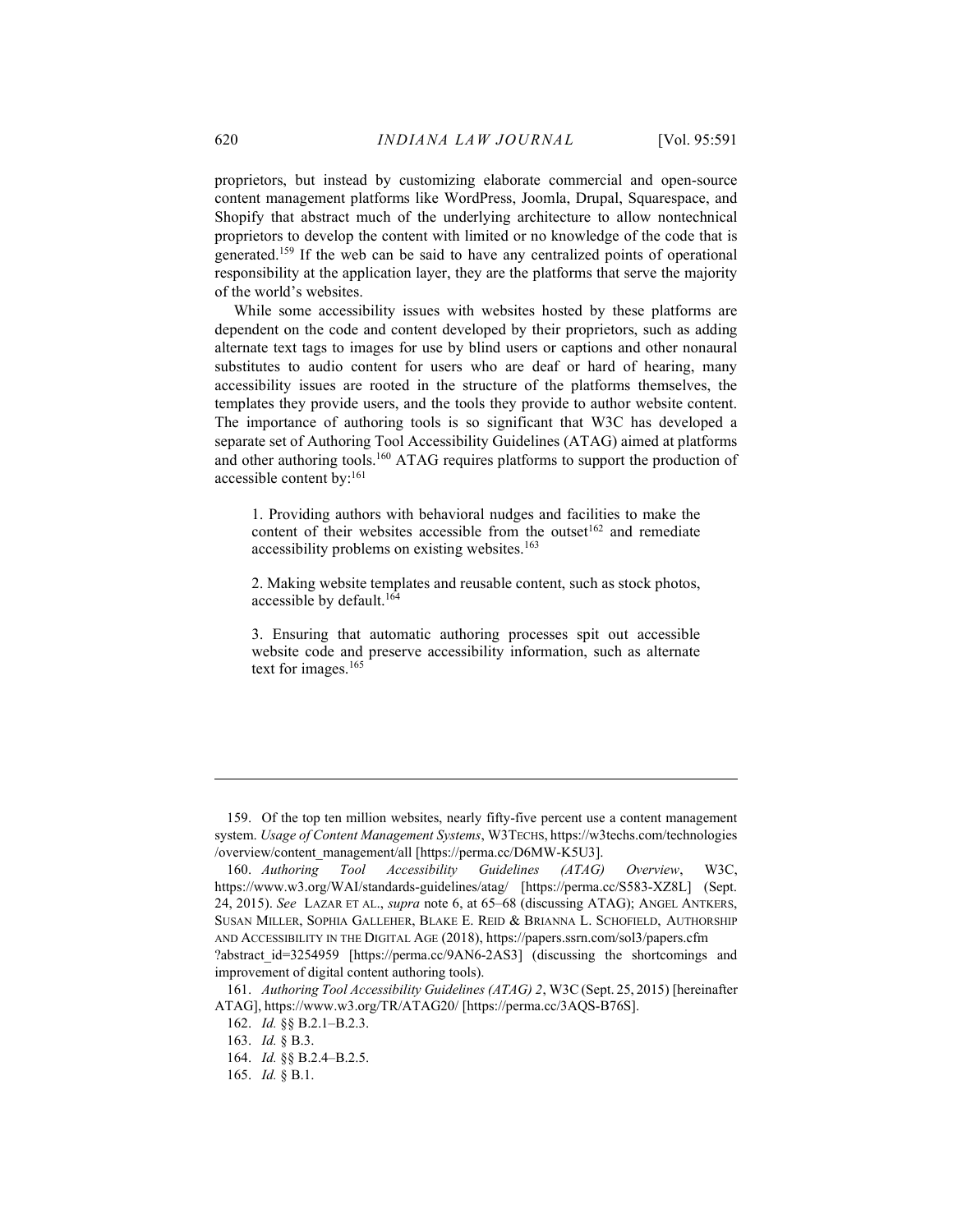proprietors, but instead by customizing elaborate commercial and open-source content management platforms like WordPress, Joomla, Drupal, Squarespace, and Shopify that abstract much of the underlying architecture to allow nontechnical proprietors to develop the content with limited or no knowledge of the code that is generated.[159] If the web can be said to have any centralized points of operational responsibility at the application layer, they are the platforms that serve the majority of the world's websites.

While some accessibility issues with websites hosted by these platforms are dependent on the code and content developed by their proprietors, such as adding alternate text tags to images for use by blind users or captions and other nonaural substitutes to audio content for users who are deaf or hard of hearing, many accessibility issues are rooted in the structure of the platforms themselves, the templates they provide users, and the tools they provide to author website content. The importance of authoring tools is so significant that W3C has developed a separate set of Authoring Tool Accessibility Guidelines (ATAG) aimed at platforms and other authoring tools.[160] ATAG requires platforms to support the production of accessible content by:[161]

> 1. Providing authors with behavioral nudges and facilities to make the content of their websites accessible from the outset[162] and remediate accessibility problems on existing websites.[163]
>
> 2. Making website templates and reusable content, such as stock photos, accessible by default.[164]
>
> 3. Ensuring that automatic authoring processes spit out accessible website code and preserve accessibility information, such as alternate text for images.[165]

---

159. Of the top ten million websites, nearly fifty-five percent use a content management system. *Usage of Content Management Systems*, W3TECHS, https://w3techs.com/technologies/overview/content_management/all [https://perma.cc/D6MW-K5U3].

160. *Authoring Tool Accessibility Guidelines (ATAG) Overview*, W3C, https://www.w3.org/WAI/standards-guidelines/atag/ [https://perma.cc/S583-XZ8L] (Sept. 24, 2015). *See* LAZAR ET AL., *supra* note 6, at 65–68 (discussing ATAG); ANGEL ANTKERS, SUSAN MILLER, SOPHIA GALLEHER, BLAKE E. REID & BRIANNA L. SCHOFIELD, AUTHORSHIP AND ACCESSIBILITY IN THE DIGITAL AGE (2018), https://papers.ssrn.com/sol3/papers.cfm?abstract_id=3254959 [https://perma.cc/9AN6-2AS3] (discussing the shortcomings and improvement of digital content authoring tools).

161. *Authoring Tool Accessibility Guidelines (ATAG) 2*, W3C (Sept. 25, 2015) [hereinafter ATAG], https://www.w3.org/TR/ATAG20/ [https://perma.cc/3AQS-B76S].

162. *Id.* §§ B.2.1–B.2.3.

163. *Id.* § B.3.

164. *Id.* §§ B.2.4–B.2.5.

165. *Id.* § B.1.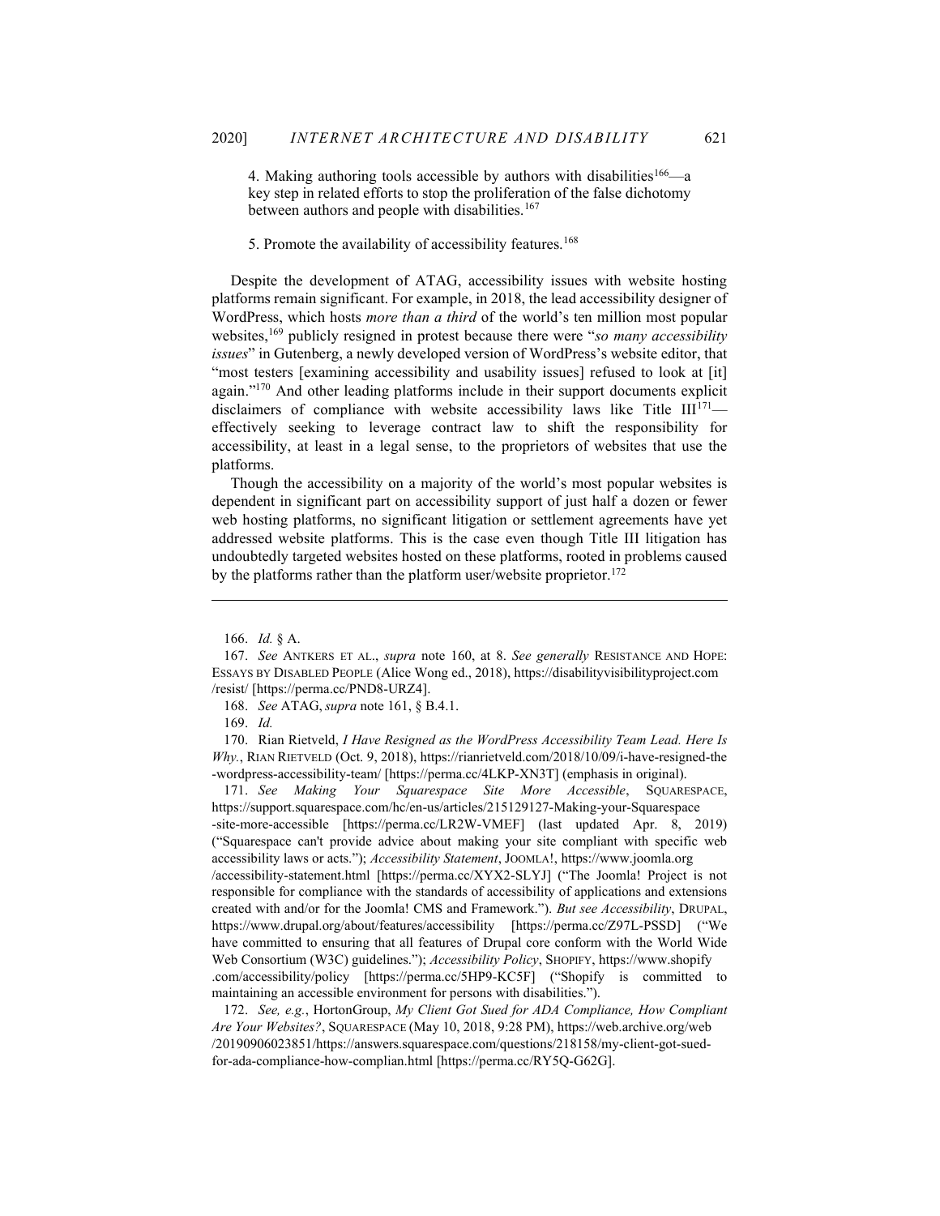4. Making authoring tools accessible by authors with disabilities[166]—a key step in related efforts to stop the proliferation of the false dichotomy between authors and people with disabilities.[167]

5. Promote the availability of accessibility features.[168]

Despite the development of ATAG, accessibility issues with website hosting platforms remain significant. For example, in 2018, the lead accessibility designer of WordPress, which hosts *more than a third* of the world's ten million most popular websites,[169] publicly resigned in protest because there were "*so many accessibility issues*" in Gutenberg, a newly developed version of WordPress's website editor, that "most testers [examining accessibility and usability issues] refused to look at [it] again."[170] And other leading platforms include in their support documents explicit disclaimers of compliance with website accessibility laws like Title III[171]—effectively seeking to leverage contract law to shift the responsibility for accessibility, at least in a legal sense, to the proprietors of websites that use the platforms.

Though the accessibility on a majority of the world's most popular websites is dependent in significant part on accessibility support of just half a dozen or fewer web hosting platforms, no significant litigation or settlement agreements have yet addressed website platforms. This is the case even though Title III litigation has undoubtedly targeted websites hosted on these platforms, rooted in problems caused by the platforms rather than the platform user/website proprietor.[172]

---

166. *Id.* § A.

167. *See* ANTKERS ET AL., *supra* note 160, at 8. *See generally* RESISTANCE AND HOPE: ESSAYS BY DISABLED PEOPLE (Alice Wong ed., 2018), https://disabilityvisibilityproject.com/resist/ [https://perma.cc/PND8-URZ4].

168. *See* ATAG, *supra* note 161, § B.4.1.

169. *Id.*

170. Rian Rietveld, *I Have Resigned as the WordPress Accessibility Team Lead. Here Is Why.*, RIAN RIETVELD (Oct. 9, 2018), https://rianrietveld.com/2018/10/09/i-have-resigned-the-wordpress-accessibility-team/ [https://perma.cc/4LKP-XN3T] (emphasis in original).

171. *See Making Your Squarespace Site More Accessible*, SQUARESPACE, https://support.squarespace.com/hc/en-us/articles/215129127-Making-your-Squarespace-site-more-accessible [https://perma.cc/LR2W-VMEF] (last updated Apr. 8, 2019) ("Squarespace can't provide advice about making your site compliant with specific web accessibility laws or acts."); *Accessibility Statement*, JOOMLA!, https://www.joomla.org/accessibility-statement.html [https://perma.cc/XYX2-SLYJ] ("The Joomla! Project is not responsible for compliance with the standards of accessibility of applications and extensions created with and/or for the Joomla! CMS and Framework."). *But see Accessibility*, DRUPAL, https://www.drupal.org/about/features/accessibility [https://perma.cc/Z97L-PSSD] ("We have committed to ensuring that all features of Drupal core conform with the World Wide Web Consortium (W3C) guidelines."); *Accessibility Policy*, SHOPIFY, https://www.shopify.com/accessibility/policy [https://perma.cc/5HP9-KC5F] ("Shopify is committed to maintaining an accessible environment for persons with disabilities.").

172. *See, e.g.*, HortonGroup, *My Client Got Sued for ADA Compliance, How Compliant Are Your Websites?*, SQUARESPACE (May 10, 2018, 9:28 PM), https://web.archive.org/web/20190906023851/https://answers.squarespace.com/questions/218158/my-client-got-sued-for-ada-compliance-how-complian.html [https://perma.cc/RY5Q-G62G].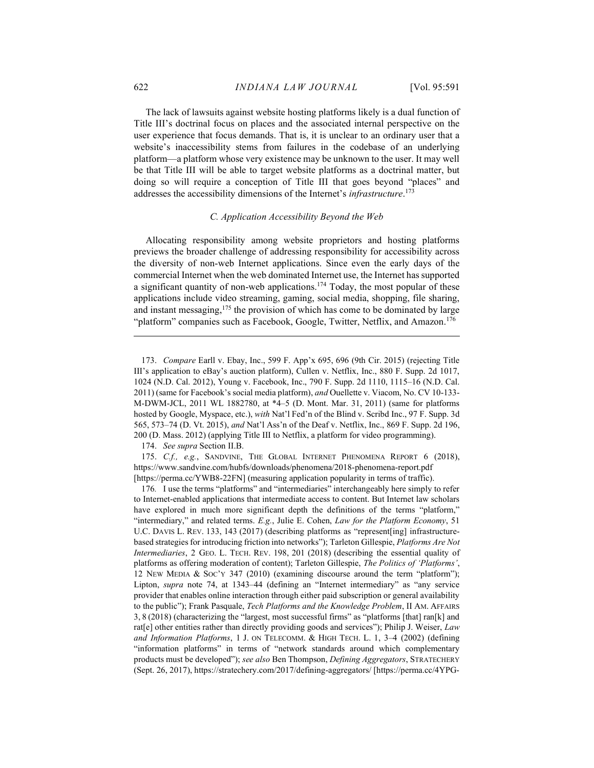The lack of lawsuits against website hosting platforms likely is a dual function of Title III's doctrinal focus on places and the associated internal perspective on the user experience that focus demands. That is, it is unclear to an ordinary user that a website's inaccessibility stems from failures in the codebase of an underlying platform—a platform whose very existence may be unknown to the user. It may well be that Title III will be able to target website platforms as a doctrinal matter, but doing so will require a conception of Title III that goes beyond "places" and addresses the accessibility dimensions of the Internet's *infrastructure*.[173]

### *C. Application Accessibility Beyond the Web*

Allocating responsibility among website proprietors and hosting platforms previews the broader challenge of addressing responsibility for accessibility across the diversity of non-web Internet applications. Since even the early days of the commercial Internet when the web dominated Internet use, the Internet has supported a significant quantity of non-web applications.[174] Today, the most popular of these applications include video streaming, gaming, social media, shopping, file sharing, and instant messaging,[175] the provision of which has come to be dominated by large "platform" companies such as Facebook, Google, Twitter, Netflix, and Amazon.[176]

---

173. *Compare* Earll v. Ebay, Inc., 599 F. App'x 695, 696 (9th Cir. 2015) (rejecting Title III's application to eBay's auction platform), Cullen v. Netflix, Inc., 880 F. Supp. 2d 1017, 1024 (N.D. Cal. 2012), Young v. Facebook, Inc., 790 F. Supp. 2d 1110, 1115–16 (N.D. Cal. 2011) (same for Facebook's social media platform), *and* Ouellette v. Viacom, No. CV 10-133-M-DWM-JCL, 2011 WL 1882780, at *4–5 (D. Mont. Mar. 31, 2011) (same for platforms hosted by Google, Myspace, etc.), *with* Nat'l Fed'n of the Blind v. Scribd Inc., 97 F. Supp. 3d 565, 573–74 (D. Vt. 2015), *and* Nat'l Ass'n of the Deaf v. Netflix, Inc., 869 F. Supp. 2d 196, 200 (D. Mass. 2012) (applying Title III to Netflix, a platform for video programming).

174. *See supra* Section II.B.

175. *C.f., e.g.*, SANDVINE, THE GLOBAL INTERNET PHENOMENA REPORT 6 (2018), https://www.sandvine.com/hubfs/downloads/phenomena/2018-phenomena-report.pdf [https://perma.cc/YWB8-22FN] (measuring application popularity in terms of traffic).

176. I use the terms "platforms" and "intermediaries" interchangeably here simply to refer to Internet-enabled applications that intermediate access to content. But Internet law scholars have explored in much more significant depth the definitions of the terms "platform," "intermediary," and related terms. *E.g.*, Julie E. Cohen, *Law for the Platform Economy*, 51 U.C. DAVIS L. REV. 133, 143 (2017) (describing platforms as "represent[ing] infrastructure-based strategies for introducing friction into networks"); Tarleton Gillespie, *Platforms Are Not Intermediaries*, 2 GEO. L. TECH. REV. 198, 201 (2018) (describing the essential quality of platforms as offering moderation of content); Tarleton Gillespie, *The Politics of 'Platforms'*, 12 NEW MEDIA & SOC'Y 347 (2010) (examining discourse around the term "platform"); Lipton, *supra* note 74, at 1343–44 (defining an "Internet intermediary" as "any service provider that enables online interaction through either paid subscription or general availability to the public"); Frank Pasquale, *Tech Platforms and the Knowledge Problem*, II AM. AFFAIRS 3, 8 (2018) (characterizing the "largest, most successful firms" as "platforms [that] ran[k] and rat[e] other entities rather than directly providing goods and services"); Philip J. Weiser, *Law and Information Platforms*, 1 J. ON TELECOMM. & HIGH TECH. L. 1, 3–4 (2002) (defining "information platforms" in terms of "network standards around which complementary products must be developed"); *see also* Ben Thompson, *Defining Aggregators*, STRATECHERY (Sept. 26, 2017), https://stratechery.com/2017/defining-aggregators/ [https://perma.cc/4YPG-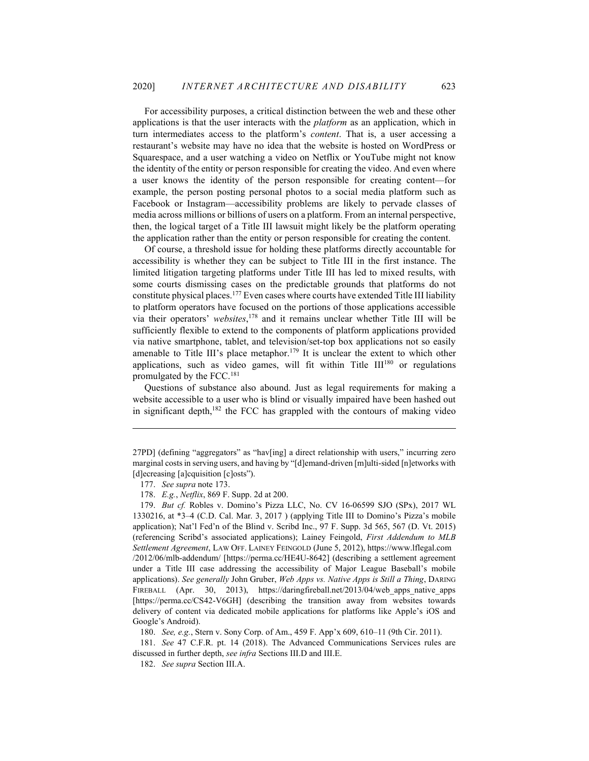For accessibility purposes, a critical distinction between the web and these other applications is that the user interacts with the *platform* as an application, which in turn intermediates access to the platform's *content*. That is, a user accessing a restaurant's website may have no idea that the website is hosted on WordPress or Squarespace, and a user watching a video on Netflix or YouTube might not know the identity of the entity or person responsible for creating the video. And even where a user knows the identity of the person responsible for creating content—for example, the person posting personal photos to a social media platform such as Facebook or Instagram—accessibility problems are likely to pervade classes of media across millions or billions of users on a platform. From an internal perspective, then, the logical target of a Title III lawsuit might likely be the platform operating the application rather than the entity or person responsible for creating the content.

Of course, a threshold issue for holding these platforms directly accountable for accessibility is whether they can be subject to Title III in the first instance. The limited litigation targeting platforms under Title III has led to mixed results, with some courts dismissing cases on the predictable grounds that platforms do not constitute physical places.[177] Even cases where courts have extended Title III liability to platform operators have focused on the portions of those applications accessible via their operators' *websites*,[178] and it remains unclear whether Title III will be sufficiently flexible to extend to the components of platform applications provided via native smartphone, tablet, and television/set-top box applications not so easily amenable to Title III's place metaphor.[179] It is unclear the extent to which other applications, such as video games, will fit within Title III[180] or regulations promulgated by the FCC.[181]

Questions of substance also abound. Just as legal requirements for making a website accessible to a user who is blind or visually impaired have been hashed out in significant depth,[182] the FCC has grappled with the contours of making video

---

27PD] (defining "aggregators" as "hav[ing] a direct relationship with users," incurring zero marginal costs in serving users, and having by "[d]emand-driven [m]ulti-sided [n]etworks with [d]ecreasing [a]cquisition [c]osts").

177. *See supra* note 173.

178. *E.g.*, *Netflix*, 869 F. Supp. 2d at 200.

179. *But cf.* Robles v. Domino's Pizza LLC, No. CV 16-06599 SJO (SPx), 2017 WL 1330216, at \*3–4 (C.D. Cal. Mar. 3, 2017 ) (applying Title III to Domino's Pizza's mobile application); Nat'l Fed'n of the Blind v. Scribd Inc., 97 F. Supp. 3d 565, 567 (D. Vt. 2015) (referencing Scribd's associated applications); Lainey Feingold, *First Addendum to MLB Settlement Agreement*, LAW OFF. LAINEY FEINGOLD (June 5, 2012), https://www.lflegal.com/2012/06/mlb-addendum/ [https://perma.cc/HE4U-8642] (describing a settlement agreement under a Title III case addressing the accessibility of Major League Baseball's mobile applications). *See generally* John Gruber, *Web Apps vs. Native Apps is Still a Thing*, DARING FIREBALL (Apr. 30, 2013), https://daringfireball.net/2013/04/web_apps_native_apps [https://perma.cc/CS42-V6GH] (describing the transition away from websites towards delivery of content via dedicated mobile applications for platforms like Apple's iOS and Google's Android).

180. *See, e.g.*, Stern v. Sony Corp. of Am., 459 F. App'x 609, 610–11 (9th Cir. 2011).

181. *See* 47 C.F.R. pt. 14 (2018). The Advanced Communications Services rules are discussed in further depth, *see infra* Sections III.D and III.E.

182. *See supra* Section III.A.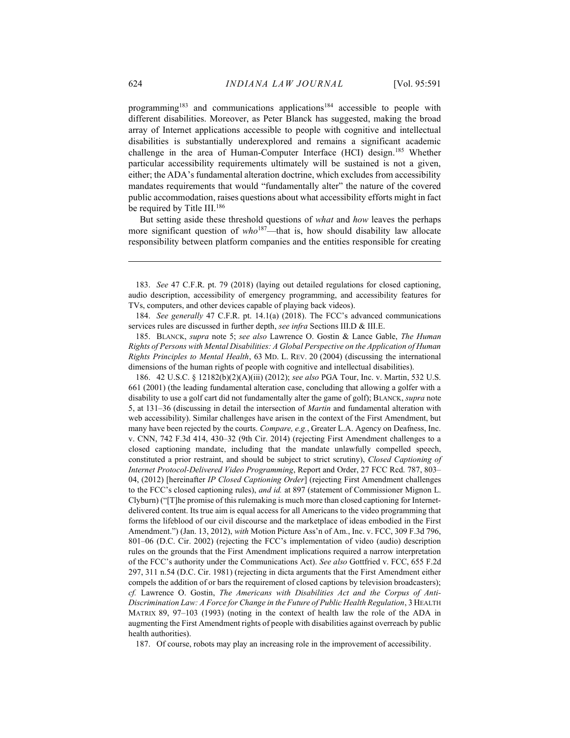programming[183] and communications applications[184] accessible to people with different disabilities. Moreover, as Peter Blanck has suggested, making the broad array of Internet applications accessible to people with cognitive and intellectual disabilities is substantially underexplored and remains a significant academic challenge in the area of Human-Computer Interface (HCI) design.[185] Whether particular accessibility requirements ultimately will be sustained is not a given, either; the ADA's fundamental alteration doctrine, which excludes from accessibility mandates requirements that would "fundamentally alter" the nature of the covered public accommodation, raises questions about what accessibility efforts might in fact be required by Title III.[186]

But setting aside these threshold questions of *what* and *how* leaves the perhaps more significant question of *who*[187]—that is, how should disability law allocate responsibility between platform companies and the entities responsible for creating

---

183. *See* 47 C.F.R. pt. 79 (2018) (laying out detailed regulations for closed captioning, audio description, accessibility of emergency programming, and accessibility features for TVs, computers, and other devices capable of playing back videos).

184. *See generally* 47 C.F.R. pt. 14.1(a) (2018). The FCC's advanced communications services rules are discussed in further depth, *see infra* Sections III.D & III.E.

185. BLANCK, *supra* note 5; *see also* Lawrence O. Gostin & Lance Gable, *The Human Rights of Persons with Mental Disabilities: A Global Perspective on the Application of Human Rights Principles to Mental Health*, 63 MD. L. REV. 20 (2004) (discussing the international dimensions of the human rights of people with cognitive and intellectual disabilities).

186. 42 U.S.C. § 12182(b)(2)(A)(iii) (2012); *see also* PGA Tour, Inc. v. Martin, 532 U.S. 661 (2001) (the leading fundamental alteration case, concluding that allowing a golfer with a disability to use a golf cart did not fundamentally alter the game of golf); BLANCK, *supra* note 5, at 131–36 (discussing in detail the intersection of *Martin* and fundamental alteration with web accessibility). Similar challenges have arisen in the context of the First Amendment, but many have been rejected by the courts. *Compare, e.g.*, Greater L.A. Agency on Deafness, Inc. v. CNN, 742 F.3d 414, 430–32 (9th Cir. 2014) (rejecting First Amendment challenges to a closed captioning mandate, including that the mandate unlawfully compelled speech, constituted a prior restraint, and should be subject to strict scrutiny), *Closed Captioning of Internet Protocol-Delivered Video Programming*, Report and Order, 27 FCC Rcd. 787, 803–04, (2012) [hereinafter *IP Closed Captioning Order*] (rejecting First Amendment challenges to the FCC's closed captioning rules), *and id.* at 897 (statement of Commissioner Mignon L. Clyburn) ("[T]he promise of this rulemaking is much more than closed captioning for Internet-delivered content. Its true aim is equal access for all Americans to the video programming that forms the lifeblood of our civil discourse and the marketplace of ideas embodied in the First Amendment.") (Jan. 13, 2012), *with* Motion Picture Ass'n of Am., Inc. v. FCC, 309 F.3d 796, 801–06 (D.C. Cir. 2002) (rejecting the FCC's implementation of video (audio) description rules on the grounds that the First Amendment implications required a narrow interpretation of the FCC's authority under the Communications Act). *See also* Gottfried v. FCC, 655 F.2d 297, 311 n.54 (D.C. Cir. 1981) (rejecting in dicta arguments that the First Amendment either compels the addition of or bars the requirement of closed captions by television broadcasters); *cf.* Lawrence O. Gostin, *The Americans with Disabilities Act and the Corpus of Anti-Discrimination Law: A Force for Change in the Future of Public Health Regulation*, 3 HEALTH MATRIX 89, 97–103 (1993) (noting in the context of health law the role of the ADA in augmenting the First Amendment rights of people with disabilities against overreach by public health authorities).

187. Of course, robots may play an increasing role in the improvement of accessibility.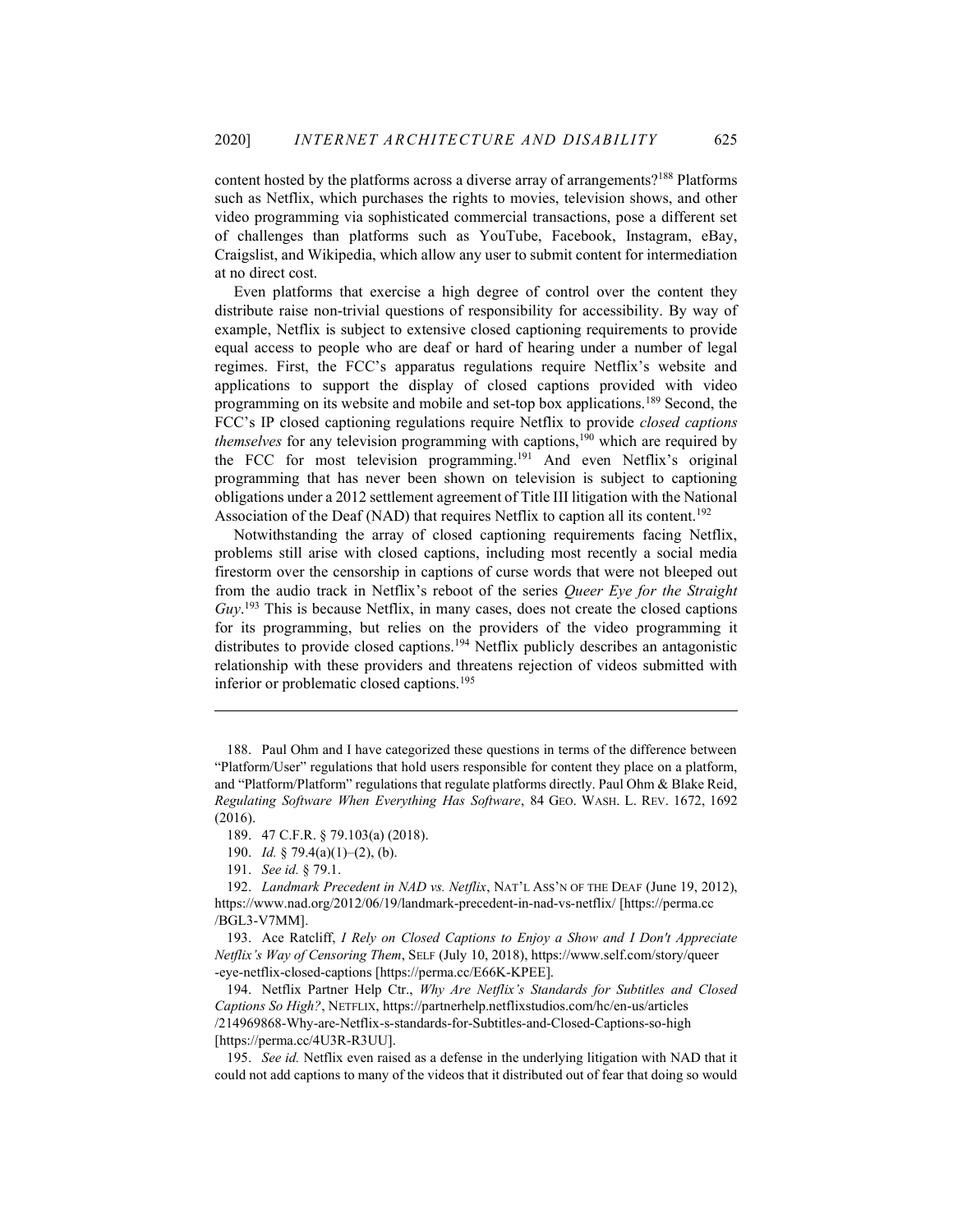content hosted by the platforms across a diverse array of arrangements?[188] Platforms such as Netflix, which purchases the rights to movies, television shows, and other video programming via sophisticated commercial transactions, pose a different set of challenges than platforms such as YouTube, Facebook, Instagram, eBay, Craigslist, and Wikipedia, which allow any user to submit content for intermediation at no direct cost.

Even platforms that exercise a high degree of control over the content they distribute raise non-trivial questions of responsibility for accessibility. By way of example, Netflix is subject to extensive closed captioning requirements to provide equal access to people who are deaf or hard of hearing under a number of legal regimes. First, the FCC's apparatus regulations require Netflix's website and applications to support the display of closed captions provided with video programming on its website and mobile and set-top box applications.[189] Second, the FCC's IP closed captioning regulations require Netflix to provide *closed captions themselves* for any television programming with captions,[190] which are required by the FCC for most television programming.[191] And even Netflix's original programming that has never been shown on television is subject to captioning obligations under a 2012 settlement agreement of Title III litigation with the National Association of the Deaf (NAD) that requires Netflix to caption all its content.[192]

Notwithstanding the array of closed captioning requirements facing Netflix, problems still arise with closed captions, including most recently a social media firestorm over the censorship in captions of curse words that were not bleeped out from the audio track in Netflix's reboot of the series *Queer Eye for the Straight Guy*.[193] This is because Netflix, in many cases, does not create the closed captions for its programming, but relies on the providers of the video programming it distributes to provide closed captions.[194] Netflix publicly describes an antagonistic relationship with these providers and threatens rejection of videos submitted with inferior or problematic closed captions.[195]

---

188. Paul Ohm and I have categorized these questions in terms of the difference between "Platform/User" regulations that hold users responsible for content they place on a platform, and "Platform/Platform" regulations that regulate platforms directly. Paul Ohm & Blake Reid, *Regulating Software When Everything Has Software*, 84 GEO. WASH. L. REV. 1672, 1692 (2016).

189. 47 C.F.R. § 79.103(a) (2018).

190. *Id.* § 79.4(a)(1)–(2), (b).

191. *See id.* § 79.1.

192. *Landmark Precedent in NAD vs. Netflix*, NAT'L ASS'N OF THE DEAF (June 19, 2012), https://www.nad.org/2012/06/19/landmark-precedent-in-nad-vs-netflix/ [https://perma.cc/BGL3-V7MM].

193. Ace Ratcliff, *I Rely on Closed Captions to Enjoy a Show and I Don't Appreciate Netflix's Way of Censoring Them*, SELF (July 10, 2018), https://www.self.com/story/queer-eye-netflix-closed-captions [https://perma.cc/E66K-KPEE].

194. Netflix Partner Help Ctr., *Why Are Netflix's Standards for Subtitles and Closed Captions So High?*, NETFLIX, https://partnerhelp.netflixstudios.com/hc/en-us/articles/214969868-Why-are-Netflix-s-standards-for-Subtitles-and-Closed-Captions-so-high [https://perma.cc/4U3R-R3UU].

195. *See id.* Netflix even raised as a defense in the underlying litigation with NAD that it could not add captions to many of the videos that it distributed out of fear that doing so would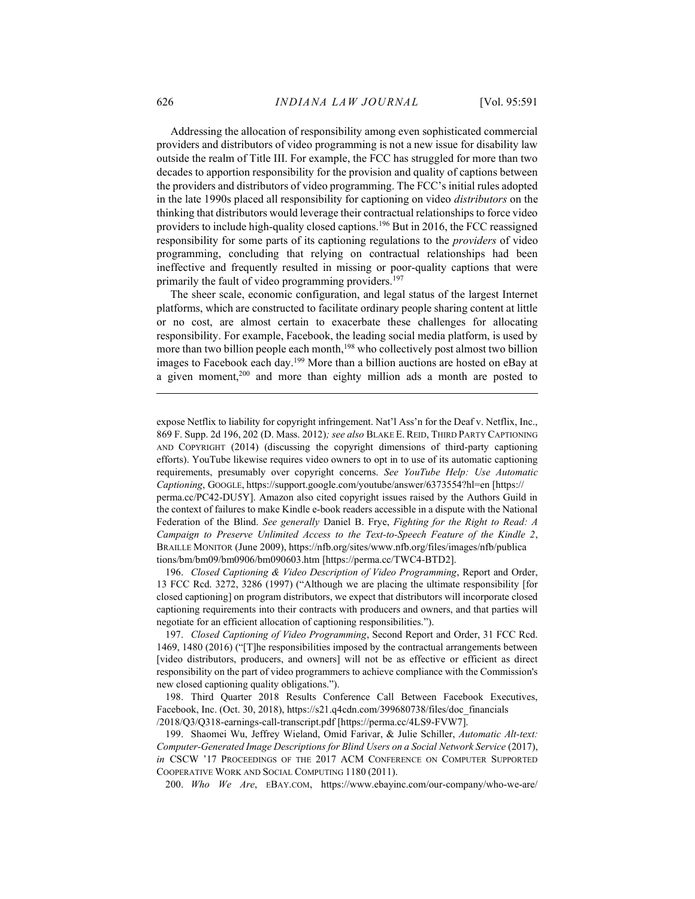Addressing the allocation of responsibility among even sophisticated commercial providers and distributors of video programming is not a new issue for disability law outside the realm of Title III. For example, the FCC has struggled for more than two decades to apportion responsibility for the provision and quality of captions between the providers and distributors of video programming. The FCC's initial rules adopted in the late 1990s placed all responsibility for captioning on video *distributors* on the thinking that distributors would leverage their contractual relationships to force video providers to include high-quality closed captions.[196] But in 2016, the FCC reassigned responsibility for some parts of its captioning regulations to the *providers* of video programming, concluding that relying on contractual relationships had been ineffective and frequently resulted in missing or poor-quality captions that were primarily the fault of video programming providers.[197]

The sheer scale, economic configuration, and legal status of the largest Internet platforms, which are constructed to facilitate ordinary people sharing content at little or no cost, are almost certain to exacerbate these challenges for allocating responsibility. For example, Facebook, the leading social media platform, is used by more than two billion people each month,[198] who collectively post almost two billion images to Facebook each day.[199] More than a billion auctions are hosted on eBay at a given moment,[200] and more than eighty million ads a month are posted to

---

expose Netflix to liability for copyright infringement. Nat'l Ass'n for the Deaf v. Netflix, Inc., 869 F. Supp. 2d 196, 202 (D. Mass. 2012)*; see also* BLAKE E. REID, THIRD PARTY CAPTIONING AND COPYRIGHT (2014) (discussing the copyright dimensions of third-party captioning efforts). YouTube likewise requires video owners to opt in to use of its automatic captioning requirements, presumably over copyright concerns. *See YouTube Help: Use Automatic Captioning*, GOOGLE, https://support.google.com/youtube/answer/6373554?hl=en [https://perma.cc/PC42-DU5Y]. Amazon also cited copyright issues raised by the Authors Guild in the context of failures to make Kindle e-book readers accessible in a dispute with the National Federation of the Blind. *See generally* Daniel B. Frye, *Fighting for the Right to Read: A Campaign to Preserve Unlimited Access to the Text-to-Speech Feature of the Kindle 2*, BRAILLE MONITOR (June 2009), https://nfb.org/sites/www.nfb.org/files/images/nfb/publications/bm/bm09/bm0906/bm090603.htm [https://perma.cc/TWC4-BTD2].

196. *Closed Captioning & Video Description of Video Programming*, Report and Order, 13 FCC Rcd. 3272, 3286 (1997) ("Although we are placing the ultimate responsibility [for closed captioning] on program distributors, we expect that distributors will incorporate closed captioning requirements into their contracts with producers and owners, and that parties will negotiate for an efficient allocation of captioning responsibilities.").

197. *Closed Captioning of Video Programming*, Second Report and Order, 31 FCC Rcd. 1469, 1480 (2016) ("[T]he responsibilities imposed by the contractual arrangements between [video distributors, producers, and owners] will not be as effective or efficient as direct responsibility on the part of video programmers to achieve compliance with the Commission's new closed captioning quality obligations.").

198. Third Quarter 2018 Results Conference Call Between Facebook Executives, Facebook, Inc. (Oct. 30, 2018), https://s21.q4cdn.com/399680738/files/doc_financials/2018/Q3/Q318-earnings-call-transcript.pdf [https://perma.cc/4LS9-FVW7].

199. Shaomei Wu, Jeffrey Wieland, Omid Farivar, & Julie Schiller, *Automatic Alt-text: Computer-Generated Image Descriptions for Blind Users on a Social Network Service* (2017), *in* CSCW '17 PROCEEDINGS OF THE 2017 ACM CONFERENCE ON COMPUTER SUPPORTED COOPERATIVE WORK AND SOCIAL COMPUTING 1180 (2011).

200. *Who We Are*, EBAY.COM, https://www.ebayinc.com/our-company/who-we-are/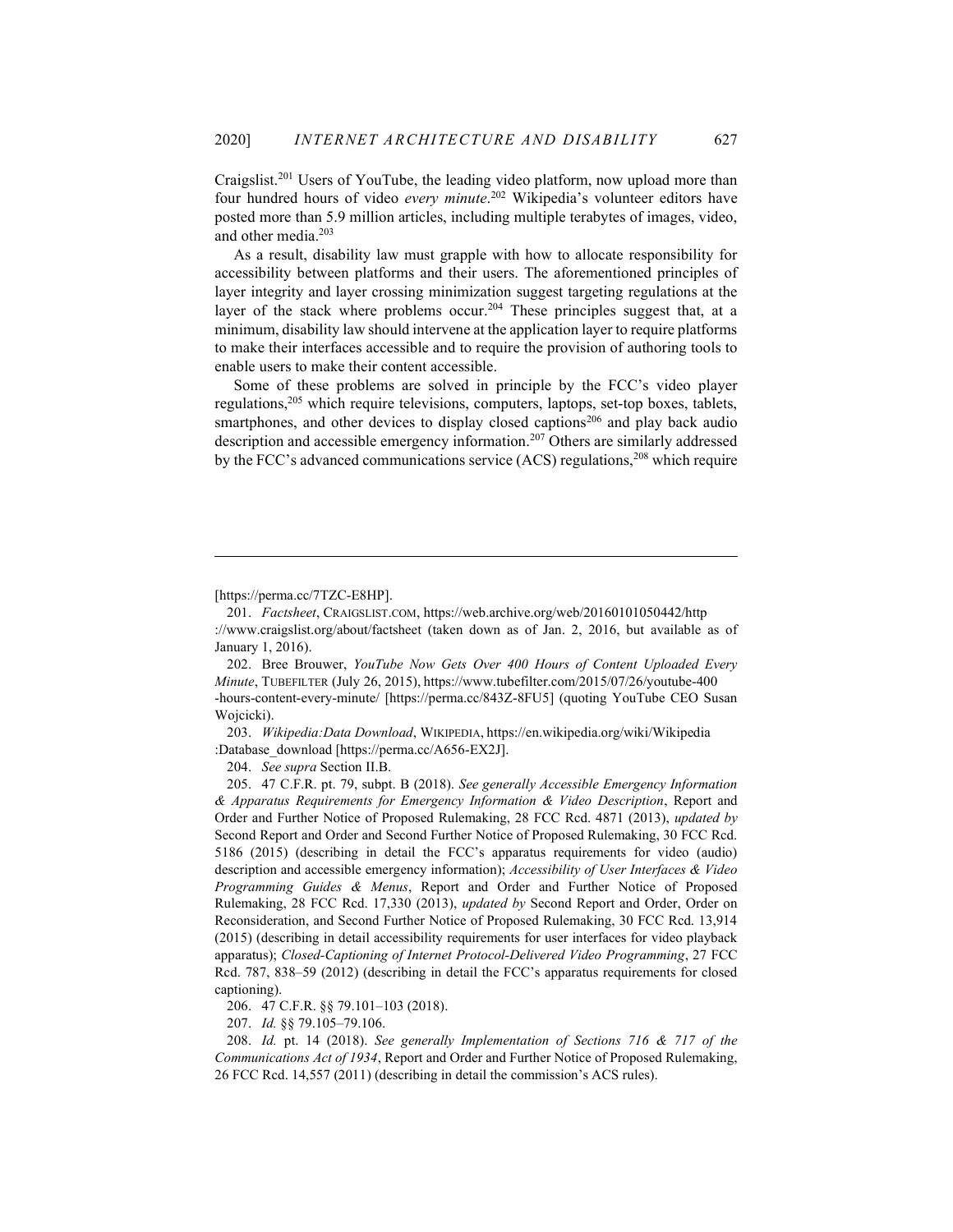Craigslist.[201] Users of YouTube, the leading video platform, now upload more than four hundred hours of video *every minute*.[202] Wikipedia's volunteer editors have posted more than 5.9 million articles, including multiple terabytes of images, video, and other media.[203]

As a result, disability law must grapple with how to allocate responsibility for accessibility between platforms and their users. The aforementioned principles of layer integrity and layer crossing minimization suggest targeting regulations at the layer of the stack where problems occur.[204] These principles suggest that, at a minimum, disability law should intervene at the application layer to require platforms to make their interfaces accessible and to require the provision of authoring tools to enable users to make their content accessible.

Some of these problems are solved in principle by the FCC's video player regulations,[205] which require televisions, computers, laptops, set-top boxes, tablets, smartphones, and other devices to display closed captions[206] and play back audio description and accessible emergency information.[207] Others are similarly addressed by the FCC's advanced communications service (ACS) regulations,[208] which require

---

[https://perma.cc/7TZC-E8HP].

201. *Factsheet*, CRAIGSLIST.COM, https://web.archive.org/web/20160101050442/http://www.craigslist.org/about/factsheet (taken down as of Jan. 2, 2016, but available as of January 1, 2016).

202. Bree Brouwer, *YouTube Now Gets Over 400 Hours of Content Uploaded Every Minute*, TUBEFILTER (July 26, 2015), https://www.tubefilter.com/2015/07/26/youtube-400-hours-content-every-minute/ [https://perma.cc/843Z-8FU5] (quoting YouTube CEO Susan Wojcicki).

203. *Wikipedia:Data Download*, WIKIPEDIA, https://en.wikipedia.org/wiki/Wikipedia:Database_download [https://perma.cc/A656-EX2J].

204. *See supra* Section II.B.

205. 47 C.F.R. pt. 79, subpt. B (2018). *See generally Accessible Emergency Information & Apparatus Requirements for Emergency Information & Video Description*, Report and Order and Further Notice of Proposed Rulemaking, 28 FCC Rcd. 4871 (2013), *updated by* Second Report and Order and Second Further Notice of Proposed Rulemaking, 30 FCC Rcd. 5186 (2015) (describing in detail the FCC's apparatus requirements for video (audio) description and accessible emergency information); *Accessibility of User Interfaces & Video Programming Guides & Menus*, Report and Order and Further Notice of Proposed Rulemaking, 28 FCC Rcd. 17,330 (2013), *updated by* Second Report and Order, Order on Reconsideration, and Second Further Notice of Proposed Rulemaking, 30 FCC Rcd. 13,914 (2015) (describing in detail accessibility requirements for user interfaces for video playback apparatus); *Closed-Captioning of Internet Protocol-Delivered Video Programming*, 27 FCC Rcd. 787, 838–59 (2012) (describing in detail the FCC's apparatus requirements for closed captioning).

206. 47 C.F.R. §§ 79.101–103 (2018).

207. *Id.* §§ 79.105–79.106.

208. *Id.* pt. 14 (2018). *See generally Implementation of Sections 716 & 717 of the Communications Act of 1934*, Report and Order and Further Notice of Proposed Rulemaking, 26 FCC Rcd. 14,557 (2011) (describing in detail the commission's ACS rules).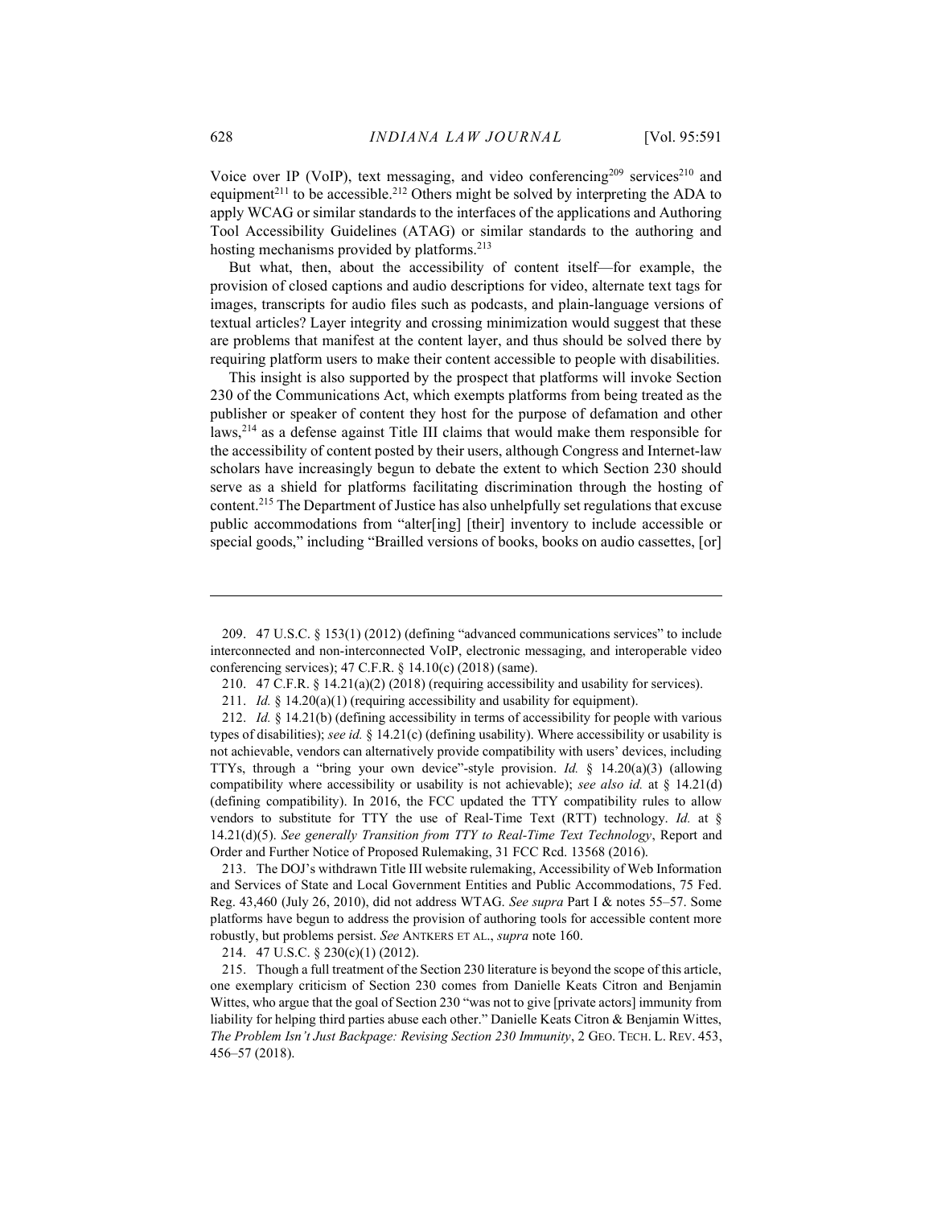Voice over IP (VoIP), text messaging, and video conferencing[209] services[210] and equipment[211] to be accessible.[212] Others might be solved by interpreting the ADA to apply WCAG or similar standards to the interfaces of the applications and Authoring Tool Accessibility Guidelines (ATAG) or similar standards to the authoring and hosting mechanisms provided by platforms.[213]

But what, then, about the accessibility of content itself—for example, the provision of closed captions and audio descriptions for video, alternate text tags for images, transcripts for audio files such as podcasts, and plain-language versions of textual articles? Layer integrity and crossing minimization would suggest that these are problems that manifest at the content layer, and thus should be solved there by requiring platform users to make their content accessible to people with disabilities.

This insight is also supported by the prospect that platforms will invoke Section 230 of the Communications Act, which exempts platforms from being treated as the publisher or speaker of content they host for the purpose of defamation and other laws,[214] as a defense against Title III claims that would make them responsible for the accessibility of content posted by their users, although Congress and Internet-law scholars have increasingly begun to debate the extent to which Section 230 should serve as a shield for platforms facilitating discrimination through the hosting of content.[215] The Department of Justice has also unhelpfully set regulations that excuse public accommodations from "alter[ing] [their] inventory to include accessible or special goods," including "Brailled versions of books, books on audio cassettes, [or]

---

209. 47 U.S.C. § 153(1) (2012) (defining "advanced communications services" to include interconnected and non-interconnected VoIP, electronic messaging, and interoperable video conferencing services); 47 C.F.R. § 14.10(c) (2018) (same).

210. 47 C.F.R. § 14.21(a)(2) (2018) (requiring accessibility and usability for services).

211. *Id.* § 14.20(a)(1) (requiring accessibility and usability for equipment).

212. *Id.* § 14.21(b) (defining accessibility in terms of accessibility for people with various types of disabilities); *see id.* § 14.21(c) (defining usability). Where accessibility or usability is not achievable, vendors can alternatively provide compatibility with users' devices, including TTYs, through a "bring your own device"-style provision. *Id.* § 14.20(a)(3) (allowing compatibility where accessibility or usability is not achievable); *see also id.* at § 14.21(d) (defining compatibility). In 2016, the FCC updated the TTY compatibility rules to allow vendors to substitute for TTY the use of Real-Time Text (RTT) technology. *Id.* at § 14.21(d)(5). *See generally Transition from TTY to Real-Time Text Technology*, Report and Order and Further Notice of Proposed Rulemaking, 31 FCC Rcd. 13568 (2016).

213. The DOJ's withdrawn Title III website rulemaking, Accessibility of Web Information and Services of State and Local Government Entities and Public Accommodations, 75 Fed. Reg. 43,460 (July 26, 2010), did not address WTAG. *See supra* Part I & notes 55–57. Some platforms have begun to address the provision of authoring tools for accessible content more robustly, but problems persist. *See* ANTKERS ET AL., *supra* note 160.

214. 47 U.S.C. § 230(c)(1) (2012).

215. Though a full treatment of the Section 230 literature is beyond the scope of this article, one exemplary criticism of Section 230 comes from Danielle Keats Citron and Benjamin Wittes, who argue that the goal of Section 230 "was not to give [private actors] immunity from liability for helping third parties abuse each other." Danielle Keats Citron & Benjamin Wittes, *The Problem Isn't Just Backpage: Revising Section 230 Immunity*, 2 GEO. TECH. L. REV. 453, 456–57 (2018).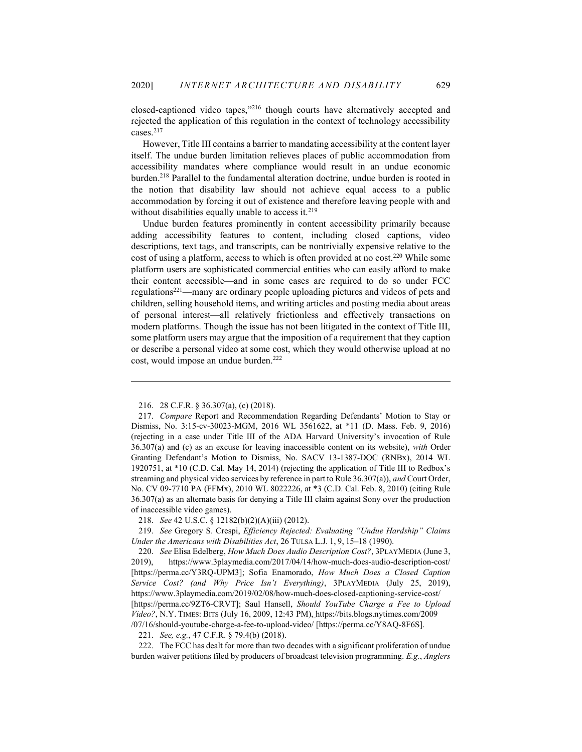closed-captioned video tapes,"[216] though courts have alternatively accepted and rejected the application of this regulation in the context of technology accessibility cases.[217]

However, Title III contains a barrier to mandating accessibility at the content layer itself. The undue burden limitation relieves places of public accommodation from accessibility mandates where compliance would result in an undue economic burden.[218] Parallel to the fundamental alteration doctrine, undue burden is rooted in the notion that disability law should not achieve equal access to a public accommodation by forcing it out of existence and therefore leaving people with and without disabilities equally unable to access it.[219]

Undue burden features prominently in content accessibility primarily because adding accessibility features to content, including closed captions, video descriptions, text tags, and transcripts, can be nontrivially expensive relative to the cost of using a platform, access to which is often provided at no cost.[220] While some platform users are sophisticated commercial entities who can easily afford to make their content accessible—and in some cases are required to do so under FCC regulations[221]—many are ordinary people uploading pictures and videos of pets and children, selling household items, and writing articles and posting media about areas of personal interest—all relatively frictionless and effectively transactions on modern platforms. Though the issue has not been litigated in the context of Title III, some platform users may argue that the imposition of a requirement that they caption or describe a personal video at some cost, which they would otherwise upload at no cost, would impose an undue burden.[222]

---

216. 28 C.F.R. § 36.307(a), (c) (2018).

217. *Compare* Report and Recommendation Regarding Defendants' Motion to Stay or Dismiss, No. 3:15-cv-30023-MGM, 2016 WL 3561622, at *11 (D. Mass. Feb. 9, 2016) (rejecting in a case under Title III of the ADA Harvard University's invocation of Rule 36.307(a) and (c) as an excuse for leaving inaccessible content on its website), *with* Order Granting Defendant's Motion to Dismiss, No. SACV 13-1387-DOC (RNBx), 2014 WL 1920751, at *10 (C.D. Cal. May 14, 2014) (rejecting the application of Title III to Redbox's streaming and physical video services by reference in part to Rule 36.307(a)), *and* Court Order, No. CV 09-7710 PA (FFMx), 2010 WL 8022226, at *3 (C.D. Cal. Feb. 8, 2010) (citing Rule 36.307(a) as an alternate basis for denying a Title III claim against Sony over the production of inaccessible video games).

218. *See* 42 U.S.C. § 12182(b)(2)(A)(iii) (2012).

219. *See* Gregory S. Crespi, *Efficiency Rejected: Evaluating "Undue Hardship" Claims Under the Americans with Disabilities Act*, 26 TULSA L.J. 1, 9, 15–18 (1990).

220. *See* Elisa Edelberg, *How Much Does Audio Description Cost?*, 3PLAYMEDIA (June 3, 2019), https://www.3playmedia.com/2017/04/14/how-much-does-audio-description-cost/ [https://perma.cc/Y3RQ-UPM3]; Sofia Enamorado, *How Much Does a Closed Caption Service Cost? (and Why Price Isn't Everything)*, 3PLAYMEDIA (July 25, 2019), https://www.3playmedia.com/2019/02/08/how-much-does-closed-captioning-service-cost/ [https://perma.cc/9ZT6-CRVT]; Saul Hansell, *Should YouTube Charge a Fee to Upload Video?*, N.Y. TIMES: BITS (July 16, 2009, 12:43 PM), https://bits.blogs.nytimes.com/2009/07/16/should-youtube-charge-a-fee-to-upload-video/ [https://perma.cc/Y8AQ-8F6S].

221. *See, e.g.*, 47 C.F.R. § 79.4(b) (2018).

222. The FCC has dealt for more than two decades with a significant proliferation of undue burden waiver petitions filed by producers of broadcast television programming. *E.g.*, *Anglers*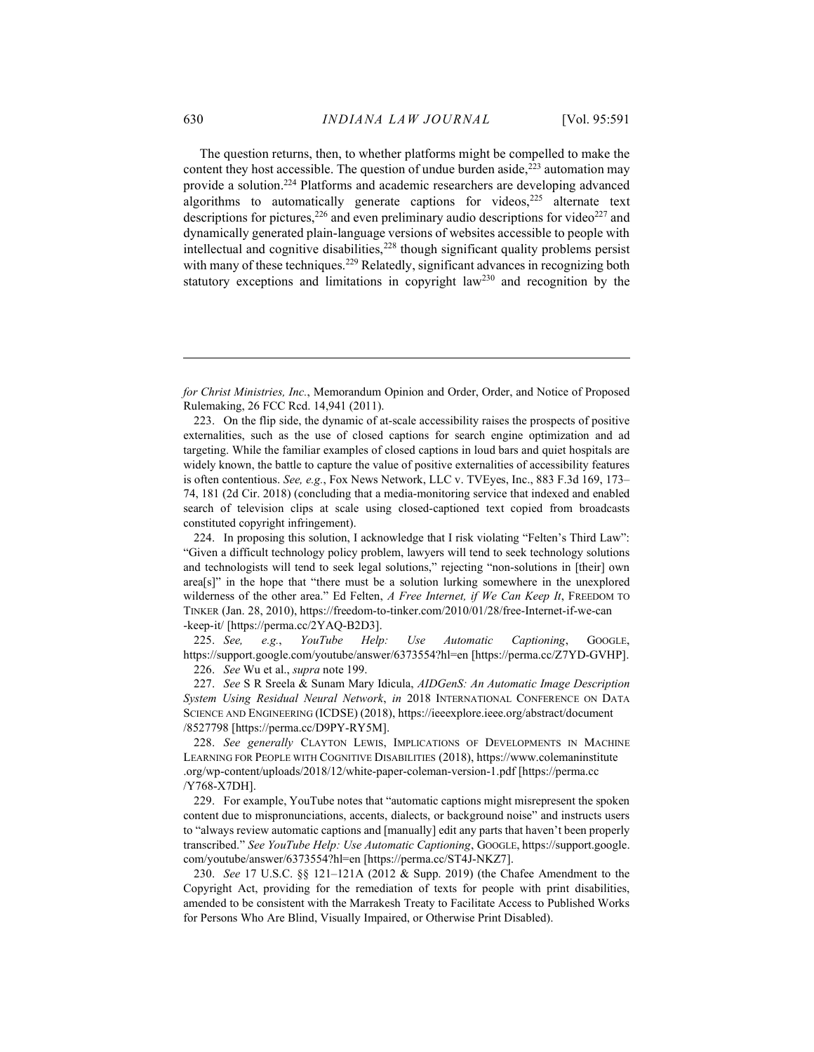The question returns, then, to whether platforms might be compelled to make the content they host accessible. The question of undue burden aside,[223] automation may provide a solution.[224] Platforms and academic researchers are developing advanced algorithms to automatically generate captions for videos,[225] alternate text descriptions for pictures,[226] and even preliminary audio descriptions for video[227] and dynamically generated plain-language versions of websites accessible to people with intellectual and cognitive disabilities,[228] though significant quality problems persist with many of these techniques.[229] Relatedly, significant advances in recognizing both statutory exceptions and limitations in copyright law[230] and recognition by the

---

*for Christ Ministries, Inc.*, Memorandum Opinion and Order, Order, and Notice of Proposed Rulemaking, 26 FCC Rcd. 14,941 (2011).

223. On the flip side, the dynamic of at-scale accessibility raises the prospects of positive externalities, such as the use of closed captions for search engine optimization and ad targeting. While the familiar examples of closed captions in loud bars and quiet hospitals are widely known, the battle to capture the value of positive externalities of accessibility features is often contentious. *See, e.g.*, Fox News Network, LLC v. TVEyes, Inc., 883 F.3d 169, 173–74, 181 (2d Cir. 2018) (concluding that a media-monitoring service that indexed and enabled search of television clips at scale using closed-captioned text copied from broadcasts constituted copyright infringement).

224. In proposing this solution, I acknowledge that I risk violating "Felten's Third Law": "Given a difficult technology policy problem, lawyers will tend to seek technology solutions and technologists will tend to seek legal solutions," rejecting "non-solutions in [their] own area[s]" in the hope that "there must be a solution lurking somewhere in the unexplored wilderness of the other area." Ed Felten, *A Free Internet, if We Can Keep It*, FREEDOM TO TINKER (Jan. 28, 2010), https://freedom-to-tinker.com/2010/01/28/free-Internet-if-we-can-keep-it/ [https://perma.cc/2YAQ-B2D3].

225. *See, e.g.*, *YouTube Help: Use Automatic Captioning*, GOOGLE, https://support.google.com/youtube/answer/6373554?hl=en [https://perma.cc/Z7YD-GVHP].

226. *See* Wu et al., *supra* note 199.

227. *See* S R Sreela & Sunam Mary Idicula, *AIDGenS: An Automatic Image Description System Using Residual Neural Network*, *in* 2018 INTERNATIONAL CONFERENCE ON DATA SCIENCE AND ENGINEERING (ICDSE) (2018), https://ieeexplore.ieee.org/abstract/document/8527798 [https://perma.cc/D9PY-RY5M].

228. *See generally* CLAYTON LEWIS, IMPLICATIONS OF DEVELOPMENTS IN MACHINE LEARNING FOR PEOPLE WITH COGNITIVE DISABILITIES (2018), https://www.colemaninstitute.org/wp-content/uploads/2018/12/white-paper-coleman-version-1.pdf [https://perma.cc/Y768-X7DH].

229. For example, YouTube notes that "automatic captions might misrepresent the spoken content due to mispronunciations, accents, dialects, or background noise" and instructs users to "always review automatic captions and [manually] edit any parts that haven't been properly transcribed." *See YouTube Help: Use Automatic Captioning*, GOOGLE, https://support.google.com/youtube/answer/6373554?hl=en [https://perma.cc/ST4J-NKZ7].

230. *See* 17 U.S.C. §§ 121–121A (2012 & Supp. 2019) (the Chafee Amendment to the Copyright Act, providing for the remediation of texts for people with print disabilities, amended to be consistent with the Marrakesh Treaty to Facilitate Access to Published Works for Persons Who Are Blind, Visually Impaired, or Otherwise Print Disabled).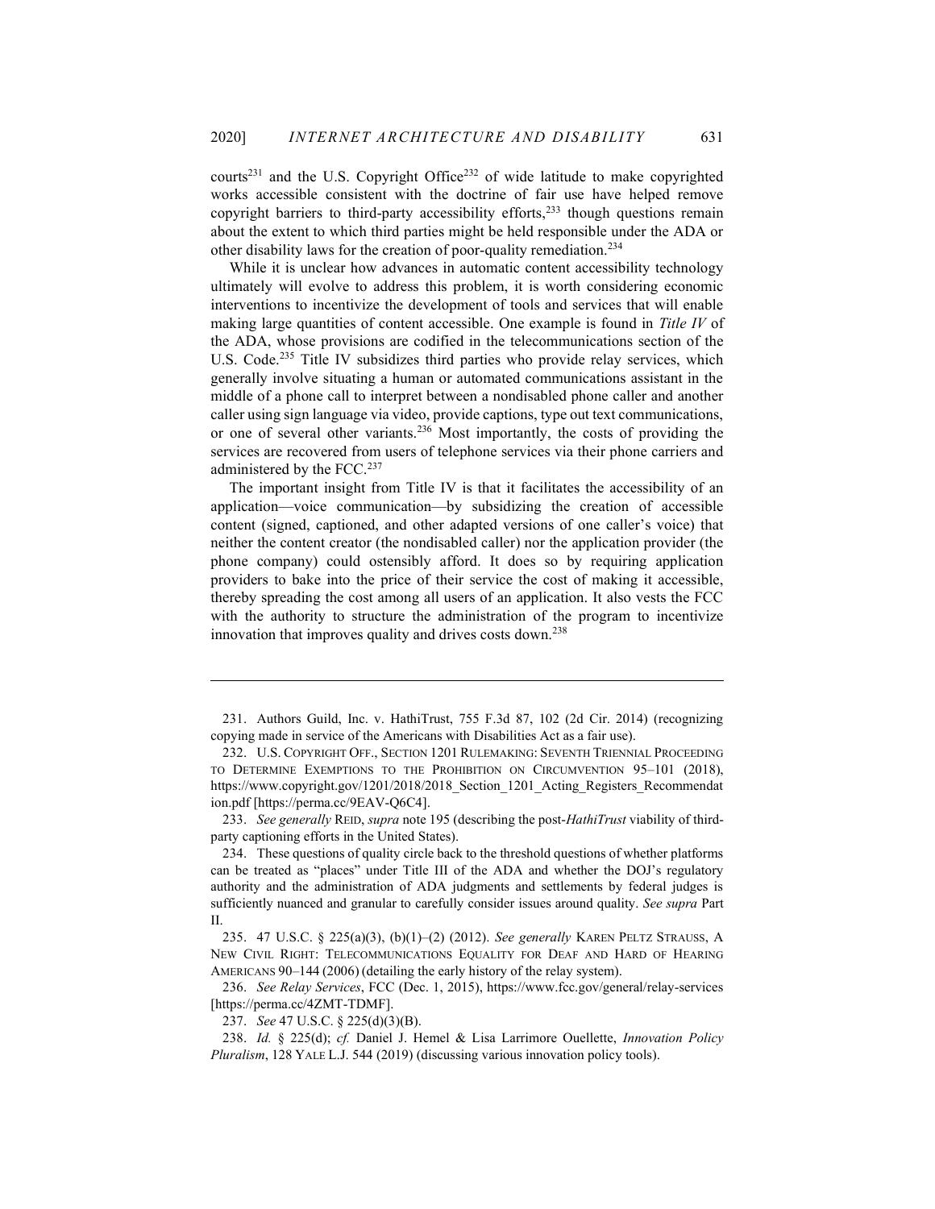courts[231] and the U.S. Copyright Office[232] of wide latitude to make copyrighted works accessible consistent with the doctrine of fair use have helped remove copyright barriers to third-party accessibility efforts,[233] though questions remain about the extent to which third parties might be held responsible under the ADA or other disability laws for the creation of poor-quality remediation.[234]

While it is unclear how advances in automatic content accessibility technology ultimately will evolve to address this problem, it is worth considering economic interventions to incentivize the development of tools and services that will enable making large quantities of content accessible. One example is found in *Title IV* of the ADA, whose provisions are codified in the telecommunications section of the U.S. Code.[235] Title IV subsidizes third parties who provide relay services, which generally involve situating a human or automated communications assistant in the middle of a phone call to interpret between a nondisabled phone caller and another caller using sign language via video, provide captions, type out text communications, or one of several other variants.[236] Most importantly, the costs of providing the services are recovered from users of telephone services via their phone carriers and administered by the FCC.[237]

The important insight from Title IV is that it facilitates the accessibility of an application—voice communication—by subsidizing the creation of accessible content (signed, captioned, and other adapted versions of one caller's voice) that neither the content creator (the nondisabled caller) nor the application provider (the phone company) could ostensibly afford. It does so by requiring application providers to bake into the price of their service the cost of making it accessible, thereby spreading the cost among all users of an application. It also vests the FCC with the authority to structure the administration of the program to incentivize innovation that improves quality and drives costs down.[238]

---

231. Authors Guild, Inc. v. HathiTrust, 755 F.3d 87, 102 (2d Cir. 2014) (recognizing copying made in service of the Americans with Disabilities Act as a fair use).

232. U.S. COPYRIGHT OFF., SECTION 1201 RULEMAKING: SEVENTH TRIENNIAL PROCEEDING TO DETERMINE EXEMPTIONS TO THE PROHIBITION ON CIRCUMVENTION 95–101 (2018), https://www.copyright.gov/1201/2018/2018_Section_1201_Acting_Registers_Recommendation.pdf [https://perma.cc/9EAV-Q6C4].

233. *See generally* REID, *supra* note 195 (describing the post-*HathiTrust* viability of third-party captioning efforts in the United States).

234. These questions of quality circle back to the threshold questions of whether platforms can be treated as "places" under Title III of the ADA and whether the DOJ's regulatory authority and the administration of ADA judgments and settlements by federal judges is sufficiently nuanced and granular to carefully consider issues around quality. *See supra* Part II.

235. 47 U.S.C. § 225(a)(3), (b)(1)–(2) (2012). *See generally* KAREN PELTZ STRAUSS, A NEW CIVIL RIGHT: TELECOMMUNICATIONS EQUALITY FOR DEAF AND HARD OF HEARING AMERICANS 90–144 (2006) (detailing the early history of the relay system).

236. *See Relay Services*, FCC (Dec. 1, 2015), https://www.fcc.gov/general/relay-services [https://perma.cc/4ZMT-TDMF].

237. *See* 47 U.S.C. § 225(d)(3)(B).

238. *Id.* § 225(d); *cf.* Daniel J. Hemel & Lisa Larrimore Ouellette, *Innovation Policy Pluralism*, 128 YALE L.J. 544 (2019) (discussing various innovation policy tools).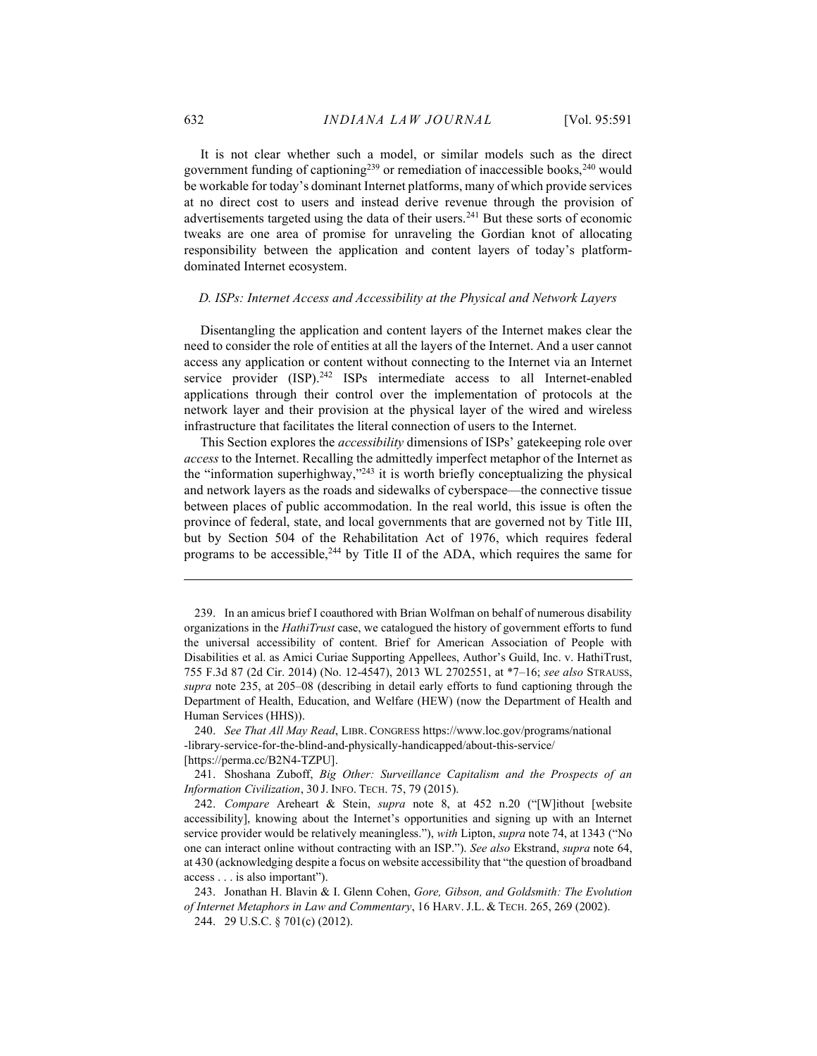It is not clear whether such a model, or similar models such as the direct government funding of captioning[239] or remediation of inaccessible books,[240] would be workable for today's dominant Internet platforms, many of which provide services at no direct cost to users and instead derive revenue through the provision of advertisements targeted using the data of their users.[241] But these sorts of economic tweaks are one area of promise for unraveling the Gordian knot of allocating responsibility between the application and content layers of today's platform-dominated Internet ecosystem.

### *D. ISPs: Internet Access and Accessibility at the Physical and Network Layers*

Disentangling the application and content layers of the Internet makes clear the need to consider the role of entities at all the layers of the Internet. And a user cannot access any application or content without connecting to the Internet via an Internet service provider (ISP).[242] ISPs intermediate access to all Internet-enabled applications through their control over the implementation of protocols at the network layer and their provision at the physical layer of the wired and wireless infrastructure that facilitates the literal connection of users to the Internet.

This Section explores the *accessibility* dimensions of ISPs' gatekeeping role over *access* to the Internet. Recalling the admittedly imperfect metaphor of the Internet as the "information superhighway,"[243] it is worth briefly conceptualizing the physical and network layers as the roads and sidewalks of cyberspace—the connective tissue between places of public accommodation. In the real world, this issue is often the province of federal, state, and local governments that are governed not by Title III, but by Section 504 of the Rehabilitation Act of 1976, which requires federal programs to be accessible,[244] by Title II of the ADA, which requires the same for

---

239. In an amicus brief I coauthored with Brian Wolfman on behalf of numerous disability organizations in the *HathiTrust* case, we catalogued the history of government efforts to fund the universal accessibility of content. Brief for American Association of People with Disabilities et al. as Amici Curiae Supporting Appellees, Author's Guild, Inc. v. HathiTrust, 755 F.3d 87 (2d Cir. 2014) (No. 12-4547), 2013 WL 2702551, at *7–16; *see also* STRAUSS, *supra* note 235, at 205–08 (describing in detail early efforts to fund captioning through the Department of Health, Education, and Welfare (HEW) (now the Department of Health and Human Services (HHS)).

240. *See That All May Read*, LIBR. CONGRESS https://www.loc.gov/programs/national-library-service-for-the-blind-and-physically-handicapped/about-this-service/ [https://perma.cc/B2N4-TZPU].

241. Shoshana Zuboff, *Big Other: Surveillance Capitalism and the Prospects of an Information Civilization*, 30 J. INFO. TECH. 75, 79 (2015).

242. *Compare* Areheart & Stein, *supra* note 8, at 452 n.20 ("[W]ithout [website accessibility], knowing about the Internet's opportunities and signing up with an Internet service provider would be relatively meaningless."), *with* Lipton, *supra* note 74, at 1343 ("No one can interact online without contracting with an ISP."). *See also* Ekstrand, *supra* note 64, at 430 (acknowledging despite a focus on website accessibility that "the question of broadband access . . . is also important").

243. Jonathan H. Blavin & I. Glenn Cohen, *Gore, Gibson, and Goldsmith: The Evolution of Internet Metaphors in Law and Commentary*, 16 HARV. J.L. & TECH. 265, 269 (2002).

244. 29 U.S.C. § 701(c) (2012).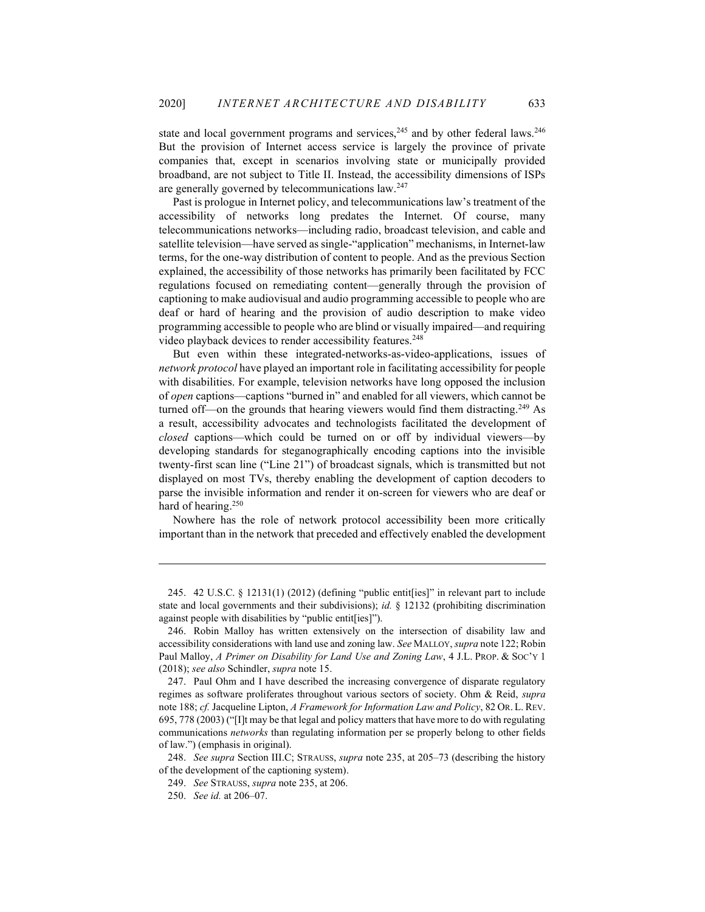state and local government programs and services,[245] and by other federal laws.[246] But the provision of Internet access service is largely the province of private companies that, except in scenarios involving state or municipally provided broadband, are not subject to Title II. Instead, the accessibility dimensions of ISPs are generally governed by telecommunications law.[247]

Past is prologue in Internet policy, and telecommunications law's treatment of the accessibility of networks long predates the Internet. Of course, many telecommunications networks—including radio, broadcast television, and cable and satellite television—have served as single-"application" mechanisms, in Internet-law terms, for the one-way distribution of content to people. And as the previous Section explained, the accessibility of those networks has primarily been facilitated by FCC regulations focused on remediating content—generally through the provision of captioning to make audiovisual and audio programming accessible to people who are deaf or hard of hearing and the provision of audio description to make video programming accessible to people who are blind or visually impaired—and requiring video playback devices to render accessibility features.[248]

But even within these integrated-networks-as-video-applications, issues of *network protocol* have played an important role in facilitating accessibility for people with disabilities. For example, television networks have long opposed the inclusion of *open* captions—captions "burned in" and enabled for all viewers, which cannot be turned off—on the grounds that hearing viewers would find them distracting.[249] As a result, accessibility advocates and technologists facilitated the development of *closed* captions—which could be turned on or off by individual viewers—by developing standards for steganographically encoding captions into the invisible twenty-first scan line ("Line 21") of broadcast signals, which is transmitted but not displayed on most TVs, thereby enabling the development of caption decoders to parse the invisible information and render it on-screen for viewers who are deaf or hard of hearing.[250]

Nowhere has the role of network protocol accessibility been more critically important than in the network that preceded and effectively enabled the development

---

245. 42 U.S.C. § 12131(1) (2012) (defining "public entit[ies]" in relevant part to include state and local governments and their subdivisions); *id.* § 12132 (prohibiting discrimination against people with disabilities by "public entit[ies]").

246. Robin Malloy has written extensively on the intersection of disability law and accessibility considerations with land use and zoning law. *See* MALLOY, *supra* note 122; Robin Paul Malloy, *A Primer on Disability for Land Use and Zoning Law*, 4 J.L. PROP. & SOC'Y 1 (2018); *see also* Schindler, *supra* note 15.

247. Paul Ohm and I have described the increasing convergence of disparate regulatory regimes as software proliferates throughout various sectors of society. Ohm & Reid, *supra* note 188; *cf.* Jacqueline Lipton, *A Framework for Information Law and Policy*, 82 OR. L. REV. 695, 778 (2003) ("[I]t may be that legal and policy matters that have more to do with regulating communications *networks* than regulating information per se properly belong to other fields of law.") (emphasis in original).

248. *See supra* Section III.C; STRAUSS, *supra* note 235, at 205–73 (describing the history of the development of the captioning system).

249. *See* STRAUSS, *supra* note 235, at 206.

250. *See id.* at 206–07.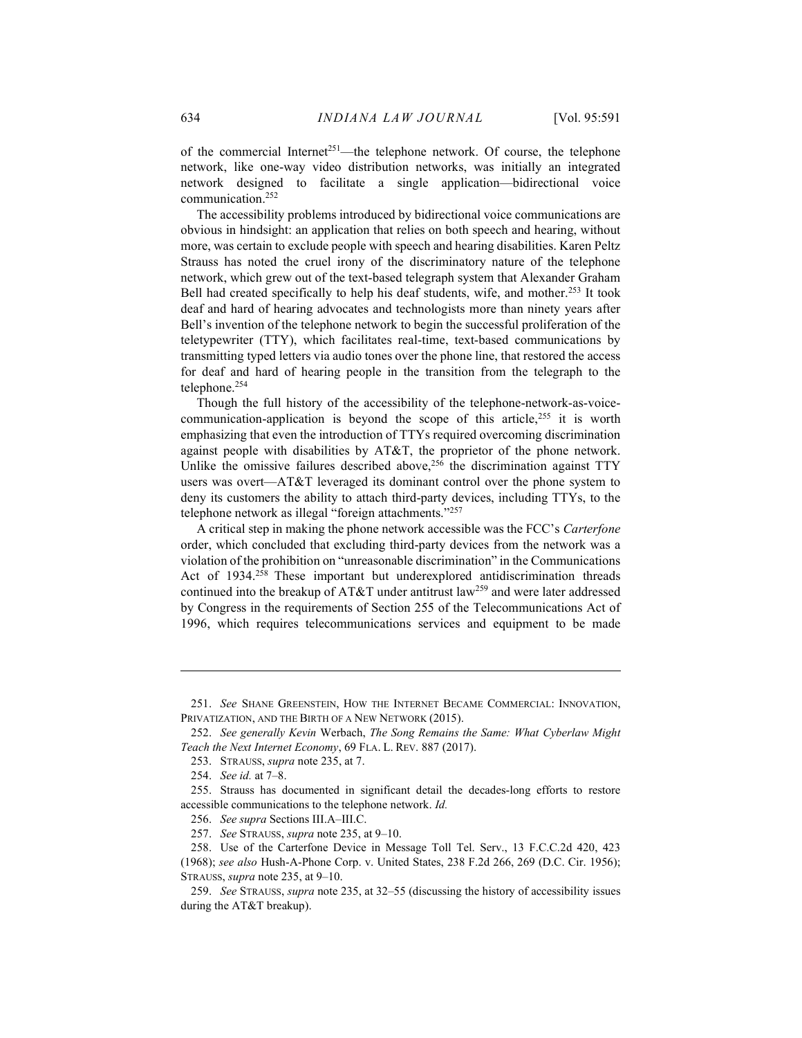of the commercial Internet[251]—the telephone network. Of course, the telephone network, like one-way video distribution networks, was initially an integrated network designed to facilitate a single application—bidirectional voice communication.[252]

The accessibility problems introduced by bidirectional voice communications are obvious in hindsight: an application that relies on both speech and hearing, without more, was certain to exclude people with speech and hearing disabilities. Karen Peltz Strauss has noted the cruel irony of the discriminatory nature of the telephone network, which grew out of the text-based telegraph system that Alexander Graham Bell had created specifically to help his deaf students, wife, and mother.[253] It took deaf and hard of hearing advocates and technologists more than ninety years after Bell's invention of the telephone network to begin the successful proliferation of the teletypewriter (TTY), which facilitates real-time, text-based communications by transmitting typed letters via audio tones over the phone line, that restored the access for deaf and hard of hearing people in the transition from the telegraph to the telephone.[254]

Though the full history of the accessibility of the telephone-network-as-voice-communication-application is beyond the scope of this article,[255] it is worth emphasizing that even the introduction of TTYs required overcoming discrimination against people with disabilities by AT&T, the proprietor of the phone network. Unlike the omissive failures described above,[256] the discrimination against TTY users was overt—AT&T leveraged its dominant control over the phone system to deny its customers the ability to attach third-party devices, including TTYs, to the telephone network as illegal "foreign attachments."[257]

A critical step in making the phone network accessible was the FCC's *Carterfone* order, which concluded that excluding third-party devices from the network was a violation of the prohibition on "unreasonable discrimination" in the Communications Act of 1934.[258] These important but underexplored antidiscrimination threads continued into the breakup of AT&T under antitrust law[259] and were later addressed by Congress in the requirements of Section 255 of the Telecommunications Act of 1996, which requires telecommunications services and equipment to be made

---

251. *See* SHANE GREENSTEIN, HOW THE INTERNET BECAME COMMERCIAL: INNOVATION, PRIVATIZATION, AND THE BIRTH OF A NEW NETWORK (2015).

252. *See generally Kevin* Werbach, *The Song Remains the Same: What Cyberlaw Might Teach the Next Internet Economy*, 69 FLA. L. REV. 887 (2017).

253. STRAUSS, *supra* note 235, at 7.

254. *See id.* at 7–8.

255. Strauss has documented in significant detail the decades-long efforts to restore accessible communications to the telephone network. *Id.*

256. *See supra* Sections III.A–III.C.

257. *See* STRAUSS, *supra* note 235, at 9–10.

258. Use of the Carterfone Device in Message Toll Tel. Serv., 13 F.C.C.2d 420, 423 (1968); *see also* Hush-A-Phone Corp. v. United States, 238 F.2d 266, 269 (D.C. Cir. 1956); STRAUSS, *supra* note 235, at 9–10.

259. *See* STRAUSS, *supra* note 235, at 32–55 (discussing the history of accessibility issues during the AT&T breakup).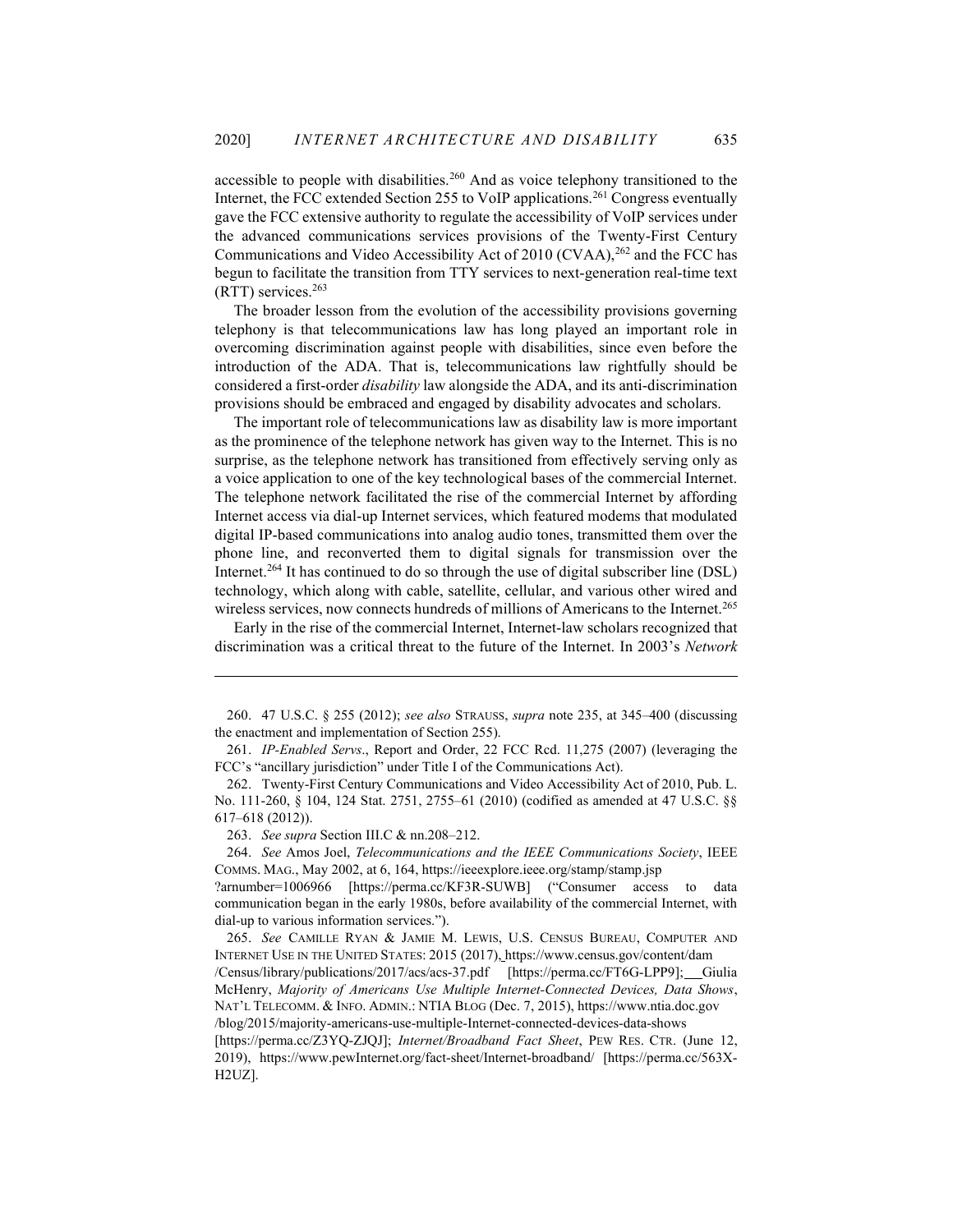accessible to people with disabilities.[260] And as voice telephony transitioned to the Internet, the FCC extended Section 255 to VoIP applications.[261] Congress eventually gave the FCC extensive authority to regulate the accessibility of VoIP services under the advanced communications services provisions of the Twenty-First Century Communications and Video Accessibility Act of 2010 (CVAA),[262] and the FCC has begun to facilitate the transition from TTY services to next-generation real-time text (RTT) services.[263]

The broader lesson from the evolution of the accessibility provisions governing telephony is that telecommunications law has long played an important role in overcoming discrimination against people with disabilities, since even before the introduction of the ADA. That is, telecommunications law rightfully should be considered a first-order *disability* law alongside the ADA, and its anti-discrimination provisions should be embraced and engaged by disability advocates and scholars.

The important role of telecommunications law as disability law is more important as the prominence of the telephone network has given way to the Internet. This is no surprise, as the telephone network has transitioned from effectively serving only as a voice application to one of the key technological bases of the commercial Internet. The telephone network facilitated the rise of the commercial Internet by affording Internet access via dial-up Internet services, which featured modems that modulated digital IP-based communications into analog audio tones, transmitted them over the phone line, and reconverted them to digital signals for transmission over the Internet.[264] It has continued to do so through the use of digital subscriber line (DSL) technology, which along with cable, satellite, cellular, and various other wired and wireless services, now connects hundreds of millions of Americans to the Internet.[265]

Early in the rise of the commercial Internet, Internet-law scholars recognized that discrimination was a critical threat to the future of the Internet. In 2003's *Network*

---

260. 47 U.S.C. § 255 (2012); *see also* STRAUSS, *supra* note 235, at 345–400 (discussing the enactment and implementation of Section 255).

261. *IP-Enabled Servs*., Report and Order, 22 FCC Rcd. 11,275 (2007) (leveraging the FCC's "ancillary jurisdiction" under Title I of the Communications Act).

262. Twenty-First Century Communications and Video Accessibility Act of 2010, Pub. L. No. 111-260, § 104, 124 Stat. 2751, 2755–61 (2010) (codified as amended at 47 U.S.C. §§ 617–618 (2012)).

263. *See supra* Section III.C & nn.208–212.

264. *See* Amos Joel, *Telecommunications and the IEEE Communications Society*, IEEE COMMS. MAG., May 2002, at 6, 164, https://ieeexplore.ieee.org/stamp/stamp.jsp?arnumber=1006966 [https://perma.cc/KF3R-SUWB] ("Consumer access to data communication began in the early 1980s, before availability of the commercial Internet, with dial-up to various information services.").

265. *See* CAMILLE RYAN & JAMIE M. LEWIS, U.S. CENSUS BUREAU, COMPUTER AND INTERNET USE IN THE UNITED STATES: 2015 (2017), https://www.census.gov/content/dam/Census/library/publications/2017/acs/acs-37.pdf [https://perma.cc/FT6G-LPP9]; Giulia McHenry, *Majority of Americans Use Multiple Internet-Connected Devices, Data Shows*, NAT'L TELECOMM. & INFO. ADMIN.: NTIA BLOG (Dec. 7, 2015), https://www.ntia.doc.gov/blog/2015/majority-americans-use-multiple-Internet-connected-devices-data-shows [https://perma.cc/Z3YQ-ZJQJ]; *Internet/Broadband Fact Sheet*, PEW RES. CTR. (June 12, 2019), https://www.pewInternet.org/fact-sheet/Internet-broadband/ [https://perma.cc/563X-H2UZ].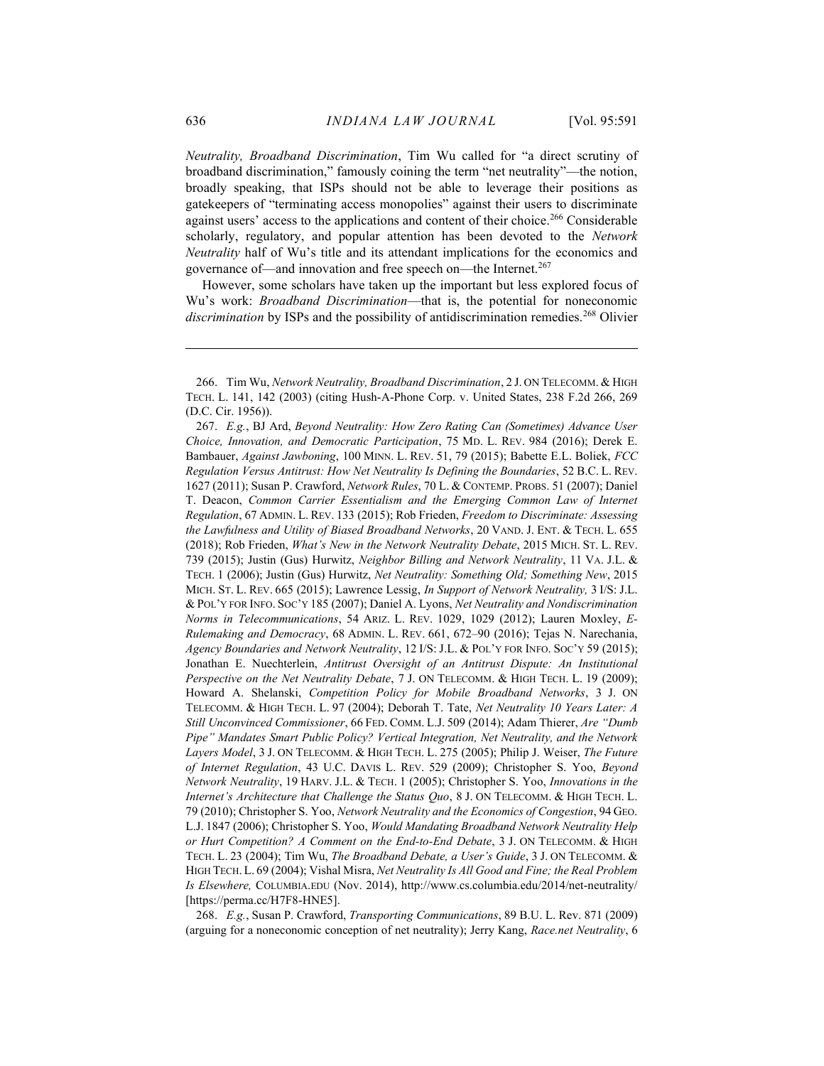*Neutrality, Broadband Discrimination*, Tim Wu called for "a direct scrutiny of broadband discrimination," famously coining the term "net neutrality"—the notion, broadly speaking, that ISPs should not be able to leverage their positions as gatekeepers of "terminating access monopolies" against their users to discriminate against users' access to the applications and content of their choice.[266] Considerable scholarly, regulatory, and popular attention has been devoted to the *Network Neutrality* half of Wu's title and its attendant implications for the economics and governance of—and innovation and free speech on—the Internet.[267]

However, some scholars have taken up the important but less explored focus of Wu's work: *Broadband Discrimination*—that is, the potential for noneconomic *discrimination* by ISPs and the possibility of antidiscrimination remedies.[268] Olivier

---

266. Tim Wu, *Network Neutrality, Broadband Discrimination*, 2 J. ON TELECOMM. & HIGH TECH. L. 141, 142 (2003) (citing Hush-A-Phone Corp. v. United States, 238 F.2d 266, 269 (D.C. Cir. 1956)).

267. *E.g.*, BJ Ard, *Beyond Neutrality: How Zero Rating Can (Sometimes) Advance User Choice, Innovation, and Democratic Participation*, 75 MD. L. REV. 984 (2016); Derek E. Bambauer, *Against Jawboning*, 100 MINN. L. REV. 51, 79 (2015); Babette E.L. Boliek, *FCC Regulation Versus Antitrust: How Net Neutrality Is Defining the Boundaries*, 52 B.C. L. REV. 1627 (2011); Susan P. Crawford, *Network Rules*, 70 L. & CONTEMP. PROBS. 51 (2007); Daniel T. Deacon, *Common Carrier Essentialism and the Emerging Common Law of Internet Regulation*, 67 ADMIN. L. REV. 133 (2015); Rob Frieden, *Freedom to Discriminate: Assessing the Lawfulness and Utility of Biased Broadband Networks*, 20 VAND. J. ENT. & TECH. L. 655 (2018); Rob Frieden, *What's New in the Network Neutrality Debate*, 2015 MICH. ST. L. REV. 739 (2015); Justin (Gus) Hurwitz, *Neighbor Billing and Network Neutrality*, 11 VA. J.L. & TECH. 1 (2006); Justin (Gus) Hurwitz, *Net Neutrality: Something Old; Something New*, 2015 MICH. ST. L. REV. 665 (2015); Lawrence Lessig, *In Support of Network Neutrality,* 3 I/S: J.L. & POL'Y FOR INFO. SOC'Y 185 (2007); Daniel A. Lyons, *Net Neutrality and Nondiscrimination Norms in Telecommunications*, 54 ARIZ. L. REV. 1029, 1029 (2012); Lauren Moxley, *E-Rulemaking and Democracy*, 68 ADMIN. L. REV. 661, 672–90 (2016); Tejas N. Narechania, *Agency Boundaries and Network Neutrality*, 12 I/S: J.L. & POL'Y FOR INFO. SOC'Y 59 (2015); Jonathan E. Nuechterlein, *Antitrust Oversight of an Antitrust Dispute: An Institutional Perspective on the Net Neutrality Debate*, 7 J. ON TELECOMM. & HIGH TECH. L. 19 (2009); Howard A. Shelanski, *Competition Policy for Mobile Broadband Networks*, 3 J. ON TELECOMM. & HIGH TECH. L. 97 (2004); Deborah T. Tate, *Net Neutrality 10 Years Later: A Still Unconvinced Commissioner*, 66 FED. COMM. L.J. 509 (2014); Adam Thierer, *Are "Dumb Pipe" Mandates Smart Public Policy? Vertical Integration, Net Neutrality, and the Network Layers Model*, 3 J. ON TELECOMM. & HIGH TECH. L. 275 (2005); Philip J. Weiser, *The Future of Internet Regulation*, 43 U.C. DAVIS L. REV. 529 (2009); Christopher S. Yoo, *Beyond Network Neutrality*, 19 HARV. J.L. & TECH. 1 (2005); Christopher S. Yoo, *Innovations in the Internet's Architecture that Challenge the Status Quo*, 8 J. ON TELECOMM. & HIGH TECH. L. 79 (2010); Christopher S. Yoo, *Network Neutrality and the Economics of Congestion*, 94 GEO. L.J. 1847 (2006); Christopher S. Yoo, *Would Mandating Broadband Network Neutrality Help or Hurt Competition? A Comment on the End-to-End Debate*, 3 J. ON TELECOMM. & HIGH TECH. L. 23 (2004); Tim Wu, *The Broadband Debate, a User's Guide*, 3 J. ON TELECOMM. & HIGH TECH. L. 69 (2004); Vishal Misra, *Net Neutrality Is All Good and Fine; the Real Problem Is Elsewhere,* COLUMBIA.EDU (Nov. 2014), http://www.cs.columbia.edu/2014/net-neutrality/ [https://perma.cc/H7F8-HNE5].

268. *E.g.*, Susan P. Crawford, *Transporting Communications*, 89 B.U. L. Rev. 871 (2009) (arguing for a noneconomic conception of net neutrality); Jerry Kang, *Race.net Neutrality*, 6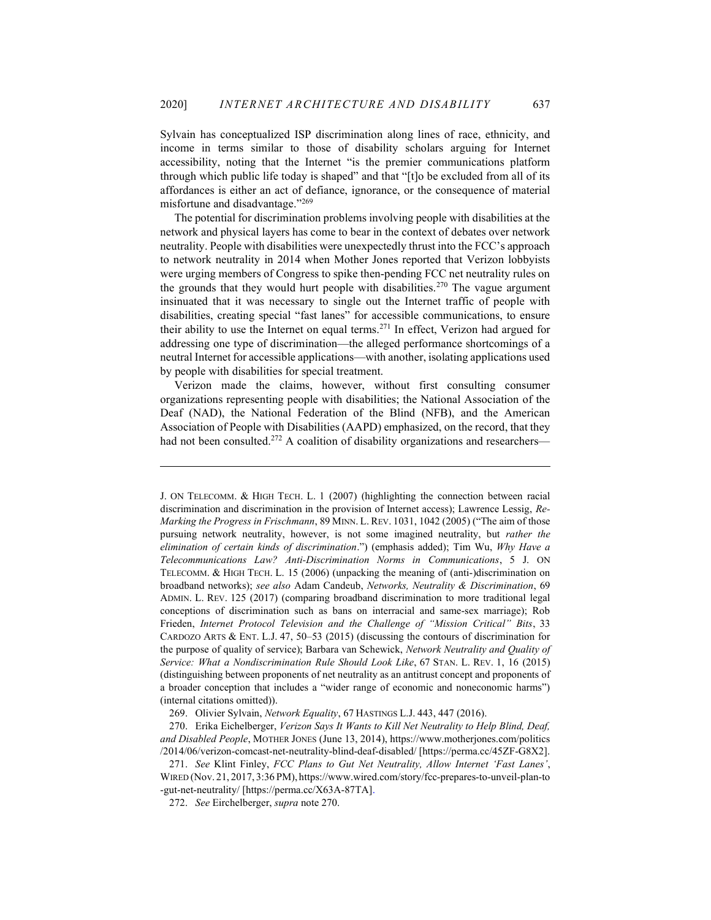Sylvain has conceptualized ISP discrimination along lines of race, ethnicity, and income in terms similar to those of disability scholars arguing for Internet accessibility, noting that the Internet "is the premier communications platform through which public life today is shaped" and that "[t]o be excluded from all of its affordances is either an act of defiance, ignorance, or the consequence of material misfortune and disadvantage."[269]

The potential for discrimination problems involving people with disabilities at the network and physical layers has come to bear in the context of debates over network neutrality. People with disabilities were unexpectedly thrust into the FCC's approach to network neutrality in 2014 when Mother Jones reported that Verizon lobbyists were urging members of Congress to spike then-pending FCC net neutrality rules on the grounds that they would hurt people with disabilities.[270] The vague argument insinuated that it was necessary to single out the Internet traffic of people with disabilities, creating special "fast lanes" for accessible communications, to ensure their ability to use the Internet on equal terms.[271] In effect, Verizon had argued for addressing one type of discrimination—the alleged performance shortcomings of a neutral Internet for accessible applications—with another, isolating applications used by people with disabilities for special treatment.

Verizon made the claims, however, without first consulting consumer organizations representing people with disabilities; the National Association of the Deaf (NAD), the National Federation of the Blind (NFB), and the American Association of People with Disabilities (AAPD) emphasized, on the record, that they had not been consulted.[272] A coalition of disability organizations and researchers—

---

J. ON TELECOMM. & HIGH TECH. L. 1 (2007) (highlighting the connection between racial discrimination and discrimination in the provision of Internet access); Lawrence Lessig, *Re-Marking the Progress in Frischmann*, 89 MINN. L. REV. 1031, 1042 (2005) ("The aim of those pursuing network neutrality, however, is not some imagined neutrality, but *rather the elimination of certain kinds of discrimination*.") (emphasis added); Tim Wu, *Why Have a Telecommunications Law? Anti-Discrimination Norms in Communications*, 5 J. ON TELECOMM. & HIGH TECH. L. 15 (2006) (unpacking the meaning of (anti-)discrimination on broadband networks); *see also* Adam Candeub, *Networks, Neutrality & Discrimination*, 69 ADMIN. L. REV. 125 (2017) (comparing broadband discrimination to more traditional legal conceptions of discrimination such as bans on interracial and same-sex marriage); Rob Frieden, *Internet Protocol Television and the Challenge of "Mission Critical" Bits*, 33 CARDOZO ARTS & ENT. L.J. 47, 50–53 (2015) (discussing the contours of discrimination for the purpose of quality of service); Barbara van Schewick, *Network Neutrality and Quality of Service: What a Nondiscrimination Rule Should Look Like*, 67 STAN. L. REV. 1, 16 (2015) (distinguishing between proponents of net neutrality as an antitrust concept and proponents of a broader conception that includes a "wider range of economic and noneconomic harms") (internal citations omitted)).

269. Olivier Sylvain, *Network Equality*, 67 HASTINGS L.J. 443, 447 (2016).

270. Erika Eichelberger, *Verizon Says It Wants to Kill Net Neutrality to Help Blind, Deaf, and Disabled People*, MOTHER JONES (June 13, 2014), https://www.motherjones.com/politics/2014/06/verizon-comcast-net-neutrality-blind-deaf-disabled/ [https://perma.cc/45ZF-G8X2].

271. *See* Klint Finley, *FCC Plans to Gut Net Neutrality, Allow Internet 'Fast Lanes'*, WIRED (Nov. 21, 2017, 3:36 PM), https://www.wired.com/story/fcc-prepares-to-unveil-plan-to-gut-net-neutrality/ [https://perma.cc/X63A-87TA].

272. *See* Eirchelberger, *supra* note 270.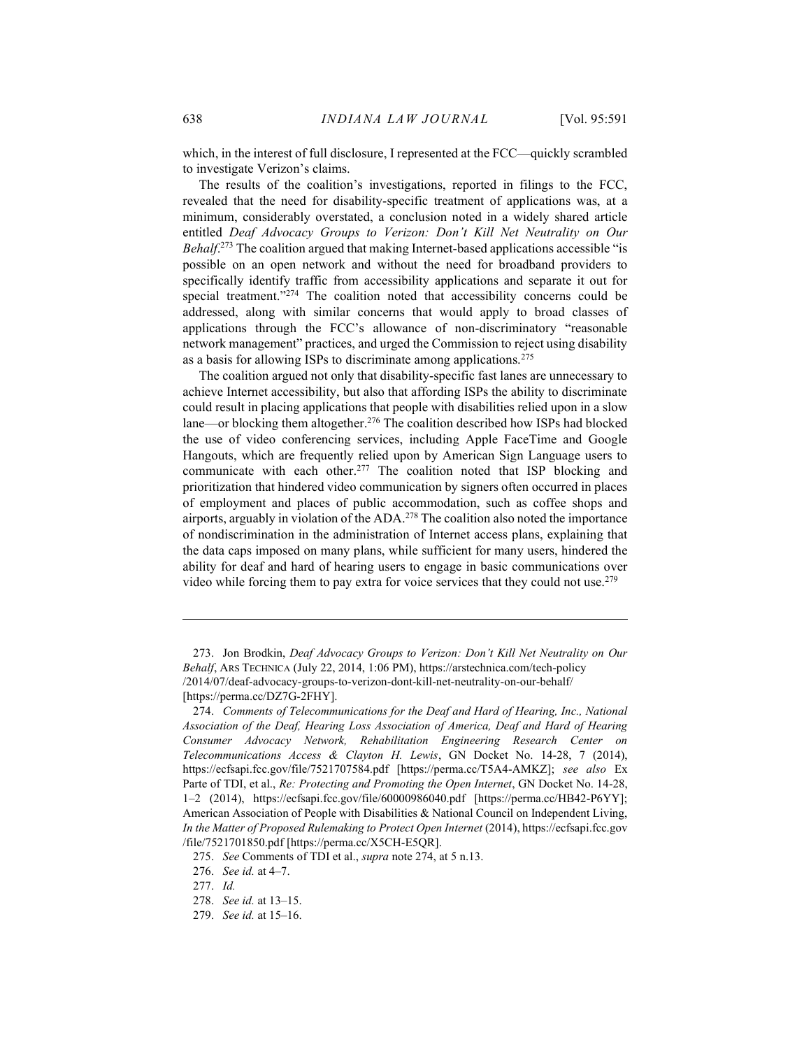which, in the interest of full disclosure, I represented at the FCC—quickly scrambled to investigate Verizon's claims.

The results of the coalition's investigations, reported in filings to the FCC, revealed that the need for disability-specific treatment of applications was, at a minimum, considerably overstated, a conclusion noted in a widely shared article entitled *Deaf Advocacy Groups to Verizon: Don't Kill Net Neutrality on Our Behalf*.[273] The coalition argued that making Internet-based applications accessible "is possible on an open network and without the need for broadband providers to specifically identify traffic from accessibility applications and separate it out for special treatment."[274] The coalition noted that accessibility concerns could be addressed, along with similar concerns that would apply to broad classes of applications through the FCC's allowance of non-discriminatory "reasonable network management" practices, and urged the Commission to reject using disability as a basis for allowing ISPs to discriminate among applications.[275]

The coalition argued not only that disability-specific fast lanes are unnecessary to achieve Internet accessibility, but also that affording ISPs the ability to discriminate could result in placing applications that people with disabilities relied upon in a slow lane—or blocking them altogether.[276] The coalition described how ISPs had blocked the use of video conferencing services, including Apple FaceTime and Google Hangouts, which are frequently relied upon by American Sign Language users to communicate with each other.[277] The coalition noted that ISP blocking and prioritization that hindered video communication by signers often occurred in places of employment and places of public accommodation, such as coffee shops and airports, arguably in violation of the ADA.[278] The coalition also noted the importance of nondiscrimination in the administration of Internet access plans, explaining that the data caps imposed on many plans, while sufficient for many users, hindered the ability for deaf and hard of hearing users to engage in basic communications over video while forcing them to pay extra for voice services that they could not use.[279]

---

273. Jon Brodkin, *Deaf Advocacy Groups to Verizon: Don't Kill Net Neutrality on Our Behalf*, ARS TECHNICA (July 22, 2014, 1:06 PM), https://arstechnica.com/tech-policy/2014/07/deaf-advocacy-groups-to-verizon-dont-kill-net-neutrality-on-our-behalf/ [https://perma.cc/DZ7G-2FHY].

274. *Comments of Telecommunications for the Deaf and Hard of Hearing, Inc., National Association of the Deaf, Hearing Loss Association of America, Deaf and Hard of Hearing Consumer Advocacy Network, Rehabilitation Engineering Research Center on Telecommunications Access & Clayton H. Lewis*, GN Docket No. 14-28, 7 (2014), https://ecfsapi.fcc.gov/file/7521707584.pdf [https://perma.cc/T5A4-AMKZ]; *see also* Ex Parte of TDI, et al., *Re: Protecting and Promoting the Open Internet*, GN Docket No. 14-28, 1–2 (2014), https://ecfsapi.fcc.gov/file/60000986040.pdf [https://perma.cc/HB42-P6YY]; American Association of People with Disabilities & National Council on Independent Living, *In the Matter of Proposed Rulemaking to Protect Open Internet* (2014), https://ecfsapi.fcc.gov/file/7521701850.pdf [https://perma.cc/X5CH-E5QR].

275. *See* Comments of TDI et al., *supra* note 274, at 5 n.13.

276. *See id.* at 4–7.

277. *Id.*

278. *See id.* at 13–15.

279. *See id.* at 15–16.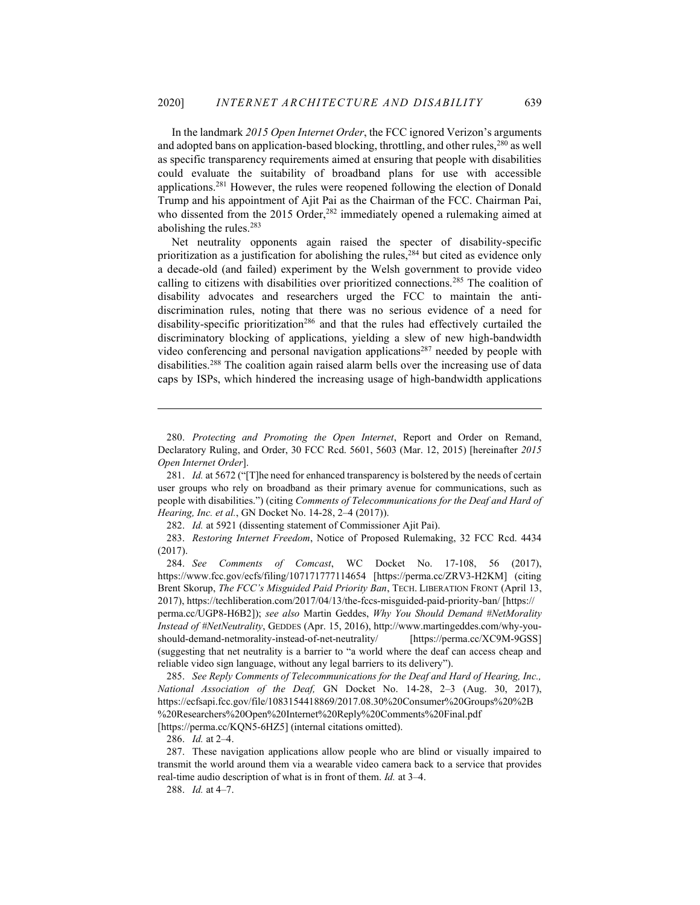In the landmark *2015 Open Internet Order*, the FCC ignored Verizon's arguments and adopted bans on application-based blocking, throttling, and other rules,[280] as well as specific transparency requirements aimed at ensuring that people with disabilities could evaluate the suitability of broadband plans for use with accessible applications.[281] However, the rules were reopened following the election of Donald Trump and his appointment of Ajit Pai as the Chairman of the FCC. Chairman Pai, who dissented from the 2015 Order,[282] immediately opened a rulemaking aimed at abolishing the rules.[283]

Net neutrality opponents again raised the specter of disability-specific prioritization as a justification for abolishing the rules,[284] but cited as evidence only a decade-old (and failed) experiment by the Welsh government to provide video calling to citizens with disabilities over prioritized connections.[285] The coalition of disability advocates and researchers urged the FCC to maintain the anti-discrimination rules, noting that there was no serious evidence of a need for disability-specific prioritization[286] and that the rules had effectively curtailed the discriminatory blocking of applications, yielding a slew of new high-bandwidth video conferencing and personal navigation applications[287] needed by people with disabilities.[288] The coalition again raised alarm bells over the increasing use of data caps by ISPs, which hindered the increasing usage of high-bandwidth applications

---

280. *Protecting and Promoting the Open Internet*, Report and Order on Remand, Declaratory Ruling, and Order, 30 FCC Rcd. 5601, 5603 (Mar. 12, 2015) [hereinafter *2015 Open Internet Order*].

281. *Id.* at 5672 ("[T]he need for enhanced transparency is bolstered by the needs of certain user groups who rely on broadband as their primary avenue for communications, such as people with disabilities.") (citing *Comments of Telecommunications for the Deaf and Hard of Hearing, Inc. et al.*, GN Docket No. 14-28, 2–4 (2017)).

282. *Id.* at 5921 (dissenting statement of Commissioner Ajit Pai).

283. *Restoring Internet Freedom*, Notice of Proposed Rulemaking, 32 FCC Rcd. 4434 (2017).

284. *See Comments of Comcast*, WC Docket No. 17-108, 56 (2017), https://www.fcc.gov/ecfs/filing/107171777114654 [https://perma.cc/ZRV3-H2KM] (citing Brent Skorup, *The FCC's Misguided Paid Priority Ban*, TECH. LIBERATION FRONT (April 13, 2017), https://techliberation.com/2017/04/13/the-fccs-misguided-paid-priority-ban/ [https://perma.cc/UGP8-H6B2]); *see also* Martin Geddes, *Why You Should Demand #NetMorality Instead of #NetNeutrality*, GEDDES (Apr. 15, 2016), http://www.martingeddes.com/why-you-should-demand-netmorality-instead-of-net-neutrality/ [https://perma.cc/XC9M-9GSS] (suggesting that net neutrality is a barrier to "a world where the deaf can access cheap and reliable video sign language, without any legal barriers to its delivery").

285. *See Reply Comments of Telecommunications for the Deaf and Hard of Hearing, Inc., National Association of the Deaf,* GN Docket No. 14-28, 2–3 (Aug. 30, 2017), https://ecfsapi.fcc.gov/file/1083154418869/2017.08.30%20Consumer%20Groups%20%2B%20Researchers%20Open%20Internet%20Reply%20Comments%20Final.pdf [https://perma.cc/KQN5-6HZ5] (internal citations omitted).

286. *Id.* at 2–4.

287. These navigation applications allow people who are blind or visually impaired to transmit the world around them via a wearable video camera back to a service that provides real-time audio description of what is in front of them. *Id.* at 3–4.

288. *Id.* at 4–7.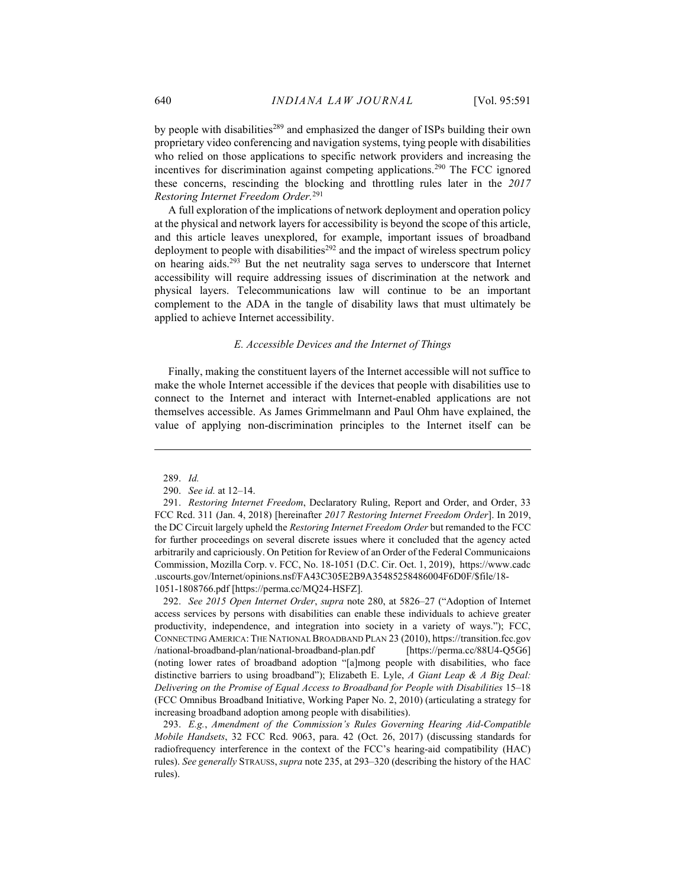by people with disabilities[289] and emphasized the danger of ISPs building their own proprietary video conferencing and navigation systems, tying people with disabilities who relied on those applications to specific network providers and increasing the incentives for discrimination against competing applications.[290] The FCC ignored these concerns, rescinding the blocking and throttling rules later in the *2017 Restoring Internet Freedom Order*.[291]

A full exploration of the implications of network deployment and operation policy at the physical and network layers for accessibility is beyond the scope of this article, and this article leaves unexplored, for example, important issues of broadband deployment to people with disabilities[292] and the impact of wireless spectrum policy on hearing aids.[293] But the net neutrality saga serves to underscore that Internet accessibility will require addressing issues of discrimination at the network and physical layers. Telecommunications law will continue to be an important complement to the ADA in the tangle of disability laws that must ultimately be applied to achieve Internet accessibility.

### *E. Accessible Devices and the Internet of Things*

Finally, making the constituent layers of the Internet accessible will not suffice to make the whole Internet accessible if the devices that people with disabilities use to connect to the Internet and interact with Internet-enabled applications are not themselves accessible. As James Grimmelmann and Paul Ohm have explained, the value of applying non-discrimination principles to the Internet itself can be

---

289. *Id.*

290. *See id.* at 12–14.

291. *Restoring Internet Freedom*, Declaratory Ruling, Report and Order, and Order, 33 FCC Rcd. 311 (Jan. 4, 2018) [hereinafter *2017 Restoring Internet Freedom Order*]. In 2019, the DC Circuit largely upheld the *Restoring Internet Freedom Order* but remanded to the FCC for further proceedings on several discrete issues where it concluded that the agency acted arbitrarily and capriciously. On Petition for Review of an Order of the Federal Communicaions Commission, Mozilla Corp. v. FCC, No. 18-1051 (D.C. Cir. Oct. 1, 2019), https://www.cadc.uscourts.gov/Internet/opinions.nsf/FA43C305E2B9A35485258486004F6D0F/$file/18-1051-1808766.pdf [https://perma.cc/MQ24-HSFZ].

292. *See 2015 Open Internet Order*, *supra* note 280, at 5826–27 ("Adoption of Internet access services by persons with disabilities can enable these individuals to achieve greater productivity, independence, and integration into society in a variety of ways."); FCC, CONNECTING AMERICA: THE NATIONAL BROADBAND PLAN 23 (2010), https://transition.fcc.gov/national-broadband-plan/national-broadband-plan.pdf [https://perma.cc/88U4-Q5G6] (noting lower rates of broadband adoption "[a]mong people with disabilities, who face distinctive barriers to using broadband"); Elizabeth E. Lyle, *A Giant Leap & A Big Deal: Delivering on the Promise of Equal Access to Broadband for People with Disabilities* 15–18 (FCC Omnibus Broadband Initiative, Working Paper No. 2, 2010) (articulating a strategy for increasing broadband adoption among people with disabilities).

293. *E.g.*, *Amendment of the Commission's Rules Governing Hearing Aid-Compatible Mobile Handsets*, 32 FCC Rcd. 9063, para. 42 (Oct. 26, 2017) (discussing standards for radiofrequency interference in the context of the FCC's hearing-aid compatibility (HAC) rules). *See generally* STRAUSS, *supra* note 235, at 293–320 (describing the history of the HAC rules).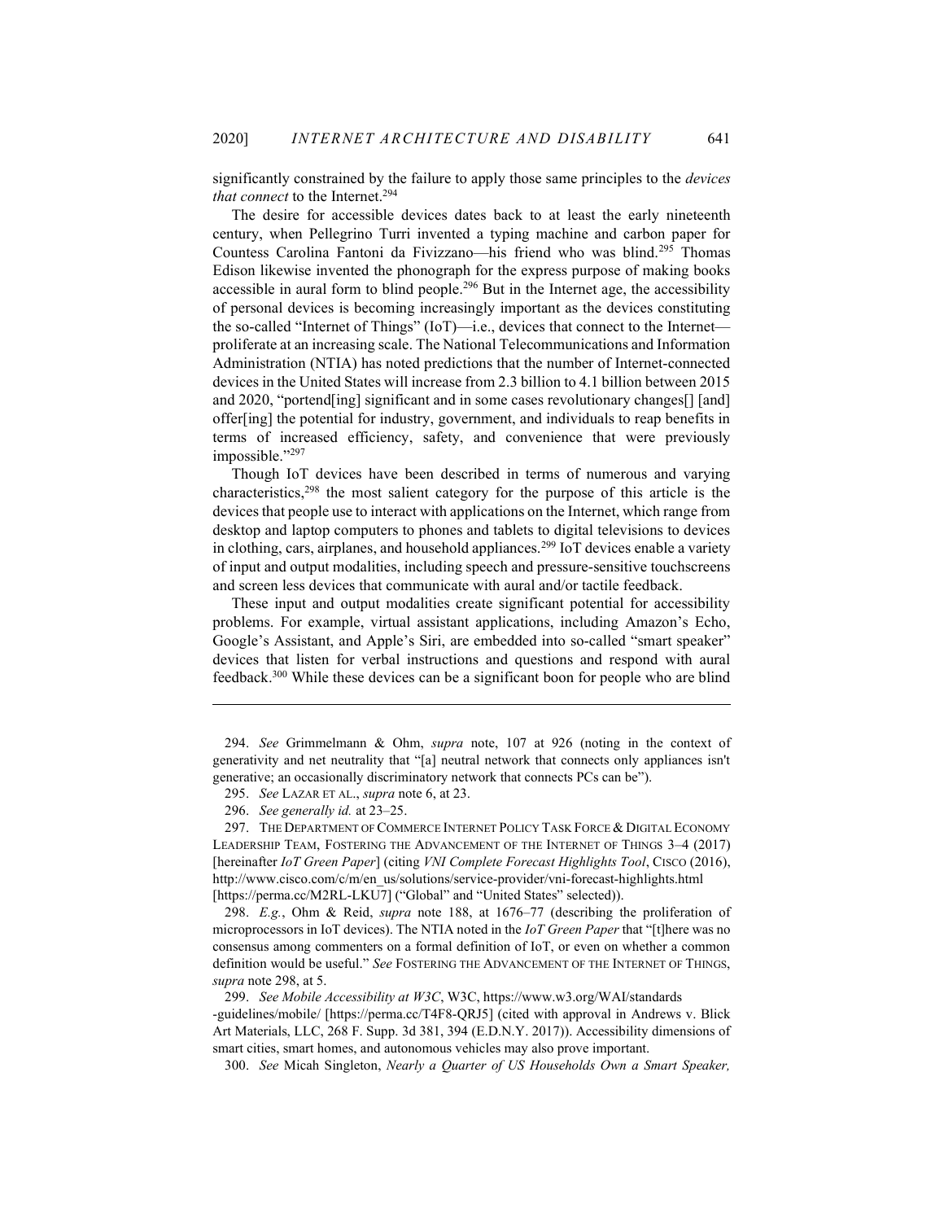significantly constrained by the failure to apply those same principles to the *devices that connect* to the Internet.[294]

The desire for accessible devices dates back to at least the early nineteenth century, when Pellegrino Turri invented a typing machine and carbon paper for Countess Carolina Fantoni da Fivizzano—his friend who was blind.[295] Thomas Edison likewise invented the phonograph for the express purpose of making books accessible in aural form to blind people.[296] But in the Internet age, the accessibility of personal devices is becoming increasingly important as the devices constituting the so-called "Internet of Things" (IoT)—i.e., devices that connect to the Internet—proliferate at an increasing scale. The National Telecommunications and Information Administration (NTIA) has noted predictions that the number of Internet-connected devices in the United States will increase from 2.3 billion to 4.1 billion between 2015 and 2020, "portend[ing] significant and in some cases revolutionary changes[] [and] offer[ing] the potential for industry, government, and individuals to reap benefits in terms of increased efficiency, safety, and convenience that were previously impossible."[297]

Though IoT devices have been described in terms of numerous and varying characteristics,[298] the most salient category for the purpose of this article is the devices that people use to interact with applications on the Internet, which range from desktop and laptop computers to phones and tablets to digital televisions to devices in clothing, cars, airplanes, and household appliances.[299] IoT devices enable a variety of input and output modalities, including speech and pressure-sensitive touchscreens and screen less devices that communicate with aural and/or tactile feedback.

These input and output modalities create significant potential for accessibility problems. For example, virtual assistant applications, including Amazon's Echo, Google's Assistant, and Apple's Siri, are embedded into so-called "smart speaker" devices that listen for verbal instructions and questions and respond with aural feedback.[300] While these devices can be a significant boon for people who are blind

---

294. *See* Grimmelmann & Ohm, *supra* note, 107 at 926 (noting in the context of generativity and net neutrality that "[a] neutral network that connects only appliances isn't generative; an occasionally discriminatory network that connects PCs can be").

295. *See* LAZAR ET AL., *supra* note 6, at 23.

296. *See generally id.* at 23–25.

297. THE DEPARTMENT OF COMMERCE INTERNET POLICY TASK FORCE & DIGITAL ECONOMY LEADERSHIP TEAM, FOSTERING THE ADVANCEMENT OF THE INTERNET OF THINGS 3–4 (2017) [hereinafter *IoT Green Paper*] (citing *VNI Complete Forecast Highlights Tool*, CISCO (2016), http://www.cisco.com/c/m/en_us/solutions/service-provider/vni-forecast-highlights.html [https://perma.cc/M2RL-LKU7] ("Global" and "United States" selected)).

298. *E.g.*, Ohm & Reid, *supra* note 188, at 1676–77 (describing the proliferation of microprocessors in IoT devices). The NTIA noted in the *IoT Green Paper* that "[t]here was no consensus among commenters on a formal definition of IoT, or even on whether a common definition would be useful." *See* FOSTERING THE ADVANCEMENT OF THE INTERNET OF THINGS, *supra* note 298, at 5.

299. *See Mobile Accessibility at W3C*, W3C, https://www.w3.org/WAI/standards-guidelines/mobile/ [https://perma.cc/T4F8-QRJ5] (cited with approval in Andrews v. Blick Art Materials, LLC, 268 F. Supp. 3d 381, 394 (E.D.N.Y. 2017)). Accessibility dimensions of smart cities, smart homes, and autonomous vehicles may also prove important.

300. *See* Micah Singleton, *Nearly a Quarter of US Households Own a Smart Speaker,*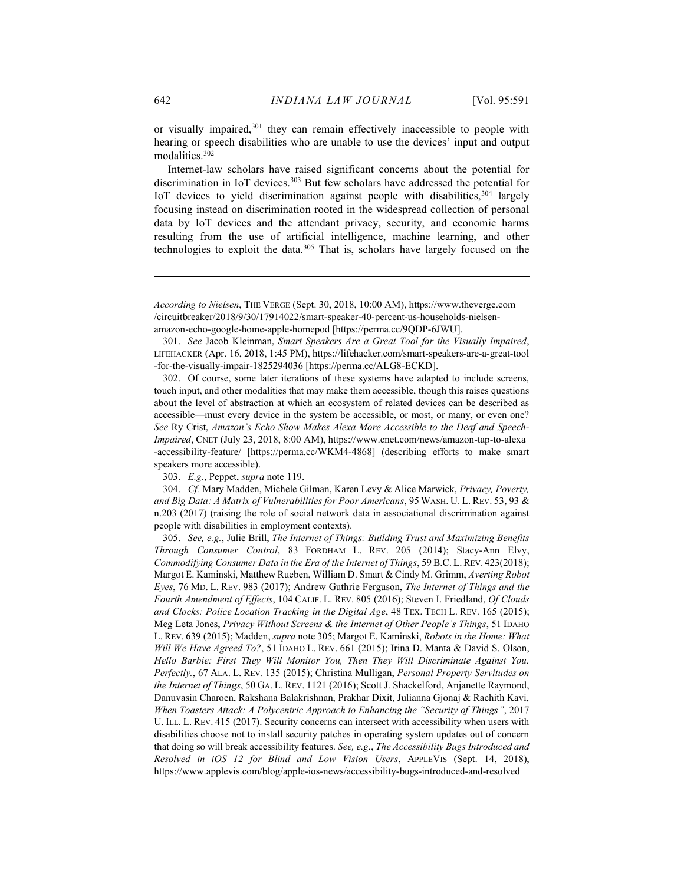or visually impaired,[301] they can remain effectively inaccessible to people with hearing or speech disabilities who are unable to use the devices' input and output modalities.[302]

Internet-law scholars have raised significant concerns about the potential for discrimination in IoT devices.[303] But few scholars have addressed the potential for IoT devices to yield discrimination against people with disabilities,[304] largely focusing instead on discrimination rooted in the widespread collection of personal data by IoT devices and the attendant privacy, security, and economic harms resulting from the use of artificial intelligence, machine learning, and other technologies to exploit the data.[305] That is, scholars have largely focused on the

---

*According to Nielsen*, THE VERGE (Sept. 30, 2018, 10:00 AM), https://www.theverge.com/circuitbreaker/2018/9/30/17914022/smart-speaker-40-percent-us-households-nielsen-amazon-echo-google-home-apple-homepod [https://perma.cc/9QDP-6JWU].

301. *See* Jacob Kleinman, *Smart Speakers Are a Great Tool for the Visually Impaired*, LIFEHACKER (Apr. 16, 2018, 1:45 PM), https://lifehacker.com/smart-speakers-are-a-great-tool-for-the-visually-impair-1825294036 [https://perma.cc/ALG8-ECKD].

302. Of course, some later iterations of these systems have adapted to include screens, touch input, and other modalities that may make them accessible, though this raises questions about the level of abstraction at which an ecosystem of related devices can be described as accessible—must every device in the system be accessible, or most, or many, or even one? *See* Ry Crist, *Amazon's Echo Show Makes Alexa More Accessible to the Deaf and Speech-Impaired*, CNET (July 23, 2018, 8:00 AM), https://www.cnet.com/news/amazon-tap-to-alexa-accessibility-feature/ [https://perma.cc/WKM4-4868] (describing efforts to make smart speakers more accessible).

303. *E.g.*, Peppet, *supra* note 119.

304. *Cf.* Mary Madden, Michele Gilman, Karen Levy & Alice Marwick, *Privacy, Poverty, and Big Data: A Matrix of Vulnerabilities for Poor Americans*, 95 WASH. U. L. REV. 53, 93 & n.203 (2017) (raising the role of social network data in associational discrimination against people with disabilities in employment contexts).

305. *See, e.g.*, Julie Brill, *The Internet of Things: Building Trust and Maximizing Benefits Through Consumer Control*, 83 FORDHAM L. REV. 205 (2014); Stacy-Ann Elvy, *Commodifying Consumer Data in the Era of the Internet of Things*, 59 B.C. L. REV. 423(2018); Margot E. Kaminski, Matthew Rueben, William D. Smart & Cindy M. Grimm, *Averting Robot Eyes*, 76 MD. L. REV. 983 (2017); Andrew Guthrie Ferguson, *The Internet of Things and the Fourth Amendment of Effects*, 104 CALIF. L. REV. 805 (2016); Steven I. Friedland, *Of Clouds and Clocks: Police Location Tracking in the Digital Age*, 48 TEX. TECH L. REV. 165 (2015); Meg Leta Jones, *Privacy Without Screens & the Internet of Other People's Things*, 51 IDAHO L. REV. 639 (2015); Madden, *supra* note 305; Margot E. Kaminski, *Robots in the Home: What Will We Have Agreed To?*, 51 IDAHO L. REV. 661 (2015); Irina D. Manta & David S. Olson, *Hello Barbie: First They Will Monitor You, Then They Will Discriminate Against You. Perfectly.*, 67 ALA. L. REV. 135 (2015); Christina Mulligan, *Personal Property Servitudes on the Internet of Things*, 50 GA. L. REV. 1121 (2016); Scott J. Shackelford, Anjanette Raymond, Danuvasin Charoen, Rakshana Balakrishnan, Prakhar Dixit, Julianna Gjonaj & Rachith Kavi, *When Toasters Attack: A Polycentric Approach to Enhancing the "Security of Things"*, 2017 U. ILL. L. REV. 415 (2017). Security concerns can intersect with accessibility when users with disabilities choose not to install security patches in operating system updates out of concern that doing so will break accessibility features. *See, e.g.*, *The Accessibility Bugs Introduced and Resolved in iOS 12 for Blind and Low Vision Users*, APPLEVIS (Sept. 14, 2018), https://www.applevis.com/blog/apple-ios-news/accessibility-bugs-introduced-and-resolved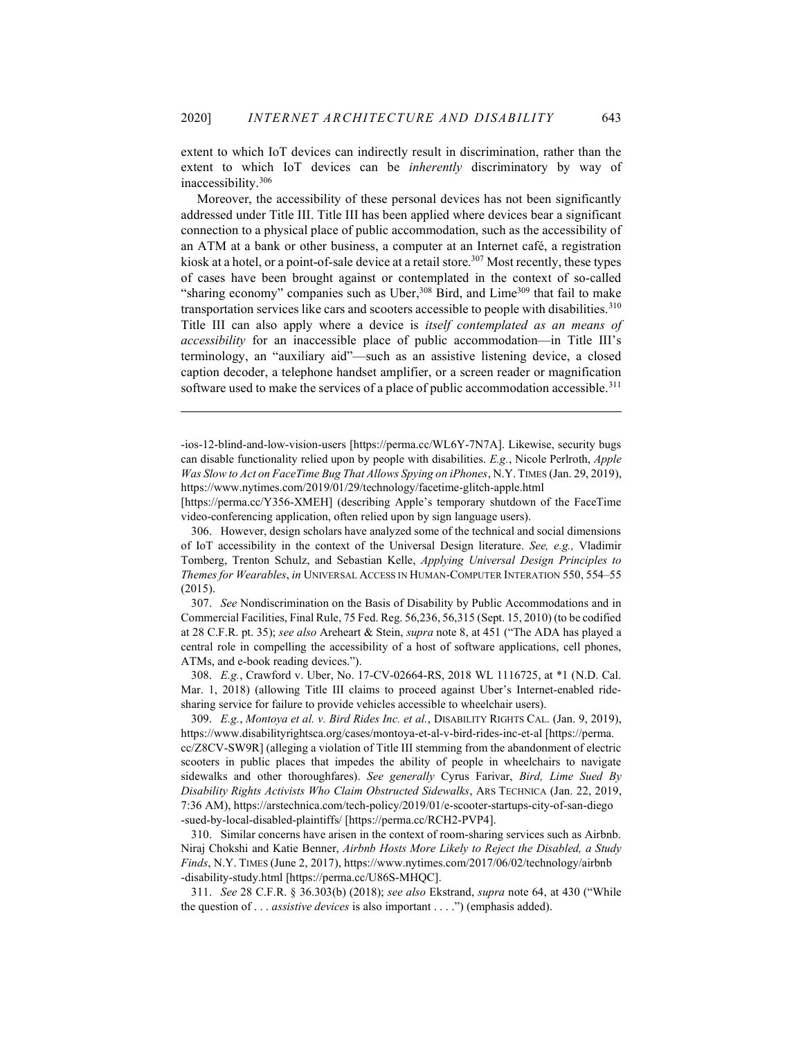extent to which IoT devices can indirectly result in discrimination, rather than the extent to which IoT devices can be *inherently* discriminatory by way of inaccessibility.[306]

Moreover, the accessibility of these personal devices has not been significantly addressed under Title III. Title III has been applied where devices bear a significant connection to a physical place of public accommodation, such as the accessibility of an ATM at a bank or other business, a computer at an Internet café, a registration kiosk at a hotel, or a point-of-sale device at a retail store.[307] Most recently, these types of cases have been brought against or contemplated in the context of so-called "sharing economy" companies such as Uber,[308] Bird, and Lime[309] that fail to make transportation services like cars and scooters accessible to people with disabilities.[310] Title III can also apply where a device is *itself contemplated as an means of accessibility* for an inaccessible place of public accommodation—in Title III's terminology, an "auxiliary aid"—such as an assistive listening device, a closed caption decoder, a telephone handset amplifier, or a screen reader or magnification software used to make the services of a place of public accommodation accessible.[311]

---

-ios-12-blind-and-low-vision-users [https://perma.cc/WL6Y-7N7A]. Likewise, security bugs can disable functionality relied upon by people with disabilities. *E.g.*, Nicole Perlroth, *Apple Was Slow to Act on FaceTime Bug That Allows Spying on iPhones*, N.Y. TIMES (Jan. 29, 2019), https://www.nytimes.com/2019/01/29/technology/facetime-glitch-apple.html [https://perma.cc/Y356-XMEH] (describing Apple's temporary shutdown of the FaceTime video-conferencing application, often relied upon by sign language users).

306. However, design scholars have analyzed some of the technical and social dimensions of IoT accessibility in the context of the Universal Design literature. *See, e.g.,* Vladimir Tomberg, Trenton Schulz, and Sebastian Kelle, *Applying Universal Design Principles to Themes for Wearables*, *in* UNIVERSAL ACCESS IN HUMAN-COMPUTER INTERATION 550, 554–55 (2015).

307. *See* Nondiscrimination on the Basis of Disability by Public Accommodations and in Commercial Facilities, Final Rule, 75 Fed. Reg. 56,236, 56,315 (Sept. 15, 2010) (to be codified at 28 C.F.R. pt. 35); *see also* Areheart & Stein, *supra* note 8, at 451 ("The ADA has played a central role in compelling the accessibility of a host of software applications, cell phones, ATMs, and e-book reading devices.").

308. *E.g.*, Crawford v. Uber, No. 17-CV-02664-RS, 2018 WL 1116725, at *1 (N.D. Cal. Mar. 1, 2018) (allowing Title III claims to proceed against Uber's Internet-enabled ride-sharing service for failure to provide vehicles accessible to wheelchair users).

309. *E.g.*, *Montoya et al. v. Bird Rides Inc. et al.*, DISABILITY RIGHTS CAL. (Jan. 9, 2019), https://www.disabilityrightsca.org/cases/montoya-et-al-v-bird-rides-inc-et-al [https://perma.cc/Z8CV-SW9R] (alleging a violation of Title III stemming from the abandonment of electric scooters in public places that impedes the ability of people in wheelchairs to navigate sidewalks and other thoroughfares). *See generally* Cyrus Farivar, *Bird, Lime Sued By Disability Rights Activists Who Claim Obstructed Sidewalks*, ARS TECHNICA (Jan. 22, 2019, 7:36 AM), https://arstechnica.com/tech-policy/2019/01/e-scooter-startups-city-of-san-diego-sued-by-local-disabled-plaintiffs/ [https://perma.cc/RCH2-PVP4].

310. Similar concerns have arisen in the context of room-sharing services such as Airbnb. Niraj Chokshi and Katie Benner, *Airbnb Hosts More Likely to Reject the Disabled, a Study Finds*, N.Y. TIMES (June 2, 2017), https://www.nytimes.com/2017/06/02/technology/airbnb-disability-study.html [https://perma.cc/U86S-MHQC].

311. *See* 28 C.F.R. § 36.303(b) (2018); *see also* Ekstrand, *supra* note 64, at 430 ("While the question of . . . *assistive devices* is also important . . . .") (emphasis added).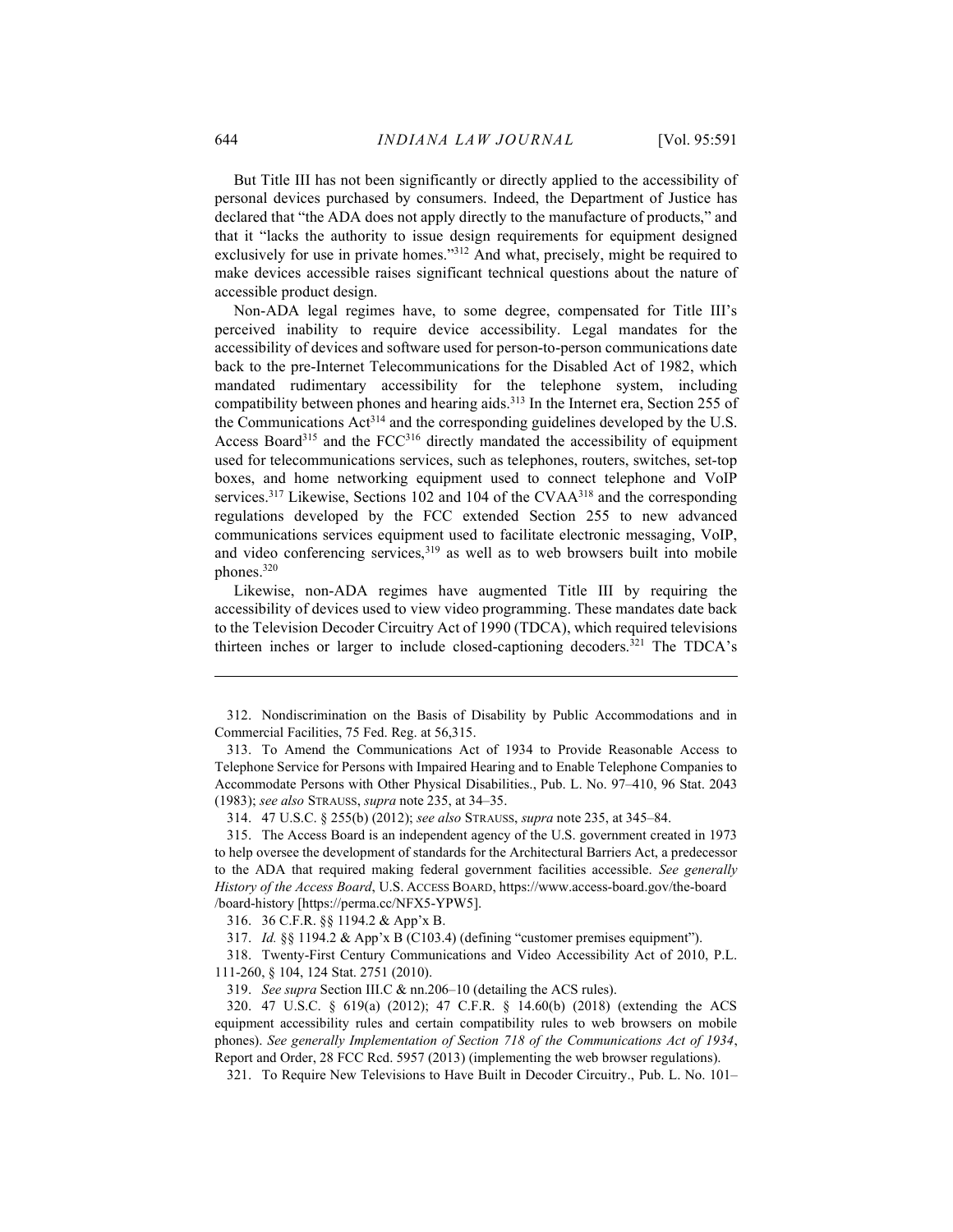But Title III has not been significantly or directly applied to the accessibility of personal devices purchased by consumers. Indeed, the Department of Justice has declared that "the ADA does not apply directly to the manufacture of products," and that it "lacks the authority to issue design requirements for equipment designed exclusively for use in private homes."[312] And what, precisely, might be required to make devices accessible raises significant technical questions about the nature of accessible product design.

Non-ADA legal regimes have, to some degree, compensated for Title III's perceived inability to require device accessibility. Legal mandates for the accessibility of devices and software used for person-to-person communications date back to the pre-Internet Telecommunications for the Disabled Act of 1982, which mandated rudimentary accessibility for the telephone system, including compatibility between phones and hearing aids.[313] In the Internet era, Section 255 of the Communications Act[314] and the corresponding guidelines developed by the U.S. Access Board[315] and the FCC[316] directly mandated the accessibility of equipment used for telecommunications services, such as telephones, routers, switches, set-top boxes, and home networking equipment used to connect telephone and VoIP services.[317] Likewise, Sections 102 and 104 of the CVAA[318] and the corresponding regulations developed by the FCC extended Section 255 to new advanced communications services equipment used to facilitate electronic messaging, VoIP, and video conferencing services,[319] as well as to web browsers built into mobile phones.[320]

Likewise, non-ADA regimes have augmented Title III by requiring the accessibility of devices used to view video programming. These mandates date back to the Television Decoder Circuitry Act of 1990 (TDCA), which required televisions thirteen inches or larger to include closed-captioning decoders.[321] The TDCA's

---

312. Nondiscrimination on the Basis of Disability by Public Accommodations and in Commercial Facilities, 75 Fed. Reg. at 56,315.

313. To Amend the Communications Act of 1934 to Provide Reasonable Access to Telephone Service for Persons with Impaired Hearing and to Enable Telephone Companies to Accommodate Persons with Other Physical Disabilities., Pub. L. No. 97–410, 96 Stat. 2043 (1983); *see also* STRAUSS, *supra* note 235, at 34–35.

314. 47 U.S.C. § 255(b) (2012); *see also* STRAUSS, *supra* note 235, at 345–84.

315. The Access Board is an independent agency of the U.S. government created in 1973 to help oversee the development of standards for the Architectural Barriers Act, a predecessor to the ADA that required making federal government facilities accessible. *See generally History of the Access Board*, U.S. ACCESS BOARD, https://www.access-board.gov/the-board/board-history [https://perma.cc/NFX5-YPW5].

316. 36 C.F.R. §§ 1194.2 & App'x B.

317. *Id.* §§ 1194.2 & App'x B (C103.4) (defining "customer premises equipment").

318. Twenty-First Century Communications and Video Accessibility Act of 2010, P.L. 111-260, § 104, 124 Stat. 2751 (2010).

319. *See supra* Section III.C & nn.206–10 (detailing the ACS rules).

320. 47 U.S.C. § 619(a) (2012); 47 C.F.R. § 14.60(b) (2018) (extending the ACS equipment accessibility rules and certain compatibility rules to web browsers on mobile phones). *See generally Implementation of Section 718 of the Communications Act of 1934*, Report and Order, 28 FCC Rcd. 5957 (2013) (implementing the web browser regulations).

321. To Require New Televisions to Have Built in Decoder Circuitry., Pub. L. No. 101–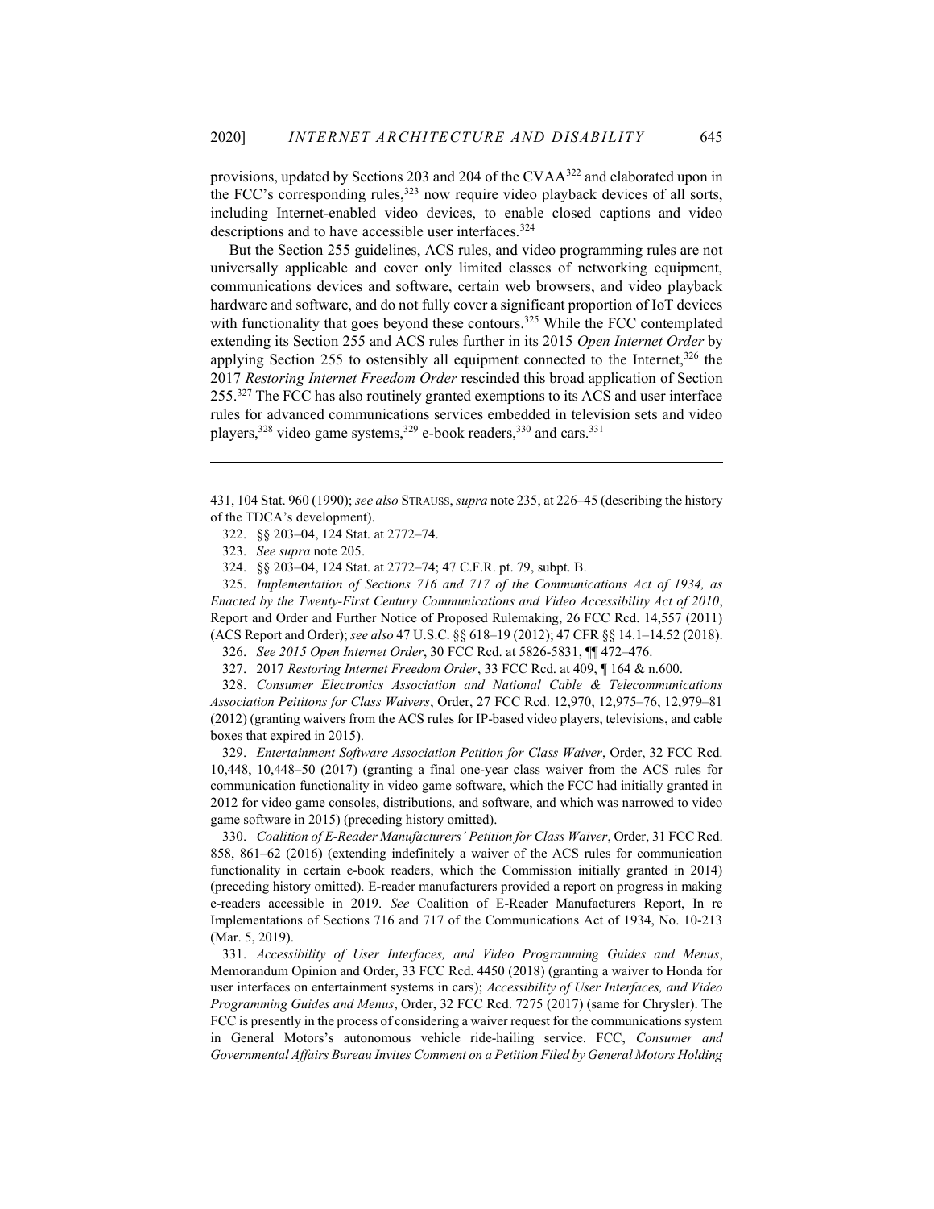provisions, updated by Sections 203 and 204 of the CVAA[322] and elaborated upon in the FCC's corresponding rules,[323] now require video playback devices of all sorts, including Internet-enabled video devices, to enable closed captions and video descriptions and to have accessible user interfaces.[324]

But the Section 255 guidelines, ACS rules, and video programming rules are not universally applicable and cover only limited classes of networking equipment, communications devices and software, certain web browsers, and video playback hardware and software, and do not fully cover a significant proportion of IoT devices with functionality that goes beyond these contours.[325] While the FCC contemplated extending its Section 255 and ACS rules further in its 2015 *Open Internet Order* by applying Section 255 to ostensibly all equipment connected to the Internet,[326] the 2017 *Restoring Internet Freedom Order* rescinded this broad application of Section 255.[327] The FCC has also routinely granted exemptions to its ACS and user interface rules for advanced communications services embedded in television sets and video players,[328] video game systems,[329] e-book readers,[330] and cars.[331]

---

431, 104 Stat. 960 (1990); *see also* STRAUSS, *supra* note 235, at 226–45 (describing the history of the TDCA's development).

322. §§ 203–04, 124 Stat. at 2772–74.

323. *See supra* note 205.

324. §§ 203–04, 124 Stat. at 2772–74; 47 C.F.R. pt. 79, subpt. B.

325. *Implementation of Sections 716 and 717 of the Communications Act of 1934, as Enacted by the Twenty-First Century Communications and Video Accessibility Act of 2010*, Report and Order and Further Notice of Proposed Rulemaking, 26 FCC Rcd. 14,557 (2011) (ACS Report and Order); *see also* 47 U.S.C. §§ 618–19 (2012); 47 CFR §§ 14.1–14.52 (2018).

326. *See 2015 Open Internet Order*, 30 FCC Rcd. at 5826-5831, ¶¶ 472–476.

327. 2017 *Restoring Internet Freedom Order*, 33 FCC Rcd. at 409, ¶ 164 & n.600.

328. *Consumer Electronics Association and National Cable & Telecommunications Association Peititons for Class Waivers*, Order, 27 FCC Rcd. 12,970, 12,975–76, 12,979–81 (2012) (granting waivers from the ACS rules for IP-based video players, televisions, and cable boxes that expired in 2015).

329. *Entertainment Software Association Petition for Class Waiver*, Order, 32 FCC Rcd. 10,448, 10,448–50 (2017) (granting a final one-year class waiver from the ACS rules for communication functionality in video game software, which the FCC had initially granted in 2012 for video game consoles, distributions, and software, and which was narrowed to video game software in 2015) (preceding history omitted).

330. *Coalition of E-Reader Manufacturers' Petition for Class Waiver*, Order, 31 FCC Rcd. 858, 861–62 (2016) (extending indefinitely a waiver of the ACS rules for communication functionality in certain e-book readers, which the Commission initially granted in 2014) (preceding history omitted). E-reader manufacturers provided a report on progress in making e-readers accessible in 2019. *See* Coalition of E-Reader Manufacturers Report, In re Implementations of Sections 716 and 717 of the Communications Act of 1934, No. 10-213 (Mar. 5, 2019).

331. *Accessibility of User Interfaces, and Video Programming Guides and Menus*, Memorandum Opinion and Order, 33 FCC Rcd. 4450 (2018) (granting a waiver to Honda for user interfaces on entertainment systems in cars); *Accessibility of User Interfaces, and Video Programming Guides and Menus*, Order, 32 FCC Rcd. 7275 (2017) (same for Chrysler). The FCC is presently in the process of considering a waiver request for the communications system in General Motors's autonomous vehicle ride-hailing service. FCC, *Consumer and Governmental Affairs Bureau Invites Comment on a Petition Filed by General Motors Holding*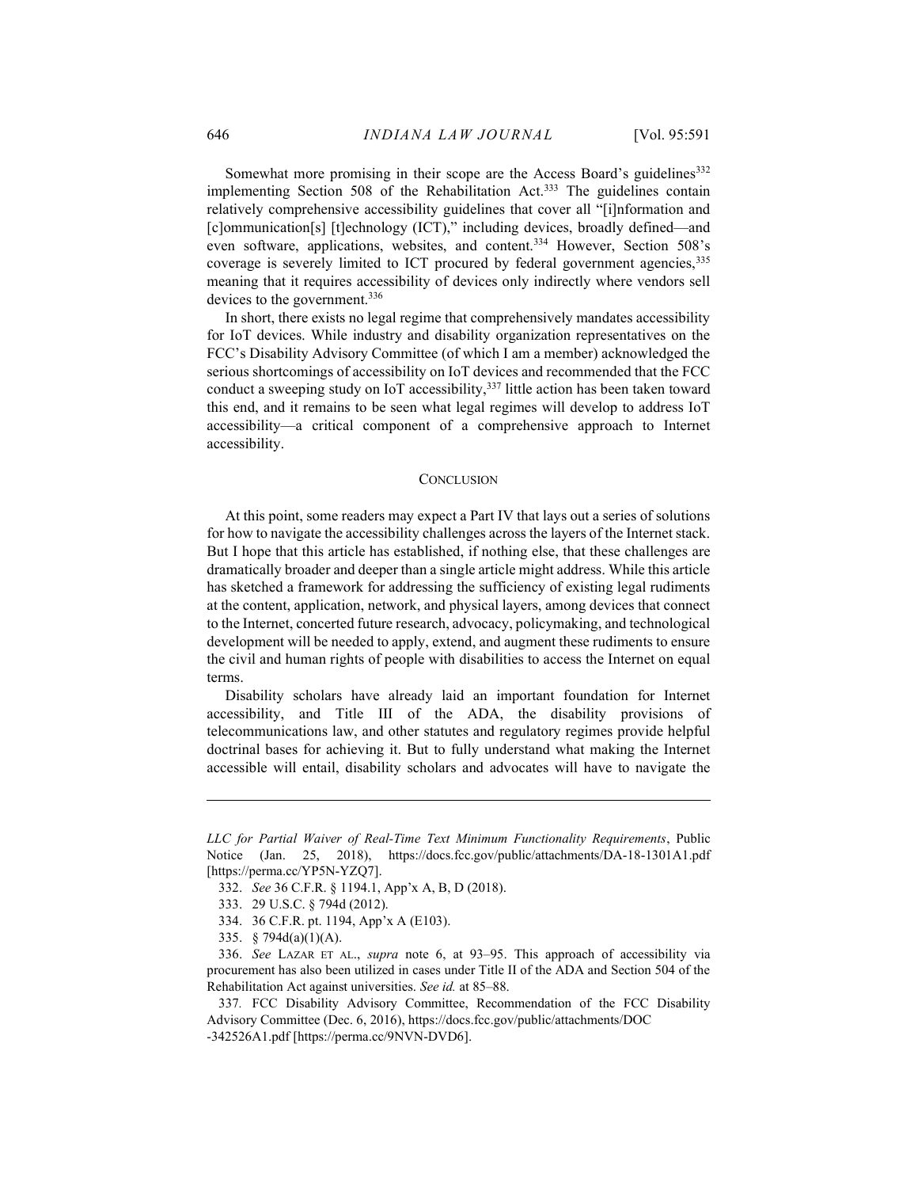Somewhat more promising in their scope are the Access Board's guidelines[332] implementing Section 508 of the Rehabilitation Act.[333] The guidelines contain relatively comprehensive accessibility guidelines that cover all "[i]nformation and [c]ommunication[s] [t]echnology (ICT)," including devices, broadly defined—and even software, applications, websites, and content.[334] However, Section 508's coverage is severely limited to ICT procured by federal government agencies,[335] meaning that it requires accessibility of devices only indirectly where vendors sell devices to the government.[336]

In short, there exists no legal regime that comprehensively mandates accessibility for IoT devices. While industry and disability organization representatives on the FCC's Disability Advisory Committee (of which I am a member) acknowledged the serious shortcomings of accessibility on IoT devices and recommended that the FCC conduct a sweeping study on IoT accessibility,[337] little action has been taken toward this end, and it remains to be seen what legal regimes will develop to address IoT accessibility—a critical component of a comprehensive approach to Internet accessibility.

## CONCLUSION

At this point, some readers may expect a Part IV that lays out a series of solutions for how to navigate the accessibility challenges across the layers of the Internet stack. But I hope that this article has established, if nothing else, that these challenges are dramatically broader and deeper than a single article might address. While this article has sketched a framework for addressing the sufficiency of existing legal rudiments at the content, application, network, and physical layers, among devices that connect to the Internet, concerted future research, advocacy, policymaking, and technological development will be needed to apply, extend, and augment these rudiments to ensure the civil and human rights of people with disabilities to access the Internet on equal terms.

Disability scholars have already laid an important foundation for Internet accessibility, and Title III of the ADA, the disability provisions of telecommunications law, and other statutes and regulatory regimes provide helpful doctrinal bases for achieving it. But to fully understand what making the Internet accessible will entail, disability scholars and advocates will have to navigate the

---

*LLC for Partial Waiver of Real-Time Text Minimum Functionality Requirements*, Public Notice (Jan. 25, 2018), https://docs.fcc.gov/public/attachments/DA-18-1301A1.pdf [https://perma.cc/YP5N-YZQ7].

332. *See* 36 C.F.R. § 1194.1, App'x A, B, D (2018).

333. 29 U.S.C. § 794d (2012).

334. 36 C.F.R. pt. 1194, App'x A (E103).

335. § 794d(a)(1)(A).

336. *See* LAZAR ET AL., *supra* note 6, at 93–95. This approach of accessibility via procurement has also been utilized in cases under Title II of the ADA and Section 504 of the Rehabilitation Act against universities. *See id.* at 85–88.

337. FCC Disability Advisory Committee, Recommendation of the FCC Disability Advisory Committee (Dec. 6, 2016), https://docs.fcc.gov/public/attachments/DOC-342526A1.pdf [https://perma.cc/9NVN-DVD6].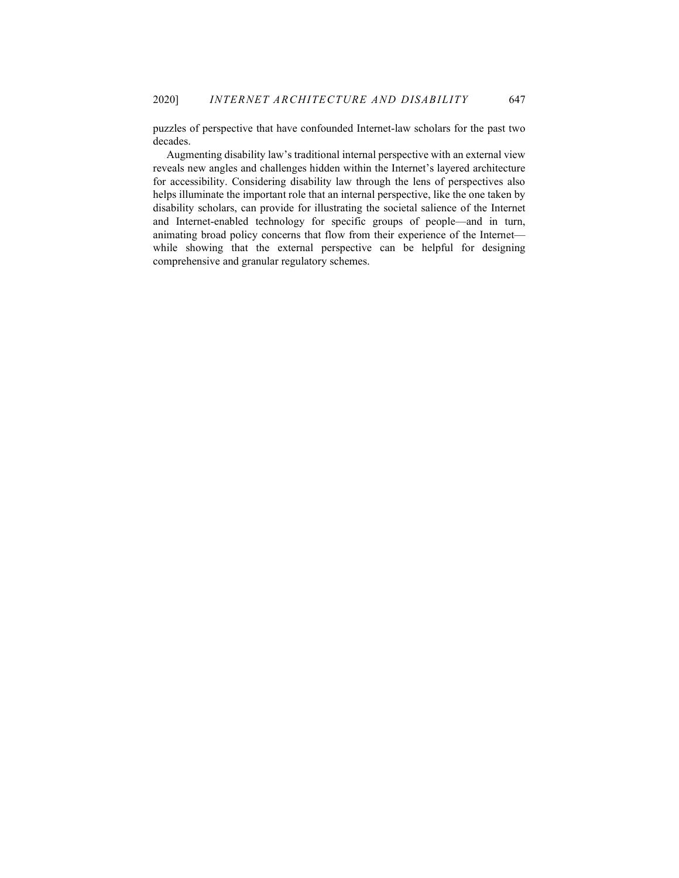puzzles of perspective that have confounded Internet-law scholars for the past two decades.

Augmenting disability law's traditional internal perspective with an external view reveals new angles and challenges hidden within the Internet's layered architecture for accessibility. Considering disability law through the lens of perspectives also helps illuminate the important role that an internal perspective, like the one taken by disability scholars, can provide for illustrating the societal salience of the Internet and Internet-enabled technology for specific groups of people—and in turn, animating broad policy concerns that flow from their experience of the Internet—while showing that the external perspective can be helpful for designing comprehensive and granular regulatory schemes.